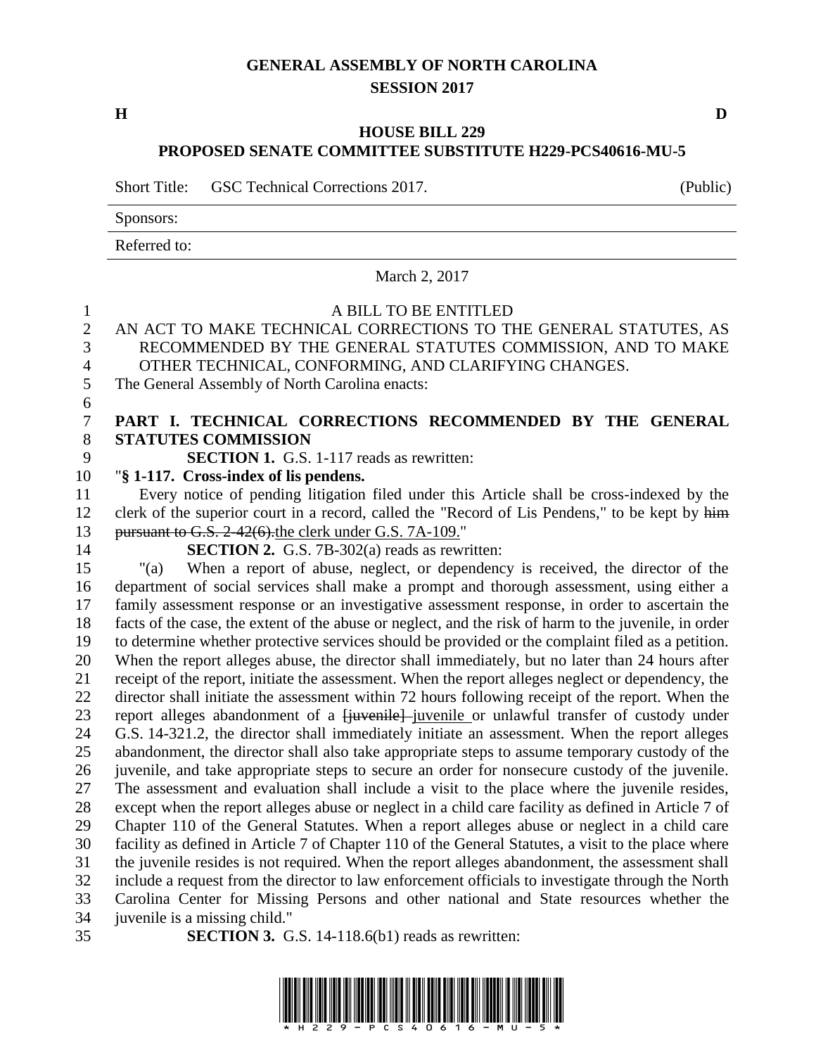GENERAL ASSEMBLY OF NORTH CAROLINA
SESSION 2017

H D

**HOUSE BILL 229**
**PROPOSED SENATE COMMITTEE SUBSTITUTE H229-PCS40616-MU-5**

Short Title: GSC Technical Corrections 2017. (Public)

Sponsors:

Referred to:

March 2, 2017

A BILL TO BE ENTITLED

AN ACT TO MAKE TECHNICAL CORRECTIONS TO THE GENERAL STATUTES, AS RECOMMENDED BY THE GENERAL STATUTES COMMISSION, AND TO MAKE OTHER TECHNICAL, CONFORMING, AND CLARIFYING CHANGES.

The General Assembly of North Carolina enacts:

**PART I. TECHNICAL CORRECTIONS RECOMMENDED BY THE GENERAL STATUTES COMMISSION**

**SECTION 1.** G.S. 1-117 reads as rewritten:

"**§ 1-117. Cross-index of lis pendens.**

Every notice of pending litigation filed under this Article shall be cross-indexed by the clerk of the superior court in a record, called the "Record of Lis Pendens," to be kept by ~~him pursuant to G.S. 2-42(6).~~the clerk under G.S. 7A-109."

**SECTION 2.** G.S. 7B-302(a) reads as rewritten:

"(a) When a report of abuse, neglect, or dependency is received, the director of the department of social services shall make a prompt and thorough assessment, using either a family assessment response or an investigative assessment response, in order to ascertain the facts of the case, the extent of the abuse or neglect, and the risk of harm to the juvenile, in order to determine whether protective services should be provided or the complaint filed as a petition. When the report alleges abuse, the director shall immediately, but no later than 24 hours after receipt of the report, initiate the assessment. When the report alleges neglect or dependency, the director shall initiate the assessment within 72 hours following receipt of the report. When the report alleges abandonment of a ~~[juvenile]~~ juvenile or unlawful transfer of custody under G.S. 14-321.2, the director shall immediately initiate an assessment. When the report alleges abandonment, the director shall also take appropriate steps to assume temporary custody of the juvenile, and take appropriate steps to secure an order for nonsecure custody of the juvenile. The assessment and evaluation shall include a visit to the place where the juvenile resides, except when the report alleges abuse or neglect in a child care facility as defined in Article 7 of Chapter 110 of the General Statutes. When a report alleges abuse or neglect in a child care facility as defined in Article 7 of Chapter 110 of the General Statutes, a visit to the place where the juvenile resides is not required. When the report alleges abandonment, the assessment shall include a request from the director to law enforcement officials to investigate through the North Carolina Center for Missing Persons and other national and State resources whether the juvenile is a missing child."

**SECTION 3.** G.S. 14-118.6(b1) reads as rewritten: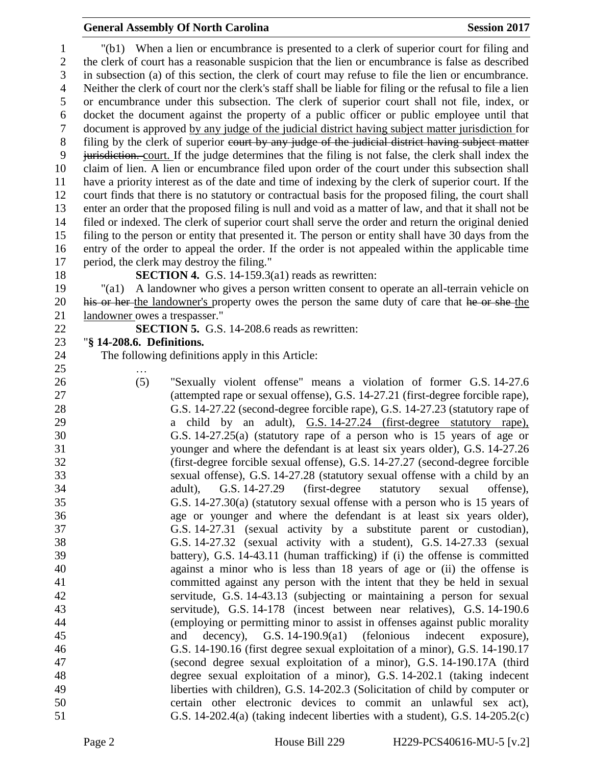"(b1) When a lien or encumbrance is presented to a clerk of superior court for filing and the clerk of court has a reasonable suspicion that the lien or encumbrance is false as described in subsection (a) of this section, the clerk of court may refuse to file the lien or encumbrance. Neither the clerk of court nor the clerk's staff shall be liable for filing or the refusal to file a lien or encumbrance under this subsection. The clerk of superior court shall not file, index, or docket the document against the property of a public officer or public employee until that document is approved by any judge of the judicial district having subject matter jurisdiction for filing by the clerk of superior ~~court by any judge of the judicial district having subject matter jurisdiction.~~ court. If the judge determines that the filing is not false, the clerk shall index the claim of lien. A lien or encumbrance filed upon order of the court under this subsection shall have a priority interest as of the date and time of indexing by the clerk of superior court. If the court finds that there is no statutory or contractual basis for the proposed filing, the court shall enter an order that the proposed filing is null and void as a matter of law, and that it shall not be filed or indexed. The clerk of superior court shall serve the order and return the original denied filing to the person or entity that presented it. The person or entity shall have 30 days from the entry of the order to appeal the order. If the order is not appealed within the applicable time period, the clerk may destroy the filing."

**SECTION 4.** G.S. 14-159.3(a1) reads as rewritten:

"(a1) A landowner who gives a person written consent to operate an all-terrain vehicle on ~~his or her~~ the landowner's property owes the person the same duty of care that ~~he or she~~ the landowner owes a trespasser."

**SECTION 5.** G.S. 14-208.6 reads as rewritten:

"**§ 14-208.6. Definitions.**

The following definitions apply in this Article:

…

(5) "Sexually violent offense" means a violation of former G.S. 14-27.6 (attempted rape or sexual offense), G.S. 14-27.21 (first-degree forcible rape), G.S. 14-27.22 (second-degree forcible rape), G.S. 14-27.23 (statutory rape of a child by an adult), G.S. 14-27.24 (first-degree statutory rape), G.S. 14-27.25(a) (statutory rape of a person who is 15 years of age or younger and where the defendant is at least six years older), G.S. 14-27.26 (first-degree forcible sexual offense), G.S. 14-27.27 (second-degree forcible sexual offense), G.S. 14-27.28 (statutory sexual offense with a child by an adult), G.S. 14-27.29 (first-degree statutory sexual offense), G.S. 14-27.30(a) (statutory sexual offense with a person who is 15 years of age or younger and where the defendant is at least six years older), G.S. 14-27.31 (sexual activity by a substitute parent or custodian), G.S. 14-27.32 (sexual activity with a student), G.S. 14-27.33 (sexual battery), G.S. 14-43.11 (human trafficking) if (i) the offense is committed against a minor who is less than 18 years of age or (ii) the offense is committed against any person with the intent that they be held in sexual servitude, G.S. 14-43.13 (subjecting or maintaining a person for sexual servitude), G.S. 14-178 (incest between near relatives), G.S. 14-190.6 (employing or permitting minor to assist in offenses against public morality and decency), G.S. 14-190.9(a1) (felonious indecent exposure), G.S. 14-190.16 (first degree sexual exploitation of a minor), G.S. 14-190.17 (second degree sexual exploitation of a minor), G.S. 14-190.17A (third degree sexual exploitation of a minor), G.S. 14-202.1 (taking indecent liberties with children), G.S. 14-202.3 (Solicitation of child by computer or certain other electronic devices to commit an unlawful sex act), G.S. 14-202.4(a) (taking indecent liberties with a student), G.S. 14-205.2(c)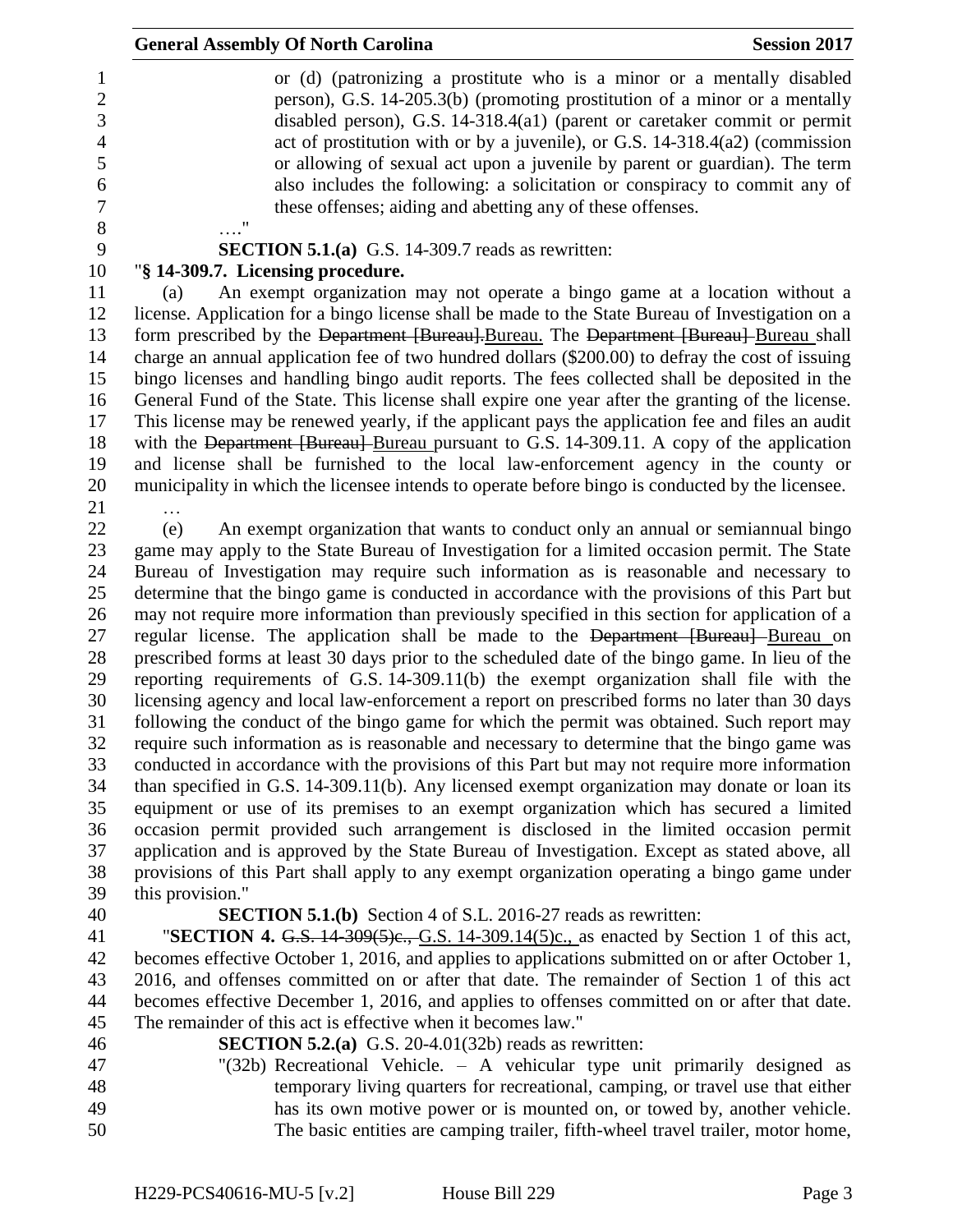or (d) (patronizing a prostitute who is a minor or a mentally disabled person), G.S. 14-205.3(b) (promoting prostitution of a minor or a mentally disabled person), G.S. 14-318.4(a1) (parent or caretaker commit or permit act of prostitution with or by a juvenile), or G.S. 14-318.4(a2) (commission or allowing of sexual act upon a juvenile by parent or guardian). The term also includes the following: a solicitation or conspiracy to commit any of these offenses; aiding and abetting any of these offenses.

…."

**SECTION 5.1.(a)** G.S. 14-309.7 reads as rewritten:

"**§ 14-309.7. Licensing procedure.**

(a) An exempt organization may not operate a bingo game at a location without a license. Application for a bingo license shall be made to the State Bureau of Investigation on a form prescribed by the ~~Department [Bureau].~~Bureau. The ~~Department [Bureau]~~ Bureau shall charge an annual application fee of two hundred dollars ($200.00) to defray the cost of issuing bingo licenses and handling bingo audit reports. The fees collected shall be deposited in the General Fund of the State. This license shall expire one year after the granting of the license. This license may be renewed yearly, if the applicant pays the application fee and files an audit with the ~~Department [Bureau]~~ Bureau pursuant to G.S. 14-309.11. A copy of the application and license shall be furnished to the local law-enforcement agency in the county or municipality in which the licensee intends to operate before bingo is conducted by the licensee.

…

(e) An exempt organization that wants to conduct only an annual or semiannual bingo game may apply to the State Bureau of Investigation for a limited occasion permit. The State Bureau of Investigation may require such information as is reasonable and necessary to determine that the bingo game is conducted in accordance with the provisions of this Part but may not require more information than previously specified in this section for application of a regular license. The application shall be made to the ~~Department [Bureau]~~ Bureau on prescribed forms at least 30 days prior to the scheduled date of the bingo game. In lieu of the reporting requirements of G.S. 14-309.11(b) the exempt organization shall file with the licensing agency and local law-enforcement a report on prescribed forms no later than 30 days following the conduct of the bingo game for which the permit was obtained. Such report may require such information as is reasonable and necessary to determine that the bingo game was conducted in accordance with the provisions of this Part but may not require more information than specified in G.S. 14-309.11(b). Any licensed exempt organization may donate or loan its equipment or use of its premises to an exempt organization which has secured a limited occasion permit provided such arrangement is disclosed in the limited occasion permit application and is approved by the State Bureau of Investigation. Except as stated above, all provisions of this Part shall apply to any exempt organization operating a bingo game under this provision."

**SECTION 5.1.(b)** Section 4 of S.L. 2016-27 reads as rewritten:

"**SECTION 4.** ~~G.S. 14-309(5)c.,~~ G.S. 14-309.14(5)c., as enacted by Section 1 of this act, becomes effective October 1, 2016, and applies to applications submitted on or after October 1, 2016, and offenses committed on or after that date. The remainder of Section 1 of this act becomes effective December 1, 2016, and applies to offenses committed on or after that date. The remainder of this act is effective when it becomes law."

**SECTION 5.2.(a)** G.S. 20-4.01(32b) reads as rewritten:

"(32b) Recreational Vehicle. – A vehicular type unit primarily designed as temporary living quarters for recreational, camping, or travel use that either has its own motive power or is mounted on, or towed by, another vehicle. The basic entities are camping trailer, fifth-wheel travel trailer, motor home,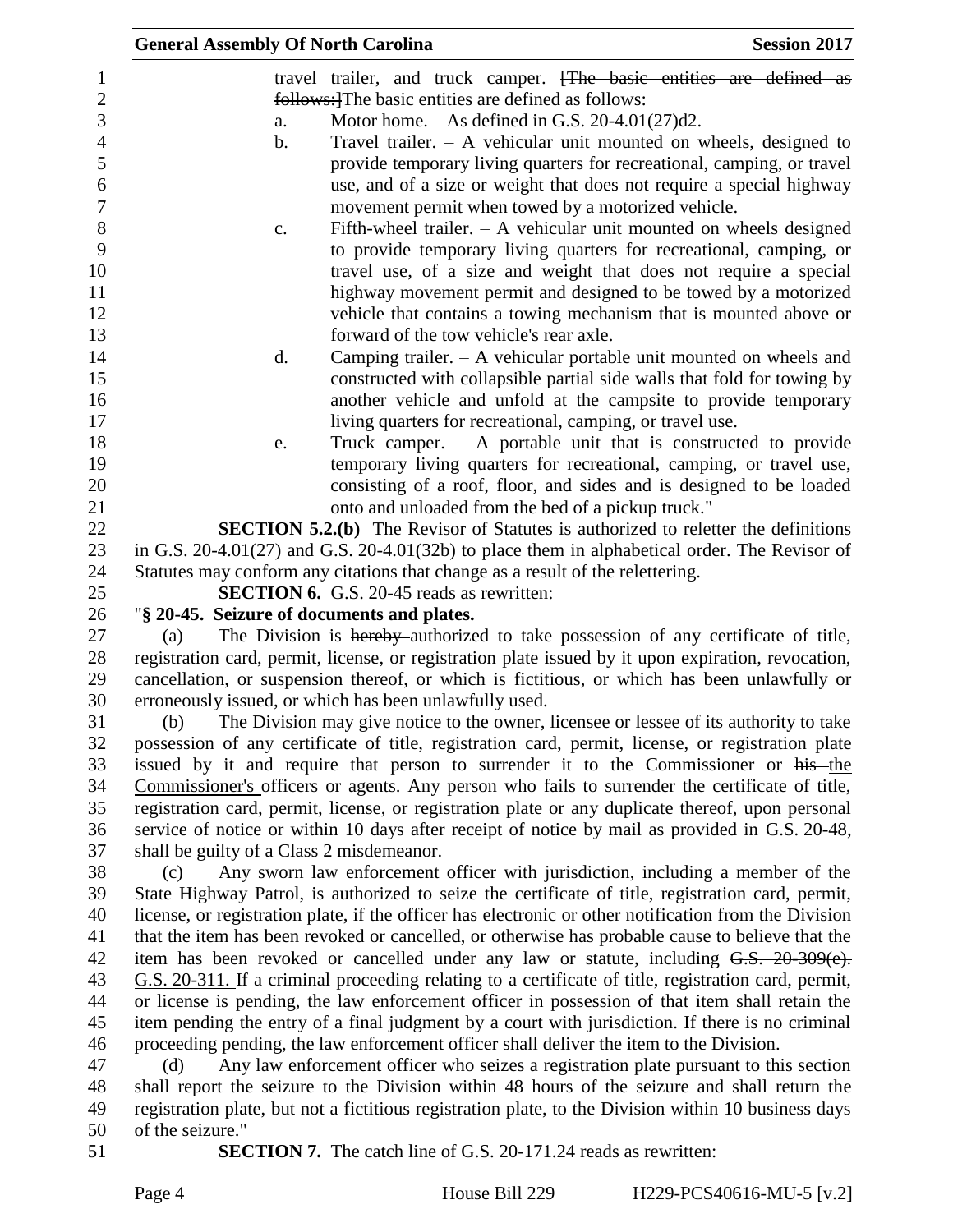travel trailer, and truck camper. ~~[The basic entities are defined as follows:]~~The basic entities are defined as follows:

a. Motor home. – As defined in G.S. 20-4.01(27)d2.

b. Travel trailer. – A vehicular unit mounted on wheels, designed to provide temporary living quarters for recreational, camping, or travel use, and of a size or weight that does not require a special highway movement permit when towed by a motorized vehicle.

c. Fifth-wheel trailer. – A vehicular unit mounted on wheels designed to provide temporary living quarters for recreational, camping, or travel use, of a size and weight that does not require a special highway movement permit and designed to be towed by a motorized vehicle that contains a towing mechanism that is mounted above or forward of the tow vehicle's rear axle.

d. Camping trailer. – A vehicular portable unit mounted on wheels and constructed with collapsible partial side walls that fold for towing by another vehicle and unfold at the campsite to provide temporary living quarters for recreational, camping, or travel use.

e. Truck camper. – A portable unit that is constructed to provide temporary living quarters for recreational, camping, or travel use, consisting of a roof, floor, and sides and is designed to be loaded onto and unloaded from the bed of a pickup truck."

**SECTION 5.2.(b)** The Revisor of Statutes is authorized to reletter the definitions in G.S. 20-4.01(27) and G.S. 20-4.01(32b) to place them in alphabetical order. The Revisor of Statutes may conform any citations that change as a result of the relettering.

**SECTION 6.** G.S. 20-45 reads as rewritten:

"**§ 20-45. Seizure of documents and plates.**

(a) The Division is ~~hereby~~ authorized to take possession of any certificate of title, registration card, permit, license, or registration plate issued by it upon expiration, revocation, cancellation, or suspension thereof, or which is fictitious, or which has been unlawfully or erroneously issued, or which has been unlawfully used.

(b) The Division may give notice to the owner, licensee or lessee of its authority to take possession of any certificate of title, registration card, permit, license, or registration plate issued by it and require that person to surrender it to the Commissioner or ~~his~~ the Commissioner's officers or agents. Any person who fails to surrender the certificate of title, registration card, permit, license, or registration plate or any duplicate thereof, upon personal service of notice or within 10 days after receipt of notice by mail as provided in G.S. 20-48, shall be guilty of a Class 2 misdemeanor.

(c) Any sworn law enforcement officer with jurisdiction, including a member of the State Highway Patrol, is authorized to seize the certificate of title, registration card, permit, license, or registration plate, if the officer has electronic or other notification from the Division that the item has been revoked or cancelled, or otherwise has probable cause to believe that the item has been revoked or cancelled under any law or statute, including ~~G.S. 20-309(e).~~ G.S. 20-311. If a criminal proceeding relating to a certificate of title, registration card, permit, or license is pending, the law enforcement officer in possession of that item shall retain the item pending the entry of a final judgment by a court with jurisdiction. If there is no criminal proceeding pending, the law enforcement officer shall deliver the item to the Division.

(d) Any law enforcement officer who seizes a registration plate pursuant to this section shall report the seizure to the Division within 48 hours of the seizure and shall return the registration plate, but not a fictitious registration plate, to the Division within 10 business days of the seizure."

**SECTION 7.** The catch line of G.S. 20-171.24 reads as rewritten: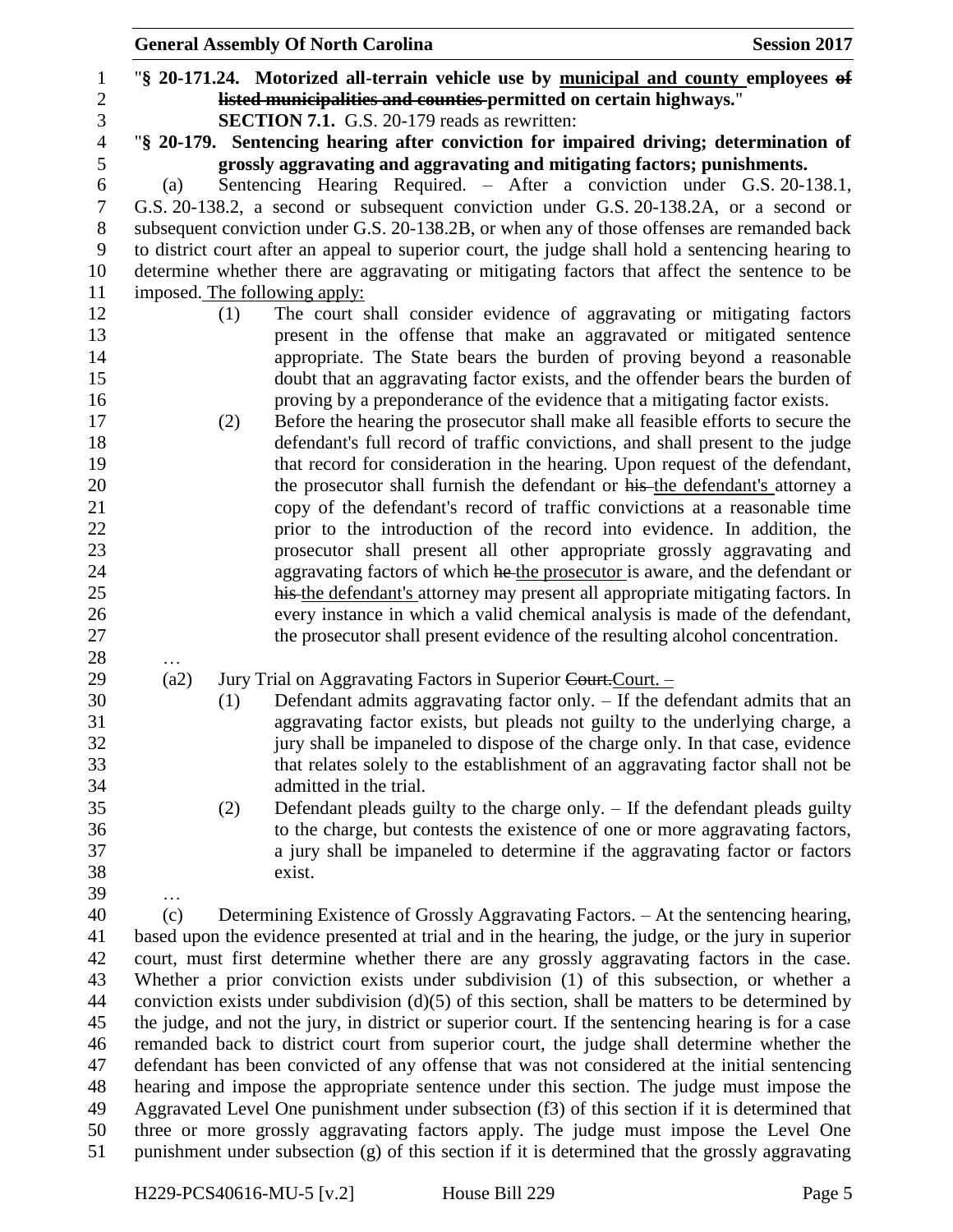"§ 20-171.24. Motorized all-terrain vehicle use by municipal and county employees of listed municipalities and counties permitted on certain highways."

**SECTION 7.1.** G.S. 20-179 reads as rewritten:

"**§ 20-179. Sentencing hearing after conviction for impaired driving; determination of grossly aggravating and aggravating and mitigating factors; punishments.**

(a) Sentencing Hearing Required. – After a conviction under G.S. 20-138.1, G.S. 20-138.2, a second or subsequent conviction under G.S. 20-138.2A, or a second or subsequent conviction under G.S. 20-138.2B, or when any of those offenses are remanded back to district court after an appeal to superior court, the judge shall hold a sentencing hearing to determine whether there are aggravating or mitigating factors that affect the sentence to be imposed. The following apply:

(1) The court shall consider evidence of aggravating or mitigating factors present in the offense that make an aggravated or mitigated sentence appropriate. The State bears the burden of proving beyond a reasonable doubt that an aggravating factor exists, and the offender bears the burden of proving by a preponderance of the evidence that a mitigating factor exists.

(2) Before the hearing the prosecutor shall make all feasible efforts to secure the defendant's full record of traffic convictions, and shall present to the judge that record for consideration in the hearing. Upon request of the defendant, the prosecutor shall furnish the defendant or his the defendant's attorney a copy of the defendant's record of traffic convictions at a reasonable time prior to the introduction of the record into evidence. In addition, the prosecutor shall present all other appropriate grossly aggravating and aggravating factors of which he the prosecutor is aware, and the defendant or his the defendant's attorney may present all appropriate mitigating factors. In every instance in which a valid chemical analysis is made of the defendant, the prosecutor shall present evidence of the resulting alcohol concentration.

…

(a2) Jury Trial on Aggravating Factors in Superior Court.Court. –

(1) Defendant admits aggravating factor only. – If the defendant admits that an aggravating factor exists, but pleads not guilty to the underlying charge, a jury shall be impaneled to dispose of the charge only. In that case, evidence that relates solely to the establishment of an aggravating factor shall not be admitted in the trial.

(2) Defendant pleads guilty to the charge only. – If the defendant pleads guilty to the charge, but contests the existence of one or more aggravating factors, a jury shall be impaneled to determine if the aggravating factor or factors exist.

…

(c) Determining Existence of Grossly Aggravating Factors. – At the sentencing hearing, based upon the evidence presented at trial and in the hearing, the judge, or the jury in superior court, must first determine whether there are any grossly aggravating factors in the case. Whether a prior conviction exists under subdivision (1) of this subsection, or whether a conviction exists under subdivision (d)(5) of this section, shall be matters to be determined by the judge, and not the jury, in district or superior court. If the sentencing hearing is for a case remanded back to district court from superior court, the judge shall determine whether the defendant has been convicted of any offense that was not considered at the initial sentencing hearing and impose the appropriate sentence under this section. The judge must impose the Aggravated Level One punishment under subsection (f3) of this section if it is determined that three or more grossly aggravating factors apply. The judge must impose the Level One punishment under subsection (g) of this section if it is determined that the grossly aggravating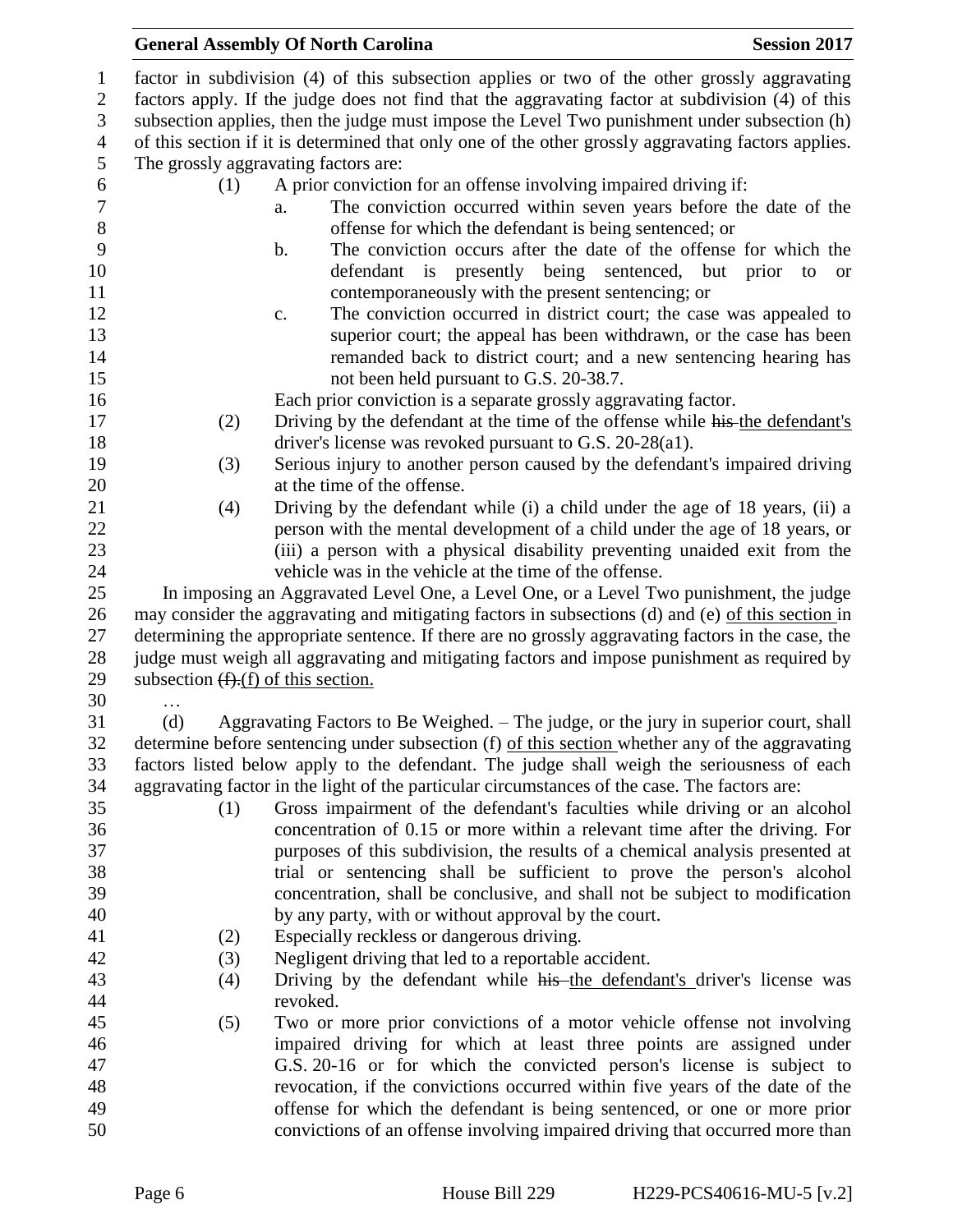factor in subdivision (4) of this subsection applies or two of the other grossly aggravating factors apply. If the judge does not find that the aggravating factor at subdivision (4) of this subsection applies, then the judge must impose the Level Two punishment under subsection (h) of this section if it is determined that only one of the other grossly aggravating factors applies. The grossly aggravating factors are:

(1) A prior conviction for an offense involving impaired driving if:

a. The conviction occurred within seven years before the date of the offense for which the defendant is being sentenced; or

b. The conviction occurs after the date of the offense for which the defendant is presently being sentenced, but prior to or contemporaneously with the present sentencing; or

c. The conviction occurred in district court; the case was appealed to superior court; the appeal has been withdrawn, or the case has been remanded back to district court; and a new sentencing hearing has not been held pursuant to G.S. 20-38.7.

Each prior conviction is a separate grossly aggravating factor.

(2) Driving by the defendant at the time of the offense while ~~his~~ the defendant's driver's license was revoked pursuant to G.S. 20-28(a1).

(3) Serious injury to another person caused by the defendant's impaired driving at the time of the offense.

(4) Driving by the defendant while (i) a child under the age of 18 years, (ii) a person with the mental development of a child under the age of 18 years, or (iii) a person with a physical disability preventing unaided exit from the vehicle was in the vehicle at the time of the offense.

In imposing an Aggravated Level One, a Level One, or a Level Two punishment, the judge may consider the aggravating and mitigating factors in subsections (d) and (e) of this section in determining the appropriate sentence. If there are no grossly aggravating factors in the case, the judge must weigh all aggravating and mitigating factors and impose punishment as required by subsection ~~(f).~~(f) of this section.

…

(d) Aggravating Factors to Be Weighed. – The judge, or the jury in superior court, shall determine before sentencing under subsection (f) of this section whether any of the aggravating factors listed below apply to the defendant. The judge shall weigh the seriousness of each aggravating factor in the light of the particular circumstances of the case. The factors are:

(1) Gross impairment of the defendant's faculties while driving or an alcohol concentration of 0.15 or more within a relevant time after the driving. For purposes of this subdivision, the results of a chemical analysis presented at trial or sentencing shall be sufficient to prove the person's alcohol concentration, shall be conclusive, and shall not be subject to modification by any party, with or without approval by the court.

(2) Especially reckless or dangerous driving.

(3) Negligent driving that led to a reportable accident.

(4) Driving by the defendant while ~~his~~ the defendant's driver's license was revoked.

(5) Two or more prior convictions of a motor vehicle offense not involving impaired driving for which at least three points are assigned under G.S. 20-16 or for which the convicted person's license is subject to revocation, if the convictions occurred within five years of the date of the offense for which the defendant is being sentenced, or one or more prior convictions of an offense involving impaired driving that occurred more than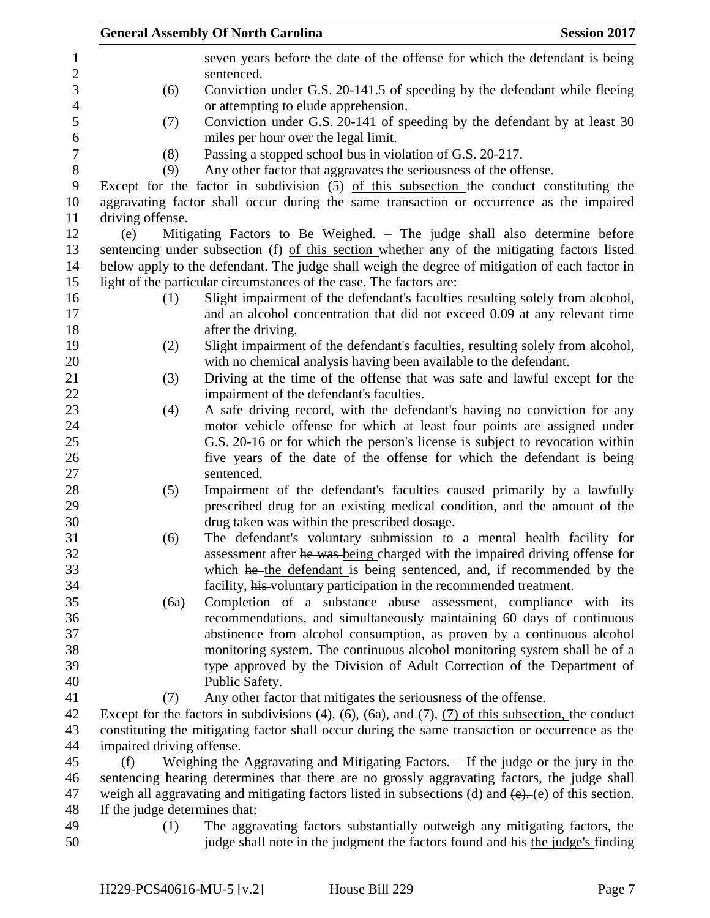seven years before the date of the offense for which the defendant is being sentenced.

(6) Conviction under G.S. 20-141.5 of speeding by the defendant while fleeing or attempting to elude apprehension.

(7) Conviction under G.S. 20-141 of speeding by the defendant by at least 30 miles per hour over the legal limit.

(8) Passing a stopped school bus in violation of G.S. 20-217.

(9) Any other factor that aggravates the seriousness of the offense.

Except for the factor in subdivision (5) of this subsection the conduct constituting the aggravating factor shall occur during the same transaction or occurrence as the impaired driving offense.

(e) Mitigating Factors to Be Weighed. – The judge shall also determine before sentencing under subsection (f) of this section whether any of the mitigating factors listed below apply to the defendant. The judge shall weigh the degree of mitigation of each factor in light of the particular circumstances of the case. The factors are:

(1) Slight impairment of the defendant's faculties resulting solely from alcohol, and an alcohol concentration that did not exceed 0.09 at any relevant time after the driving.

(2) Slight impairment of the defendant's faculties, resulting solely from alcohol, with no chemical analysis having been available to the defendant.

(3) Driving at the time of the offense that was safe and lawful except for the impairment of the defendant's faculties.

(4) A safe driving record, with the defendant's having no conviction for any motor vehicle offense for which at least four points are assigned under G.S. 20-16 or for which the person's license is subject to revocation within five years of the date of the offense for which the defendant is being sentenced.

(5) Impairment of the defendant's faculties caused primarily by a lawfully prescribed drug for an existing medical condition, and the amount of the drug taken was within the prescribed dosage.

(6) The defendant's voluntary submission to a mental health facility for assessment after ~~he was~~ being charged with the impaired driving offense for which ~~he~~ the defendant is being sentenced, and, if recommended by the facility, ~~his~~ voluntary participation in the recommended treatment.

(6a) Completion of a substance abuse assessment, compliance with its recommendations, and simultaneously maintaining 60 days of continuous abstinence from alcohol consumption, as proven by a continuous alcohol monitoring system. The continuous alcohol monitoring system shall be of a type approved by the Division of Adult Correction of the Department of Public Safety.

(7) Any other factor that mitigates the seriousness of the offense.

Except for the factors in subdivisions (4), (6), (6a), and ~~(7),~~ (7) of this subsection, the conduct constituting the mitigating factor shall occur during the same transaction or occurrence as the impaired driving offense.

(f) Weighing the Aggravating and Mitigating Factors. – If the judge or the jury in the sentencing hearing determines that there are no grossly aggravating factors, the judge shall weigh all aggravating and mitigating factors listed in subsections (d) and ~~(e).~~ (e) of this section. If the judge determines that:

(1) The aggravating factors substantially outweigh any mitigating factors, the judge shall note in the judgment the factors found and ~~his~~ the judge's finding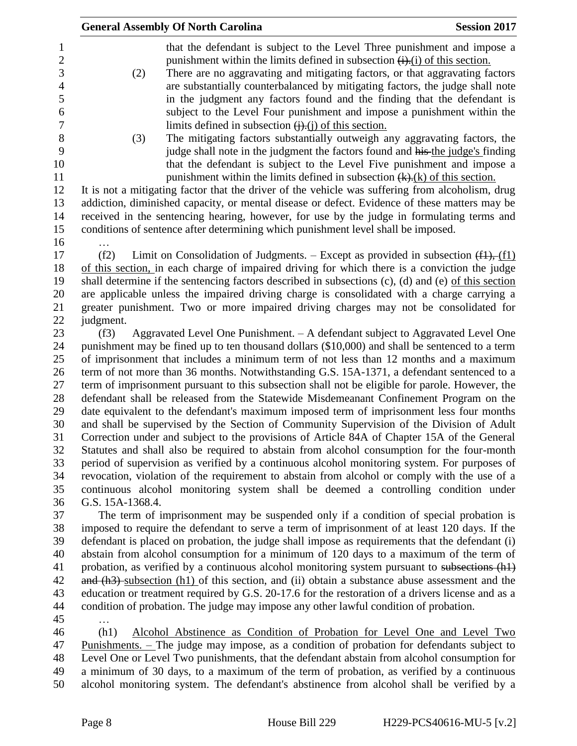that the defendant is subject to the Level Three punishment and impose a punishment within the limits defined in subsection ~~(i).~~(i) of this section.

(2) There are no aggravating and mitigating factors, or that aggravating factors are substantially counterbalanced by mitigating factors, the judge shall note in the judgment any factors found and the finding that the defendant is subject to the Level Four punishment and impose a punishment within the limits defined in subsection ~~(j).~~(j) of this section.

(3) The mitigating factors substantially outweigh any aggravating factors, the judge shall note in the judgment the factors found and ~~his~~ the judge's finding that the defendant is subject to the Level Five punishment and impose a punishment within the limits defined in subsection ~~(k).~~(k) of this section.

It is not a mitigating factor that the driver of the vehicle was suffering from alcoholism, drug addiction, diminished capacity, or mental disease or defect. Evidence of these matters may be received in the sentencing hearing, however, for use by the judge in formulating terms and conditions of sentence after determining which punishment level shall be imposed.

…

(f2) Limit on Consolidation of Judgments. – Except as provided in subsection ~~(f1),~~ (f1) of this section, in each charge of impaired driving for which there is a conviction the judge shall determine if the sentencing factors described in subsections (c), (d) and (e) of this section are applicable unless the impaired driving charge is consolidated with a charge carrying a greater punishment. Two or more impaired driving charges may not be consolidated for judgment.

(f3) Aggravated Level One Punishment. – A defendant subject to Aggravated Level One punishment may be fined up to ten thousand dollars ($10,000) and shall be sentenced to a term of imprisonment that includes a minimum term of not less than 12 months and a maximum term of not more than 36 months. Notwithstanding G.S. 15A-1371, a defendant sentenced to a term of imprisonment pursuant to this subsection shall not be eligible for parole. However, the defendant shall be released from the Statewide Misdemeanant Confinement Program on the date equivalent to the defendant's maximum imposed term of imprisonment less four months and shall be supervised by the Section of Community Supervision of the Division of Adult Correction under and subject to the provisions of Article 84A of Chapter 15A of the General Statutes and shall also be required to abstain from alcohol consumption for the four-month period of supervision as verified by a continuous alcohol monitoring system. For purposes of revocation, violation of the requirement to abstain from alcohol or comply with the use of a continuous alcohol monitoring system shall be deemed a controlling condition under G.S. 15A-1368.4.

The term of imprisonment may be suspended only if a condition of special probation is imposed to require the defendant to serve a term of imprisonment of at least 120 days. If the defendant is placed on probation, the judge shall impose as requirements that the defendant (i) abstain from alcohol consumption for a minimum of 120 days to a maximum of the term of probation, as verified by a continuous alcohol monitoring system pursuant to ~~subsections (h1) and (h3)~~ subsection (h1) of this section, and (ii) obtain a substance abuse assessment and the education or treatment required by G.S. 20-17.6 for the restoration of a drivers license and as a condition of probation. The judge may impose any other lawful condition of probation.

…

(h1) Alcohol Abstinence as Condition of Probation for Level One and Level Two Punishments. – The judge may impose, as a condition of probation for defendants subject to Level One or Level Two punishments, that the defendant abstain from alcohol consumption for a minimum of 30 days, to a maximum of the term of probation, as verified by a continuous alcohol monitoring system. The defendant's abstinence from alcohol shall be verified by a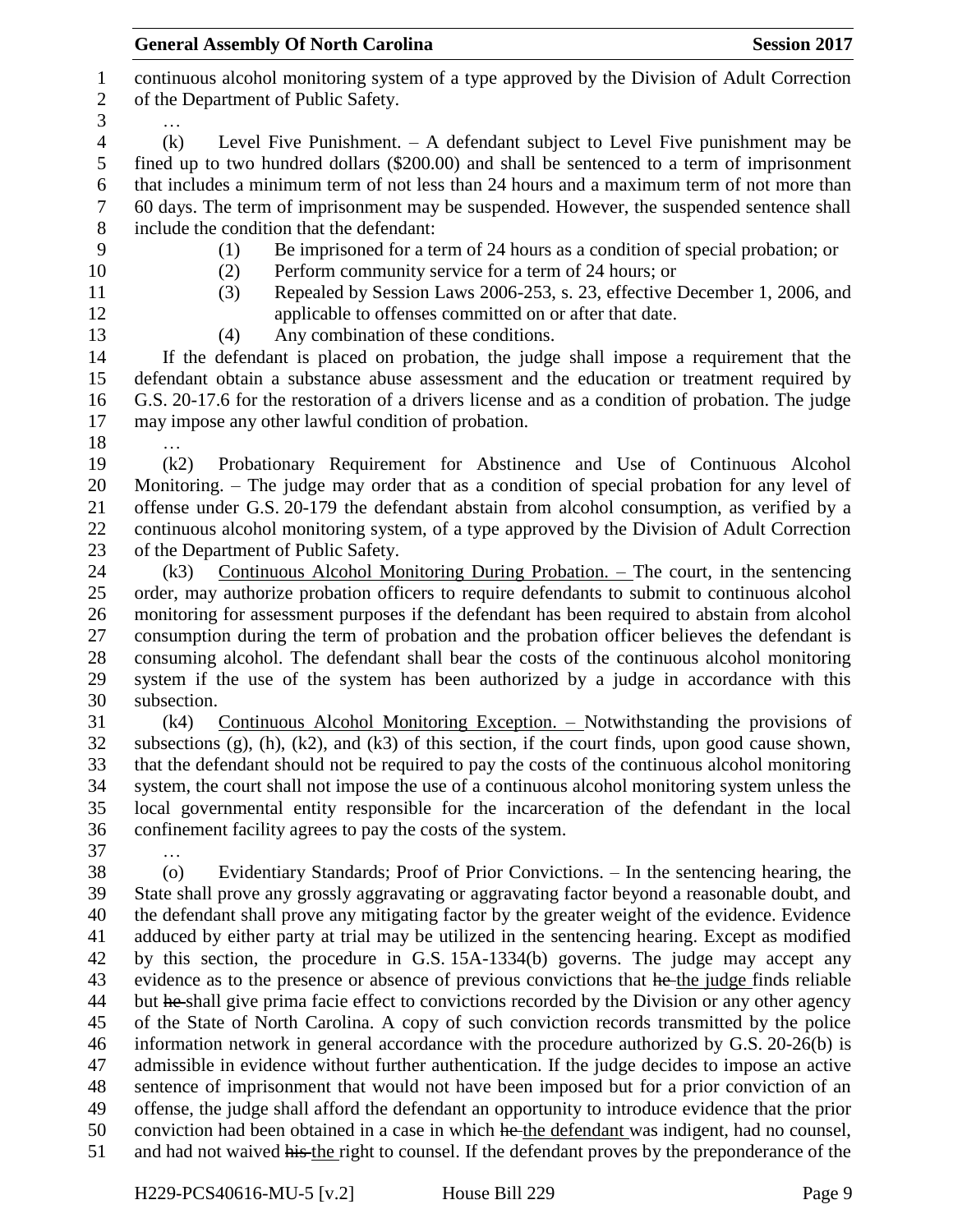continuous alcohol monitoring system of a type approved by the Division of Adult Correction of the Department of Public Safety.

…

(k) Level Five Punishment. – A defendant subject to Level Five punishment may be fined up to two hundred dollars ($200.00) and shall be sentenced to a term of imprisonment that includes a minimum term of not less than 24 hours and a maximum term of not more than 60 days. The term of imprisonment may be suspended. However, the suspended sentence shall include the condition that the defendant:

(1) Be imprisoned for a term of 24 hours as a condition of special probation; or
(2) Perform community service for a term of 24 hours; or
(3) Repealed by Session Laws 2006-253, s. 23, effective December 1, 2006, and applicable to offenses committed on or after that date.
(4) Any combination of these conditions.

If the defendant is placed on probation, the judge shall impose a requirement that the defendant obtain a substance abuse assessment and the education or treatment required by G.S. 20-17.6 for the restoration of a drivers license and as a condition of probation. The judge may impose any other lawful condition of probation.

…

(k2) Probationary Requirement for Abstinence and Use of Continuous Alcohol Monitoring. – The judge may order that as a condition of special probation for any level of offense under G.S. 20-179 the defendant abstain from alcohol consumption, as verified by a continuous alcohol monitoring system, of a type approved by the Division of Adult Correction of the Department of Public Safety.

(k3) <u>Continuous Alcohol Monitoring During Probation. – The court, in the sentencing order, may authorize probation officers to require defendants to submit to continuous alcohol monitoring for assessment purposes if the defendant has been required to abstain from alcohol consumption during the term of probation and the probation officer believes the defendant is consuming alcohol. The defendant shall bear the costs of the continuous alcohol monitoring system if the use of the system has been authorized by a judge in accordance with this subsection.</u>

(k4) <u>Continuous Alcohol Monitoring Exception. –</u> Notwithstanding the provisions of subsections (g), (h), (k2), and (k3) of this section, if the court finds, upon good cause shown, that the defendant should not be required to pay the costs of the continuous alcohol monitoring system, the court shall not impose the use of a continuous alcohol monitoring system unless the local governmental entity responsible for the incarceration of the defendant in the local confinement facility agrees to pay the costs of the system.

…

(o) Evidentiary Standards; Proof of Prior Convictions. – In the sentencing hearing, the State shall prove any grossly aggravating or aggravating factor beyond a reasonable doubt, and the defendant shall prove any mitigating factor by the greater weight of the evidence. Evidence adduced by either party at trial may be utilized in the sentencing hearing. Except as modified by this section, the procedure in G.S. 15A-1334(b) governs. The judge may accept any evidence as to the presence or absence of previous convictions that ~~he~~ <u>the judge</u> finds reliable but ~~he~~ shall give prima facie effect to convictions recorded by the Division or any other agency of the State of North Carolina. A copy of such conviction records transmitted by the police information network in general accordance with the procedure authorized by G.S. 20-26(b) is admissible in evidence without further authentication. If the judge decides to impose an active sentence of imprisonment that would not have been imposed but for a prior conviction of an offense, the judge shall afford the defendant an opportunity to introduce evidence that the prior conviction had been obtained in a case in which ~~he~~ <u>the defendant</u> was indigent, had no counsel, and had not waived ~~his~~ <u>the</u> right to counsel. If the defendant proves by the preponderance of the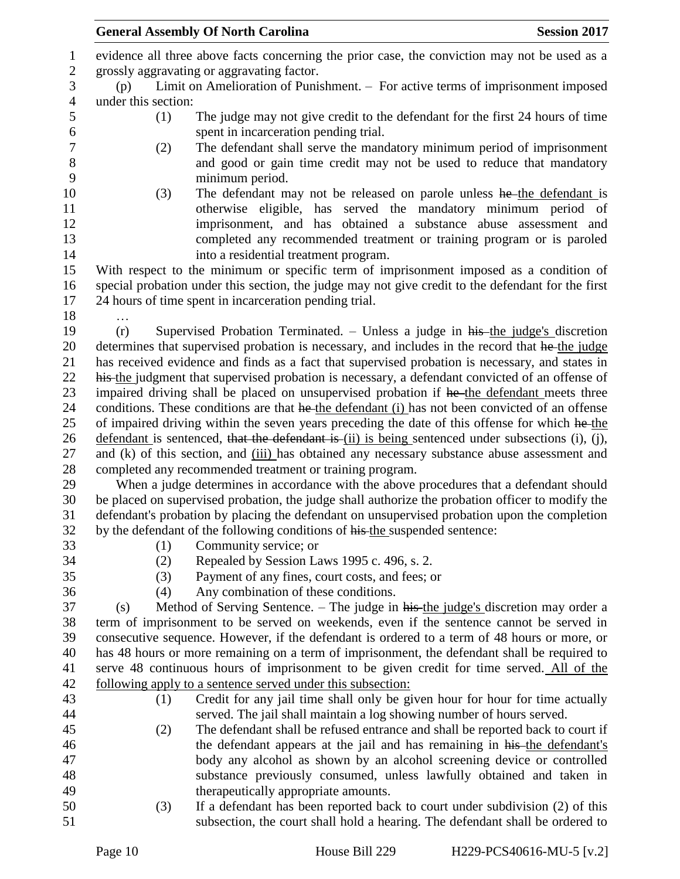evidence all three above facts concerning the prior case, the conviction may not be used as a grossly aggravating or aggravating factor.

(p) Limit on Amelioration of Punishment. – For active terms of imprisonment imposed under this section:

(1) The judge may not give credit to the defendant for the first 24 hours of time spent in incarceration pending trial.

(2) The defendant shall serve the mandatory minimum period of imprisonment and good or gain time credit may not be used to reduce that mandatory minimum period.

(3) The defendant may not be released on parole unless ~~he~~ the defendant is otherwise eligible, has served the mandatory minimum period of imprisonment, and has obtained a substance abuse assessment and completed any recommended treatment or training program or is paroled into a residential treatment program.

With respect to the minimum or specific term of imprisonment imposed as a condition of special probation under this section, the judge may not give credit to the defendant for the first 24 hours of time spent in incarceration pending trial.

…

(r) Supervised Probation Terminated. – Unless a judge in ~~his~~ the judge's discretion determines that supervised probation is necessary, and includes in the record that ~~he~~ the judge has received evidence and finds as a fact that supervised probation is necessary, and states in ~~his~~ the judgment that supervised probation is necessary, a defendant convicted of an offense of impaired driving shall be placed on unsupervised probation if ~~he~~ the defendant meets three conditions. These conditions are that ~~he~~ the defendant (i) has not been convicted of an offense of impaired driving within the seven years preceding the date of this offense for which ~~he~~ the defendant is sentenced, ~~that the defendant is~~ (ii) is being sentenced under subsections (i), (j), and (k) of this section, and (iii) has obtained any necessary substance abuse assessment and completed any recommended treatment or training program.

When a judge determines in accordance with the above procedures that a defendant should be placed on supervised probation, the judge shall authorize the probation officer to modify the defendant's probation by placing the defendant on unsupervised probation upon the completion by the defendant of the following conditions of ~~his~~ the suspended sentence:

(1) Community service; or

(2) Repealed by Session Laws 1995 c. 496, s. 2.

(3) Payment of any fines, court costs, and fees; or

(4) Any combination of these conditions.

(s) Method of Serving Sentence. – The judge in ~~his~~ the judge's discretion may order a term of imprisonment to be served on weekends, even if the sentence cannot be served in consecutive sequence. However, if the defendant is ordered to a term of 48 hours or more, or has 48 hours or more remaining on a term of imprisonment, the defendant shall be required to serve 48 continuous hours of imprisonment to be given credit for time served. All of the following apply to a sentence served under this subsection:

(1) Credit for any jail time shall only be given hour for hour for time actually served. The jail shall maintain a log showing number of hours served.

(2) The defendant shall be refused entrance and shall be reported back to court if the defendant appears at the jail and has remaining in ~~his~~ the defendant's body any alcohol as shown by an alcohol screening device or controlled substance previously consumed, unless lawfully obtained and taken in therapeutically appropriate amounts.

(3) If a defendant has been reported back to court under subdivision (2) of this subsection, the court shall hold a hearing. The defendant shall be ordered to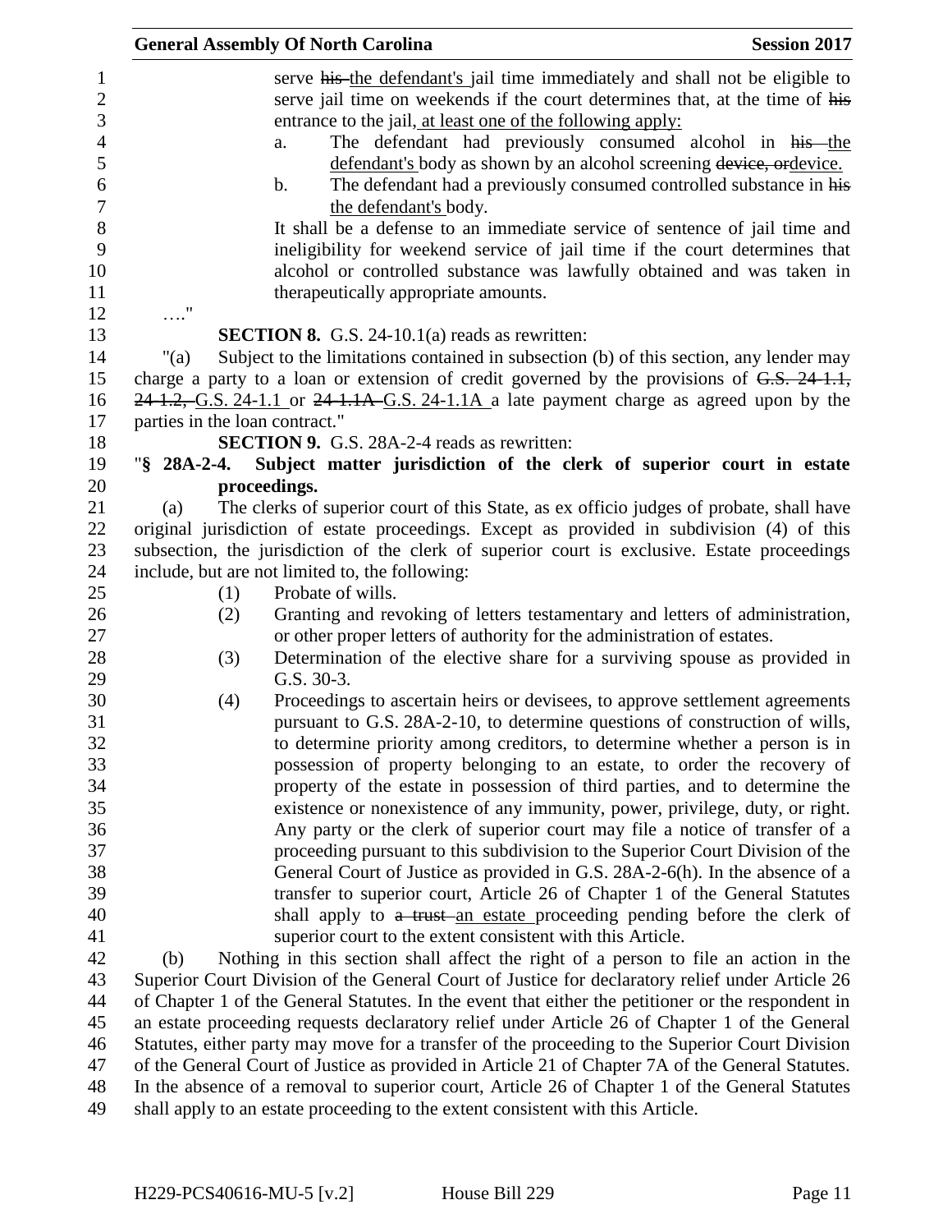serve ~~his~~ the defendant's jail time immediately and shall not be eligible to serve jail time on weekends if the court determines that, at the time of ~~his~~ entrance to the jail, at least one of the following apply:

a. The defendant had previously consumed alcohol in ~~his~~ the defendant's body as shown by an alcohol screening ~~device, or~~device.

b. The defendant had a previously consumed controlled substance in ~~his~~ the defendant's body.

It shall be a defense to an immediate service of sentence of jail time and ineligibility for weekend service of jail time if the court determines that alcohol or controlled substance was lawfully obtained and was taken in therapeutically appropriate amounts.

…."

**SECTION 8.** G.S. 24-10.1(a) reads as rewritten:

"(a) Subject to the limitations contained in subsection (b) of this section, any lender may charge a party to a loan or extension of credit governed by the provisions of ~~G.S. 24-1.1, 24-1.2,~~ G.S. 24-1.1 or ~~24-1.1A~~ G.S. 24-1.1A a late payment charge as agreed upon by the parties in the loan contract."

**SECTION 9.** G.S. 28A-2-4 reads as rewritten:

"**§ 28A-2-4. Subject matter jurisdiction of the clerk of superior court in estate proceedings.**

(a) The clerks of superior court of this State, as ex officio judges of probate, shall have original jurisdiction of estate proceedings. Except as provided in subdivision (4) of this subsection, the jurisdiction of the clerk of superior court is exclusive. Estate proceedings include, but are not limited to, the following:

(1) Probate of wills.

(2) Granting and revoking of letters testamentary and letters of administration, or other proper letters of authority for the administration of estates.

(3) Determination of the elective share for a surviving spouse as provided in G.S. 30-3.

(4) Proceedings to ascertain heirs or devisees, to approve settlement agreements pursuant to G.S. 28A-2-10, to determine questions of construction of wills, to determine priority among creditors, to determine whether a person is in possession of property belonging to an estate, to order the recovery of property of the estate in possession of third parties, and to determine the existence or nonexistence of any immunity, power, privilege, duty, or right. Any party or the clerk of superior court may file a notice of transfer of a proceeding pursuant to this subdivision to the Superior Court Division of the General Court of Justice as provided in G.S. 28A-2-6(h). In the absence of a transfer to superior court, Article 26 of Chapter 1 of the General Statutes shall apply to ~~a trust~~ an estate proceeding pending before the clerk of superior court to the extent consistent with this Article.

(b) Nothing in this section shall affect the right of a person to file an action in the Superior Court Division of the General Court of Justice for declaratory relief under Article 26 of Chapter 1 of the General Statutes. In the event that either the petitioner or the respondent in an estate proceeding requests declaratory relief under Article 26 of Chapter 1 of the General Statutes, either party may move for a transfer of the proceeding to the Superior Court Division of the General Court of Justice as provided in Article 21 of Chapter 7A of the General Statutes. In the absence of a removal to superior court, Article 26 of Chapter 1 of the General Statutes shall apply to an estate proceeding to the extent consistent with this Article.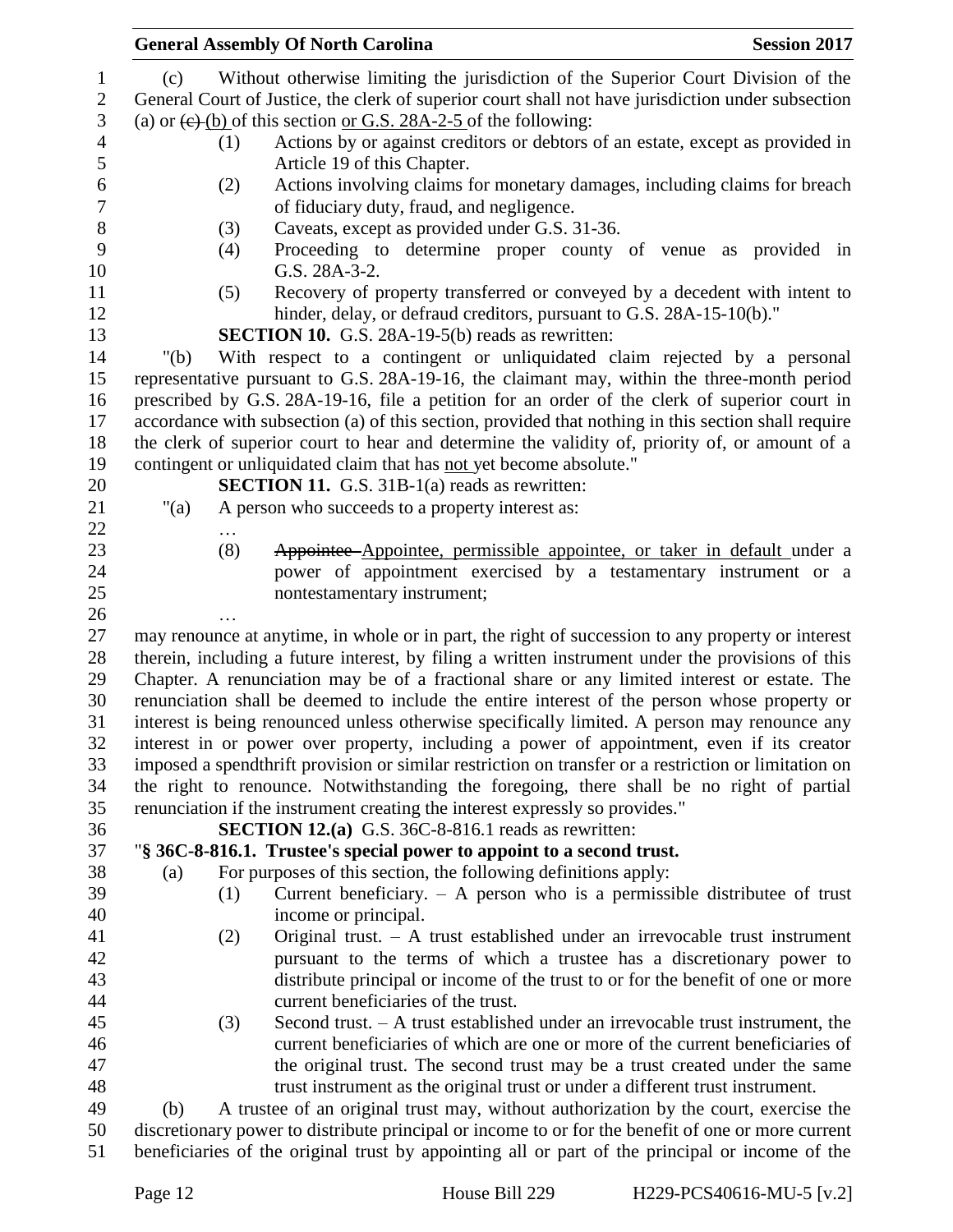(c) Without otherwise limiting the jurisdiction of the Superior Court Division of the General Court of Justice, the clerk of superior court shall not have jurisdiction under subsection (a) or ~~(c)~~ (b) of this section or G.S. 28A-2-5 of the following:

(1) Actions by or against creditors or debtors of an estate, except as provided in Article 19 of this Chapter.

(2) Actions involving claims for monetary damages, including claims for breach of fiduciary duty, fraud, and negligence.

(3) Caveats, except as provided under G.S. 31-36.

(4) Proceeding to determine proper county of venue as provided in G.S. 28A-3-2.

(5) Recovery of property transferred or conveyed by a decedent with intent to hinder, delay, or defraud creditors, pursuant to G.S. 28A-15-10(b)."

**SECTION 10.** G.S. 28A-19-5(b) reads as rewritten:

"(b) With respect to a contingent or unliquidated claim rejected by a personal representative pursuant to G.S. 28A-19-16, the claimant may, within the three-month period prescribed by G.S. 28A-19-16, file a petition for an order of the clerk of superior court in accordance with subsection (a) of this section, provided that nothing in this section shall require the clerk of superior court to hear and determine the validity of, priority of, or amount of a contingent or unliquidated claim that has not yet become absolute."

**SECTION 11.** G.S. 31B-1(a) reads as rewritten:

"(a) A person who succeeds to a property interest as:

…

(8) ~~Appointee~~ Appointee, permissible appointee, or taker in default under a power of appointment exercised by a testamentary instrument or a nontestamentary instrument;

…

may renounce at anytime, in whole or in part, the right of succession to any property or interest therein, including a future interest, by filing a written instrument under the provisions of this Chapter. A renunciation may be of a fractional share or any limited interest or estate. The renunciation shall be deemed to include the entire interest of the person whose property or interest is being renounced unless otherwise specifically limited. A person may renounce any interest in or power over property, including a power of appointment, even if its creator imposed a spendthrift provision or similar restriction on transfer or a restriction or limitation on the right to renounce. Notwithstanding the foregoing, there shall be no right of partial renunciation if the instrument creating the interest expressly so provides."

**SECTION 12.(a)** G.S. 36C-8-816.1 reads as rewritten:

"**§ 36C-8-816.1. Trustee's special power to appoint to a second trust.**

(a) For purposes of this section, the following definitions apply:

(1) Current beneficiary. – A person who is a permissible distributee of trust income or principal.

(2) Original trust. – A trust established under an irrevocable trust instrument pursuant to the terms of which a trustee has a discretionary power to distribute principal or income of the trust to or for the benefit of one or more current beneficiaries of the trust.

(3) Second trust. – A trust established under an irrevocable trust instrument, the current beneficiaries of which are one or more of the current beneficiaries of the original trust. The second trust may be a trust created under the same trust instrument as the original trust or under a different trust instrument.

(b) A trustee of an original trust may, without authorization by the court, exercise the discretionary power to distribute principal or income to or for the benefit of one or more current beneficiaries of the original trust by appointing all or part of the principal or income of the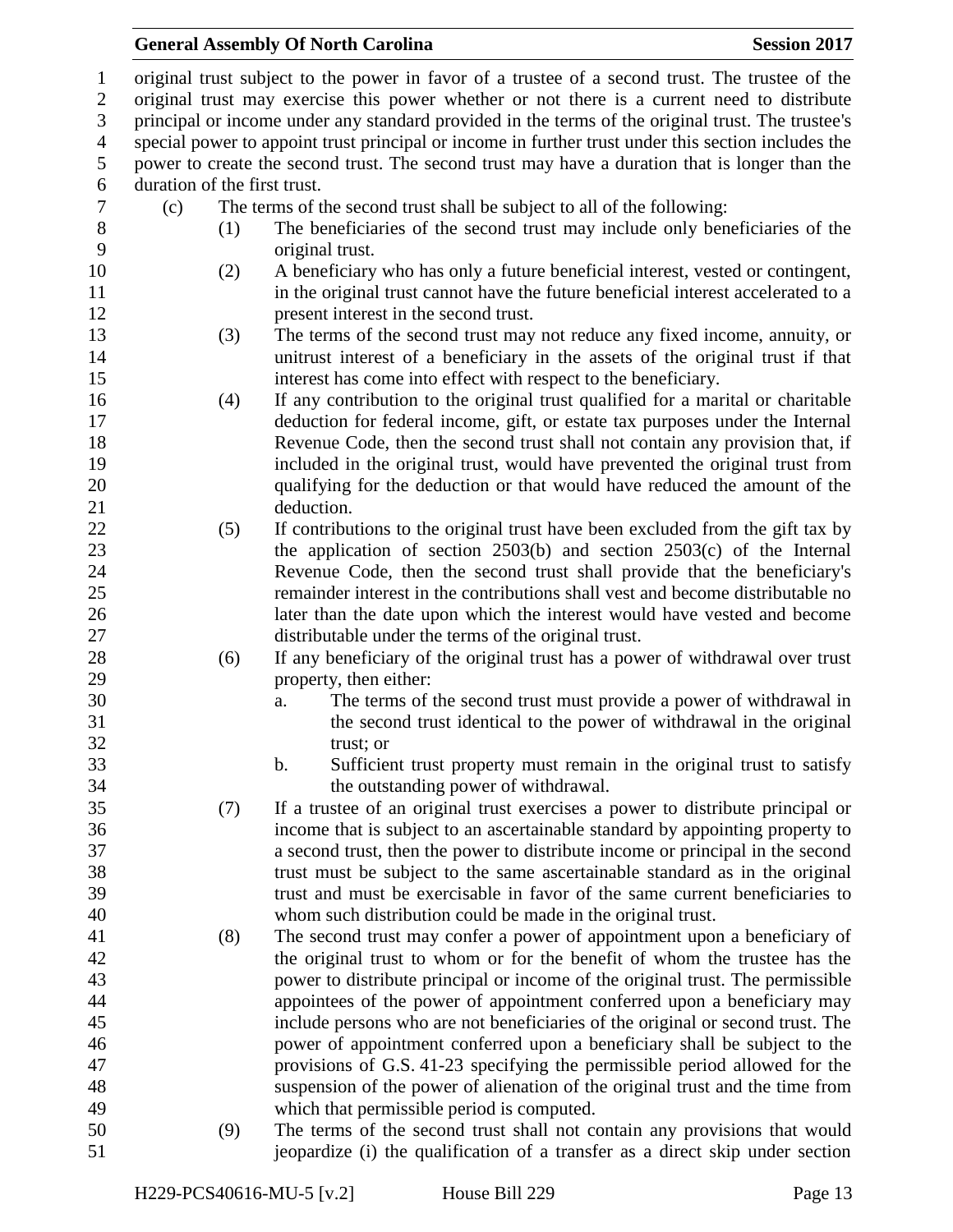original trust subject to the power in favor of a trustee of a second trust. The trustee of the original trust may exercise this power whether or not there is a current need to distribute principal or income under any standard provided in the terms of the original trust. The trustee's special power to appoint trust principal or income in further trust under this section includes the power to create the second trust. The second trust may have a duration that is longer than the duration of the first trust.

(c) The terms of the second trust shall be subject to all of the following:

(1) The beneficiaries of the second trust may include only beneficiaries of the original trust.

(2) A beneficiary who has only a future beneficial interest, vested or contingent, in the original trust cannot have the future beneficial interest accelerated to a present interest in the second trust.

(3) The terms of the second trust may not reduce any fixed income, annuity, or unitrust interest of a beneficiary in the assets of the original trust if that interest has come into effect with respect to the beneficiary.

(4) If any contribution to the original trust qualified for a marital or charitable deduction for federal income, gift, or estate tax purposes under the Internal Revenue Code, then the second trust shall not contain any provision that, if included in the original trust, would have prevented the original trust from qualifying for the deduction or that would have reduced the amount of the deduction.

(5) If contributions to the original trust have been excluded from the gift tax by the application of section 2503(b) and section 2503(c) of the Internal Revenue Code, then the second trust shall provide that the beneficiary's remainder interest in the contributions shall vest and become distributable no later than the date upon which the interest would have vested and become distributable under the terms of the original trust.

(6) If any beneficiary of the original trust has a power of withdrawal over trust property, then either:

a. The terms of the second trust must provide a power of withdrawal in the second trust identical to the power of withdrawal in the original trust; or

b. Sufficient trust property must remain in the original trust to satisfy the outstanding power of withdrawal.

(7) If a trustee of an original trust exercises a power to distribute principal or income that is subject to an ascertainable standard by appointing property to a second trust, then the power to distribute income or principal in the second trust must be subject to the same ascertainable standard as in the original trust and must be exercisable in favor of the same current beneficiaries to whom such distribution could be made in the original trust.

(8) The second trust may confer a power of appointment upon a beneficiary of the original trust to whom or for the benefit of whom the trustee has the power to distribute principal or income of the original trust. The permissible appointees of the power of appointment conferred upon a beneficiary may include persons who are not beneficiaries of the original or second trust. The power of appointment conferred upon a beneficiary shall be subject to the provisions of G.S. 41-23 specifying the permissible period allowed for the suspension of the power of alienation of the original trust and the time from which that permissible period is computed.

(9) The terms of the second trust shall not contain any provisions that would jeopardize (i) the qualification of a transfer as a direct skip under section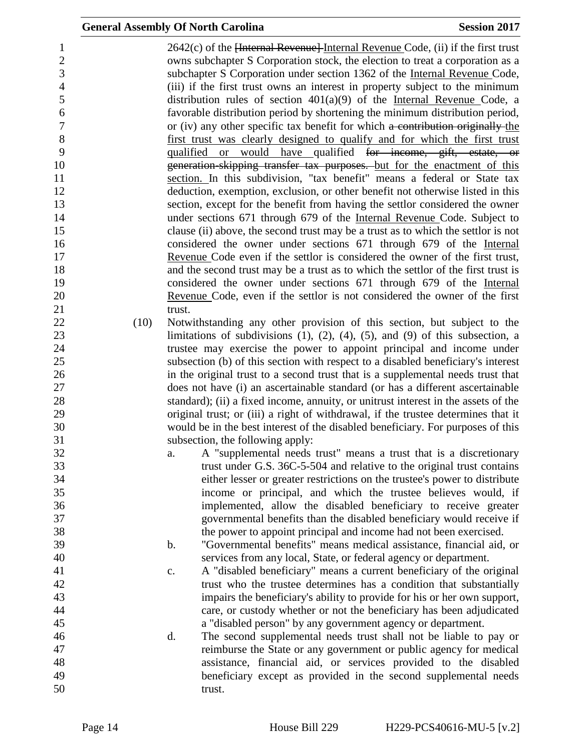2642(c) of the ~~[Internal Revenue]~~ Internal Revenue Code, (ii) if the first trust owns subchapter S Corporation stock, the election to treat a corporation as a subchapter S Corporation under section 1362 of the Internal Revenue Code, (iii) if the first trust owns an interest in property subject to the minimum distribution rules of section 401(a)(9) of the Internal Revenue Code, a favorable distribution period by shortening the minimum distribution period, or (iv) any other specific tax benefit for which ~~a contribution originally~~ the first trust was clearly designed to qualify and for which the first trust qualified or would have qualified ~~for income, gift, estate, or generation-skipping transfer tax purposes.~~ but for the enactment of this section. In this subdivision, "tax benefit" means a federal or State tax deduction, exemption, exclusion, or other benefit not otherwise listed in this section, except for the benefit from having the settlor considered the owner under sections 671 through 679 of the Internal Revenue Code. Subject to clause (ii) above, the second trust may be a trust as to which the settlor is not considered the owner under sections 671 through 679 of the Internal Revenue Code even if the settlor is considered the owner of the first trust, and the second trust may be a trust as to which the settlor of the first trust is considered the owner under sections 671 through 679 of the Internal Revenue Code, even if the settlor is not considered the owner of the first trust.

(10) Notwithstanding any other provision of this section, but subject to the limitations of subdivisions (1), (2), (4), (5), and (9) of this subsection, a trustee may exercise the power to appoint principal and income under subsection (b) of this section with respect to a disabled beneficiary's interest in the original trust to a second trust that is a supplemental needs trust that does not have (i) an ascertainable standard (or has a different ascertainable standard); (ii) a fixed income, annuity, or unitrust interest in the assets of the original trust; or (iii) a right of withdrawal, if the trustee determines that it would be in the best interest of the disabled beneficiary. For purposes of this subsection, the following apply:

a. A "supplemental needs trust" means a trust that is a discretionary trust under G.S. 36C-5-504 and relative to the original trust contains either lesser or greater restrictions on the trustee's power to distribute income or principal, and which the trustee believes would, if implemented, allow the disabled beneficiary to receive greater governmental benefits than the disabled beneficiary would receive if the power to appoint principal and income had not been exercised.

b. "Governmental benefits" means medical assistance, financial aid, or services from any local, State, or federal agency or department.

c. A "disabled beneficiary" means a current beneficiary of the original trust who the trustee determines has a condition that substantially impairs the beneficiary's ability to provide for his or her own support, care, or custody whether or not the beneficiary has been adjudicated a "disabled person" by any government agency or department.

d. The second supplemental needs trust shall not be liable to pay or reimburse the State or any government or public agency for medical assistance, financial aid, or services provided to the disabled beneficiary except as provided in the second supplemental needs trust.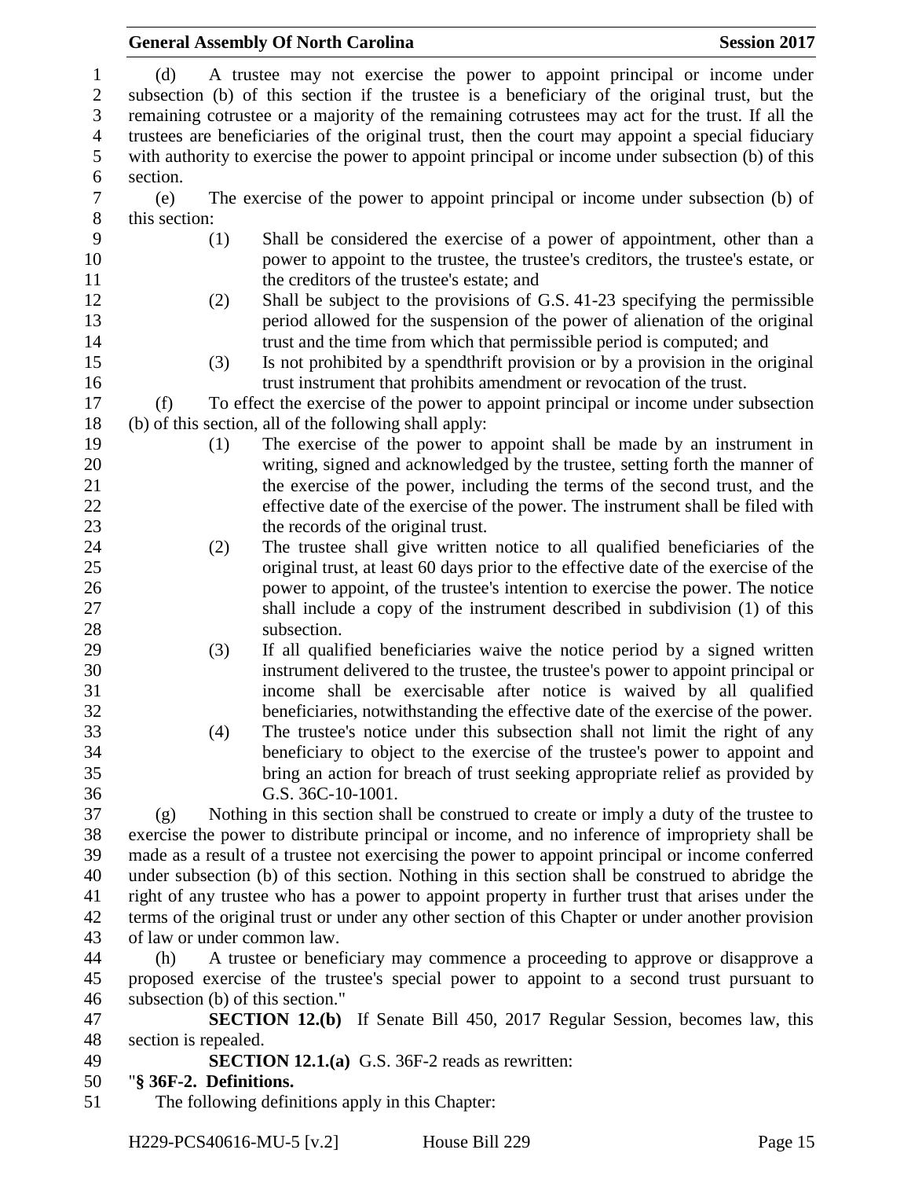(d) A trustee may not exercise the power to appoint principal or income under subsection (b) of this section if the trustee is a beneficiary of the original trust, but the remaining cotrustee or a majority of the remaining cotrustees may act for the trust. If all the trustees are beneficiaries of the original trust, then the court may appoint a special fiduciary with authority to exercise the power to appoint principal or income under subsection (b) of this section.

(e) The exercise of the power to appoint principal or income under subsection (b) of this section:

(1) Shall be considered the exercise of a power of appointment, other than a power to appoint to the trustee, the trustee's creditors, the trustee's estate, or the creditors of the trustee's estate; and

(2) Shall be subject to the provisions of G.S. 41-23 specifying the permissible period allowed for the suspension of the power of alienation of the original trust and the time from which that permissible period is computed; and

(3) Is not prohibited by a spendthrift provision or by a provision in the original trust instrument that prohibits amendment or revocation of the trust.

(f) To effect the exercise of the power to appoint principal or income under subsection (b) of this section, all of the following shall apply:

(1) The exercise of the power to appoint shall be made by an instrument in writing, signed and acknowledged by the trustee, setting forth the manner of the exercise of the power, including the terms of the second trust, and the effective date of the exercise of the power. The instrument shall be filed with the records of the original trust.

(2) The trustee shall give written notice to all qualified beneficiaries of the original trust, at least 60 days prior to the effective date of the exercise of the power to appoint, of the trustee's intention to exercise the power. The notice shall include a copy of the instrument described in subdivision (1) of this subsection.

(3) If all qualified beneficiaries waive the notice period by a signed written instrument delivered to the trustee, the trustee's power to appoint principal or income shall be exercisable after notice is waived by all qualified beneficiaries, notwithstanding the effective date of the exercise of the power.

(4) The trustee's notice under this subsection shall not limit the right of any beneficiary to object to the exercise of the trustee's power to appoint and bring an action for breach of trust seeking appropriate relief as provided by G.S. 36C-10-1001.

(g) Nothing in this section shall be construed to create or imply a duty of the trustee to exercise the power to distribute principal or income, and no inference of impropriety shall be made as a result of a trustee not exercising the power to appoint principal or income conferred under subsection (b) of this section. Nothing in this section shall be construed to abridge the right of any trustee who has a power to appoint property in further trust that arises under the terms of the original trust or under any other section of this Chapter or under another provision of law or under common law.

(h) A trustee or beneficiary may commence a proceeding to approve or disapprove a proposed exercise of the trustee's special power to appoint to a second trust pursuant to subsection (b) of this section."

**SECTION 12.(b)** If Senate Bill 450, 2017 Regular Session, becomes law, this section is repealed.

**SECTION 12.1.(a)** G.S. 36F-2 reads as rewritten:

"**§ 36F-2. Definitions.**

The following definitions apply in this Chapter: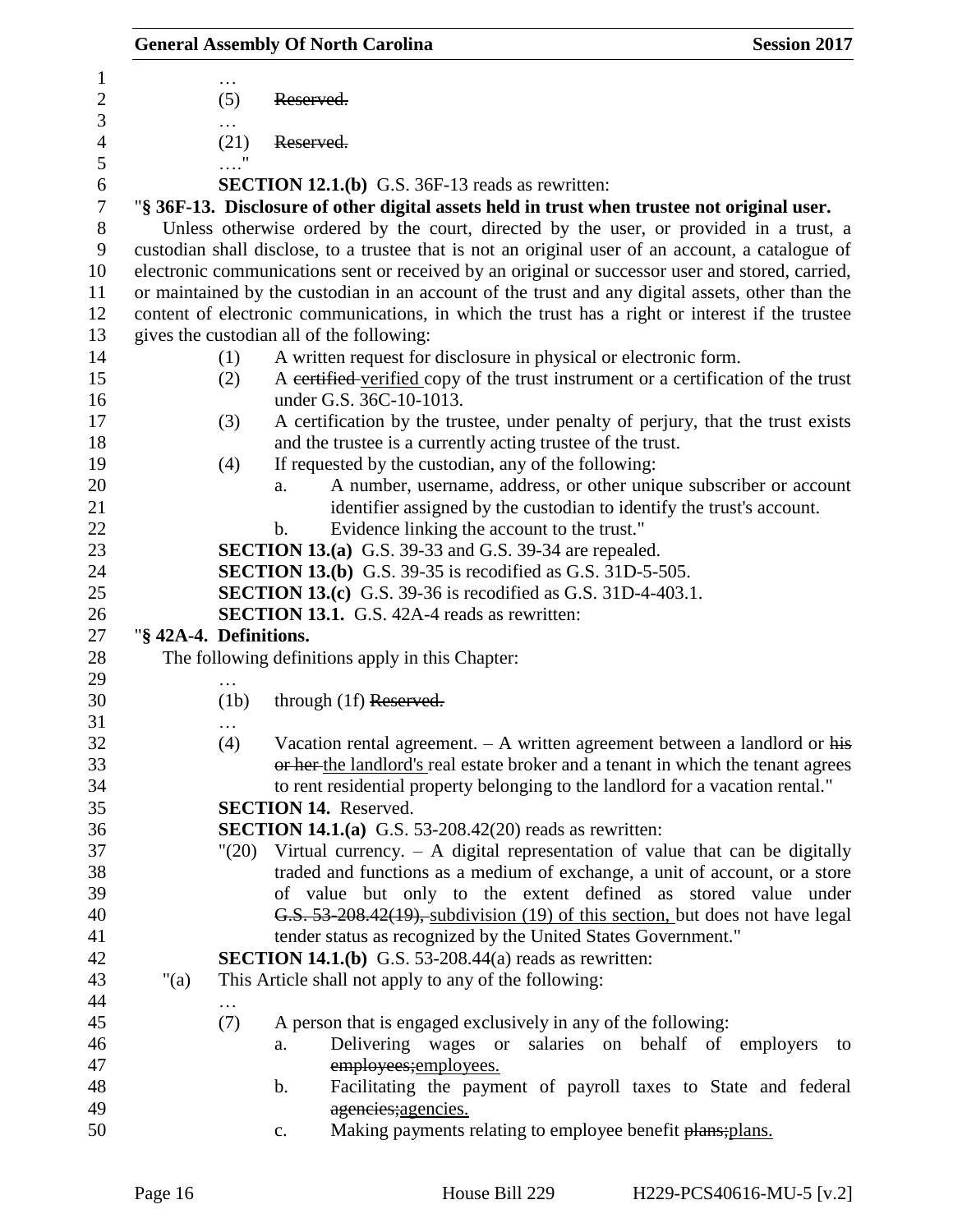…

(5) ~~Reserved.~~

…

(21) ~~Reserved.~~

…."

**SECTION 12.1.(b)** G.S. 36F-13 reads as rewritten:

"**§ 36F-13. Disclosure of other digital assets held in trust when trustee not original user.**

Unless otherwise ordered by the court, directed by the user, or provided in a trust, a custodian shall disclose, to a trustee that is not an original user of an account, a catalogue of electronic communications sent or received by an original or successor user and stored, carried, or maintained by the custodian in an account of the trust and any digital assets, other than the content of electronic communications, in which the trust has a right or interest if the trustee gives the custodian all of the following:

(1) A written request for disclosure in physical or electronic form.

(2) A ~~certified~~ verified copy of the trust instrument or a certification of the trust under G.S. 36C-10-1013.

(3) A certification by the trustee, under penalty of perjury, that the trust exists and the trustee is a currently acting trustee of the trust.

(4) If requested by the custodian, any of the following:

a. A number, username, address, or other unique subscriber or account identifier assigned by the custodian to identify the trust's account.

b. Evidence linking the account to the trust."

**SECTION 13.(a)** G.S. 39-33 and G.S. 39-34 are repealed.

**SECTION 13.(b)** G.S. 39-35 is recodified as G.S. 31D-5-505.

**SECTION 13.(c)** G.S. 39-36 is recodified as G.S. 31D-4-403.1.

**SECTION 13.1.** G.S. 42A-4 reads as rewritten:

"**§ 42A-4. Definitions.**

The following definitions apply in this Chapter:

…

(1b) through (1f) ~~Reserved.~~

…

(4) Vacation rental agreement. – A written agreement between a landlord or ~~his or her~~ the landlord's real estate broker and a tenant in which the tenant agrees to rent residential property belonging to the landlord for a vacation rental."

**SECTION 14.** Reserved.

**SECTION 14.1.(a)** G.S. 53-208.42(20) reads as rewritten:

"(20) Virtual currency. – A digital representation of value that can be digitally traded and functions as a medium of exchange, a unit of account, or a store of value but only to the extent defined as stored value under ~~G.S. 53-208.42(19),~~ subdivision (19) of this section, but does not have legal tender status as recognized by the United States Government."

**SECTION 14.1.(b)** G.S. 53-208.44(a) reads as rewritten:

"(a) This Article shall not apply to any of the following:

…

(7) A person that is engaged exclusively in any of the following:

a. Delivering wages or salaries on behalf of employers to ~~employees;~~employees.

b. Facilitating the payment of payroll taxes to State and federal ~~agencies;~~agencies.

c. Making payments relating to employee benefit ~~plans;~~plans.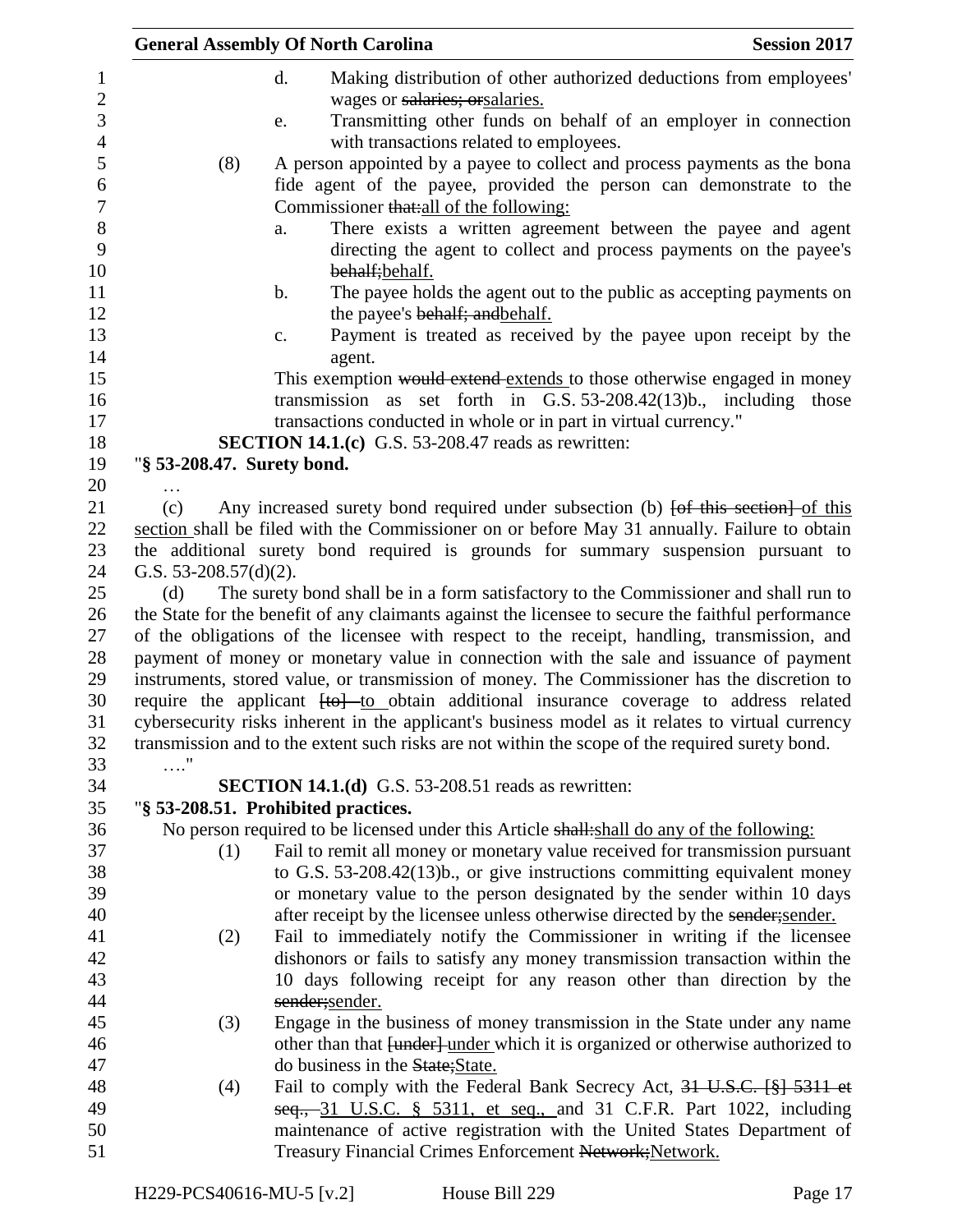d. Making distribution of other authorized deductions from employees' wages or ~~salaries; or~~salaries.

e. Transmitting other funds on behalf of an employer in connection with transactions related to employees.

(8) A person appointed by a payee to collect and process payments as the bona fide agent of the payee, provided the person can demonstrate to the Commissioner ~~that:~~all of the following:

a. There exists a written agreement between the payee and agent directing the agent to collect and process payments on the payee's ~~behalf;~~behalf.

b. The payee holds the agent out to the public as accepting payments on the payee's ~~behalf; and~~behalf.

c. Payment is treated as received by the payee upon receipt by the agent.

This exemption ~~would extend~~ extends to those otherwise engaged in money transmission as set forth in G.S. 53-208.42(13)b., including those transactions conducted in whole or in part in virtual currency."

**SECTION 14.1.(c)** G.S. 53-208.47 reads as rewritten:

"**§ 53-208.47. Surety bond.**

…

(c) Any increased surety bond required under subsection (b) ~~[of this section]~~ of this section shall be filed with the Commissioner on or before May 31 annually. Failure to obtain the additional surety bond required is grounds for summary suspension pursuant to G.S. 53-208.57(d)(2).

(d) The surety bond shall be in a form satisfactory to the Commissioner and shall run to the State for the benefit of any claimants against the licensee to secure the faithful performance of the obligations of the licensee with respect to the receipt, handling, transmission, and payment of money or monetary value in connection with the sale and issuance of payment instruments, stored value, or transmission of money. The Commissioner has the discretion to require the applicant ~~[to]~~ to obtain additional insurance coverage to address related cybersecurity risks inherent in the applicant's business model as it relates to virtual currency transmission and to the extent such risks are not within the scope of the required surety bond.

…."

**SECTION 14.1.(d)** G.S. 53-208.51 reads as rewritten:

"**§ 53-208.51. Prohibited practices.**

No person required to be licensed under this Article ~~shall:~~shall do any of the following:

(1) Fail to remit all money or monetary value received for transmission pursuant to G.S. 53-208.42(13)b., or give instructions committing equivalent money or monetary value to the person designated by the sender within 10 days after receipt by the licensee unless otherwise directed by the ~~sender;~~sender.

(2) Fail to immediately notify the Commissioner in writing if the licensee dishonors or fails to satisfy any money transmission transaction within the 10 days following receipt for any reason other than direction by the ~~sender;~~sender.

(3) Engage in the business of money transmission in the State under any name other than that ~~[under]~~ under which it is organized or otherwise authorized to do business in the ~~State;~~State.

(4) Fail to comply with the Federal Bank Secrecy Act, ~~31 U.S.C. [§] 5311 et seq.,~~ 31 U.S.C. § 5311, et seq., and 31 C.F.R. Part 1022, including maintenance of active registration with the United States Department of Treasury Financial Crimes Enforcement ~~Network;~~Network.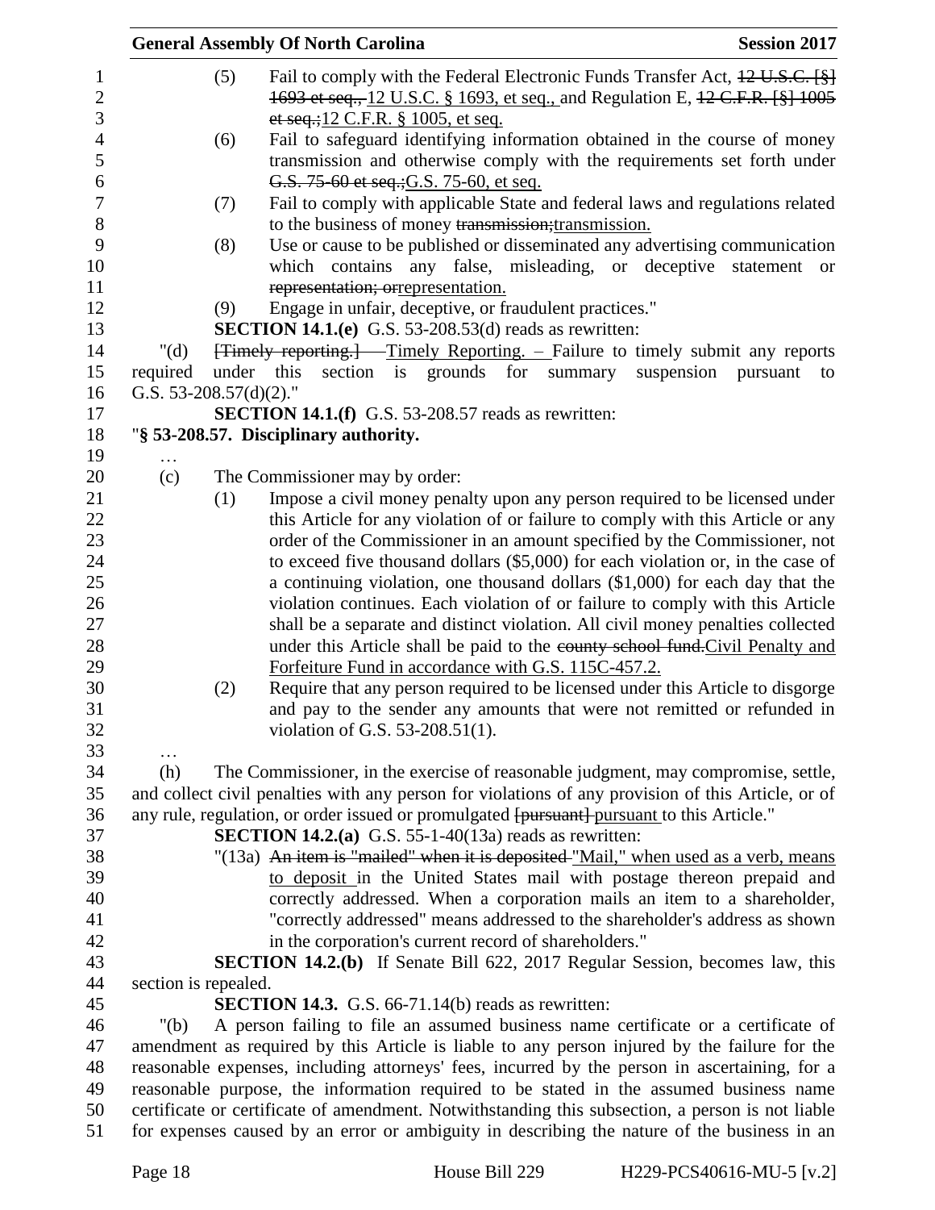(5) Fail to comply with the Federal Electronic Funds Transfer Act, ~~12 U.S.C. [§] 1693 et seq.,~~ 12 U.S.C. § 1693, et seq., and Regulation E, ~~12 C.F.R. [§] 1005 et seq.;~~12 C.F.R. § 1005, et seq.

(6) Fail to safeguard identifying information obtained in the course of money transmission and otherwise comply with the requirements set forth under ~~G.S. 75-60 et seq.;~~G.S. 75-60, et seq.

(7) Fail to comply with applicable State and federal laws and regulations related to the business of money ~~transmission;~~transmission.

(8) Use or cause to be published or disseminated any advertising communication which contains any false, misleading, or deceptive statement or ~~representation; or~~representation.

(9) Engage in unfair, deceptive, or fraudulent practices."

**SECTION 14.1.(e)** G.S. 53-208.53(d) reads as rewritten:

"(d) ~~[Timely reporting.]~~ Timely Reporting. – Failure to timely submit any reports required under this section is grounds for summary suspension pursuant to G.S. 53-208.57(d)(2)."

**SECTION 14.1.(f)** G.S. 53-208.57 reads as rewritten:

"**§ 53-208.57. Disciplinary authority.**

…

(c) The Commissioner may by order:

(1) Impose a civil money penalty upon any person required to be licensed under this Article for any violation of or failure to comply with this Article or any order of the Commissioner in an amount specified by the Commissioner, not to exceed five thousand dollars ($5,000) for each violation or, in the case of a continuing violation, one thousand dollars ($1,000) for each day that the violation continues. Each violation of or failure to comply with this Article shall be a separate and distinct violation. All civil money penalties collected under this Article shall be paid to the ~~county school fund.~~Civil Penalty and Forfeiture Fund in accordance with G.S. 115C-457.2.

(2) Require that any person required to be licensed under this Article to disgorge and pay to the sender any amounts that were not remitted or refunded in violation of G.S. 53-208.51(1).

…

(h) The Commissioner, in the exercise of reasonable judgment, may compromise, settle, and collect civil penalties with any person for violations of any provision of this Article, or of any rule, regulation, or order issued or promulgated ~~[pursuant]~~ pursuant to this Article."

**SECTION 14.2.(a)** G.S. 55-1-40(13a) reads as rewritten:

"(13a) ~~An item is "mailed" when it is deposited~~ "Mail," when used as a verb, means to deposit in the United States mail with postage thereon prepaid and correctly addressed. When a corporation mails an item to a shareholder, "correctly addressed" means addressed to the shareholder's address as shown in the corporation's current record of shareholders."

**SECTION 14.2.(b)** If Senate Bill 622, 2017 Regular Session, becomes law, this section is repealed.

**SECTION 14.3.** G.S. 66-71.14(b) reads as rewritten:

"(b) A person failing to file an assumed business name certificate or a certificate of amendment as required by this Article is liable to any person injured by the failure for the reasonable expenses, including attorneys' fees, incurred by the person in ascertaining, for a reasonable purpose, the information required to be stated in the assumed business name certificate or certificate of amendment. Notwithstanding this subsection, a person is not liable for expenses caused by an error or ambiguity in describing the nature of the business in an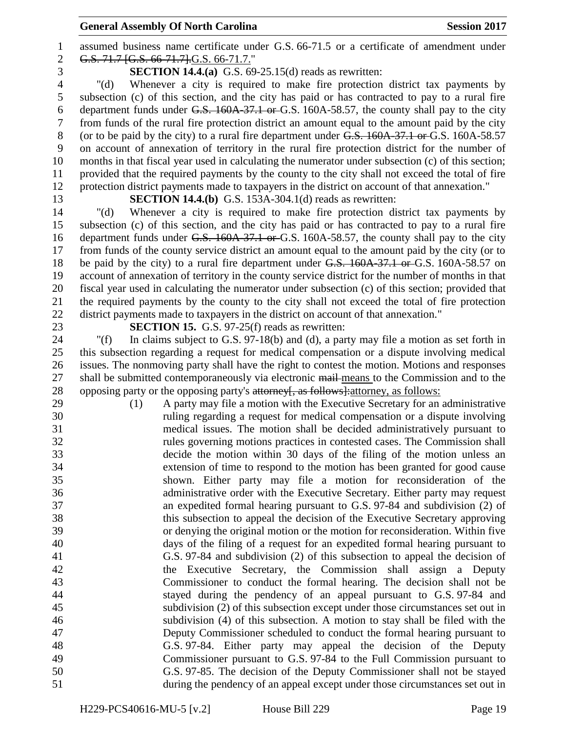assumed business name certificate under G.S. 66-71.5 or a certificate of amendment under ~~G.S. 71.7 [G.S. 66-71.7].~~G.S. 66-71.7."

**SECTION 14.4.(a)** G.S. 69-25.15(d) reads as rewritten:

"(d) Whenever a city is required to make fire protection district tax payments by subsection (c) of this section, and the city has paid or has contracted to pay to a rural fire department funds under ~~G.S. 160A-37.1 or~~ G.S. 160A-58.57, the county shall pay to the city from funds of the rural fire protection district an amount equal to the amount paid by the city (or to be paid by the city) to a rural fire department under ~~G.S. 160A-37.1 or~~ G.S. 160A-58.57 on account of annexation of territory in the rural fire protection district for the number of months in that fiscal year used in calculating the numerator under subsection (c) of this section; provided that the required payments by the county to the city shall not exceed the total of fire protection district payments made to taxpayers in the district on account of that annexation."

**SECTION 14.4.(b)** G.S. 153A-304.1(d) reads as rewritten:

"(d) Whenever a city is required to make fire protection district tax payments by subsection (c) of this section, and the city has paid or has contracted to pay to a rural fire department funds under ~~G.S. 160A-37.1 or~~ G.S. 160A-58.57, the county shall pay to the city from funds of the county service district an amount equal to the amount paid by the city (or to be paid by the city) to a rural fire department under ~~G.S. 160A-37.1 or~~ G.S. 160A-58.57 on account of annexation of territory in the county service district for the number of months in that fiscal year used in calculating the numerator under subsection (c) of this section; provided that the required payments by the county to the city shall not exceed the total of fire protection district payments made to taxpayers in the district on account of that annexation."

**SECTION 15.** G.S. 97-25(f) reads as rewritten:

"(f) In claims subject to G.S. 97-18(b) and (d), a party may file a motion as set forth in this subsection regarding a request for medical compensation or a dispute involving medical issues. The nonmoving party shall have the right to contest the motion. Motions and responses shall be submitted contemporaneously via electronic ~~mail~~ <u>means</u> to the Commission and to the opposing party or the opposing party's ~~attorney[, as follows]:~~<u>attorney, as follows:</u>

(1) A party may file a motion with the Executive Secretary for an administrative ruling regarding a request for medical compensation or a dispute involving medical issues. The motion shall be decided administratively pursuant to rules governing motions practices in contested cases. The Commission shall decide the motion within 30 days of the filing of the motion unless an extension of time to respond to the motion has been granted for good cause shown. Either party may file a motion for reconsideration of the administrative order with the Executive Secretary. Either party may request an expedited formal hearing pursuant to G.S. 97-84 and subdivision (2) of this subsection to appeal the decision of the Executive Secretary approving or denying the original motion or the motion for reconsideration. Within five days of the filing of a request for an expedited formal hearing pursuant to G.S. 97-84 and subdivision (2) of this subsection to appeal the decision of the Executive Secretary, the Commission shall assign a Deputy Commissioner to conduct the formal hearing. The decision shall not be stayed during the pendency of an appeal pursuant to G.S. 97-84 and subdivision (2) of this subsection except under those circumstances set out in subdivision (4) of this subsection. A motion to stay shall be filed with the Deputy Commissioner scheduled to conduct the formal hearing pursuant to G.S. 97-84. Either party may appeal the decision of the Deputy Commissioner pursuant to G.S. 97-84 to the Full Commission pursuant to G.S. 97-85. The decision of the Deputy Commissioner shall not be stayed during the pendency of an appeal except under those circumstances set out in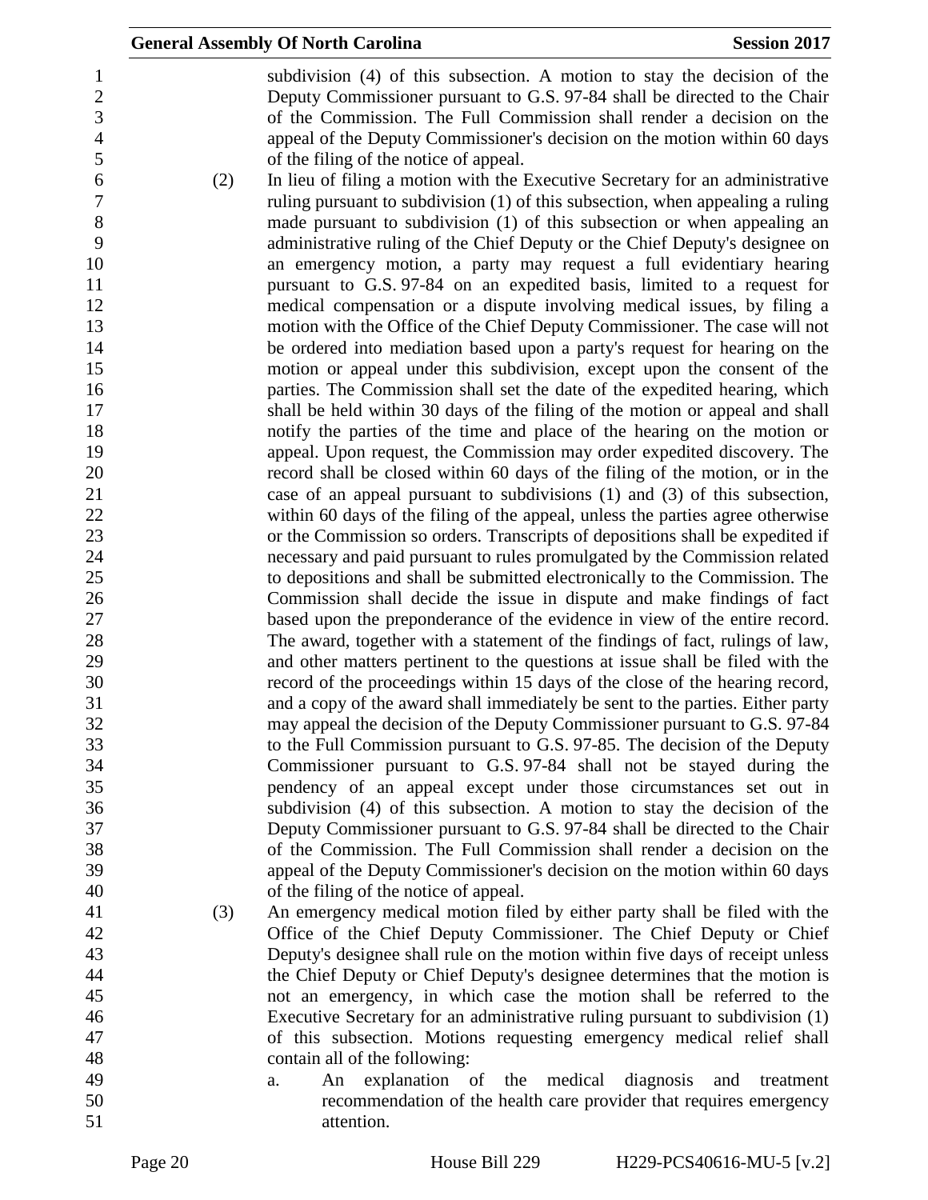subdivision (4) of this subsection. A motion to stay the decision of the Deputy Commissioner pursuant to G.S. 97-84 shall be directed to the Chair of the Commission. The Full Commission shall render a decision on the appeal of the Deputy Commissioner's decision on the motion within 60 days of the filing of the notice of appeal.

(2) In lieu of filing a motion with the Executive Secretary for an administrative ruling pursuant to subdivision (1) of this subsection, when appealing a ruling made pursuant to subdivision (1) of this subsection or when appealing an administrative ruling of the Chief Deputy or the Chief Deputy's designee on an emergency motion, a party may request a full evidentiary hearing pursuant to G.S. 97-84 on an expedited basis, limited to a request for medical compensation or a dispute involving medical issues, by filing a motion with the Office of the Chief Deputy Commissioner. The case will not be ordered into mediation based upon a party's request for hearing on the motion or appeal under this subdivision, except upon the consent of the parties. The Commission shall set the date of the expedited hearing, which shall be held within 30 days of the filing of the motion or appeal and shall notify the parties of the time and place of the hearing on the motion or appeal. Upon request, the Commission may order expedited discovery. The record shall be closed within 60 days of the filing of the motion, or in the case of an appeal pursuant to subdivisions (1) and (3) of this subsection, within 60 days of the filing of the appeal, unless the parties agree otherwise or the Commission so orders. Transcripts of depositions shall be expedited if necessary and paid pursuant to rules promulgated by the Commission related to depositions and shall be submitted electronically to the Commission. The Commission shall decide the issue in dispute and make findings of fact based upon the preponderance of the evidence in view of the entire record. The award, together with a statement of the findings of fact, rulings of law, and other matters pertinent to the questions at issue shall be filed with the record of the proceedings within 15 days of the close of the hearing record, and a copy of the award shall immediately be sent to the parties. Either party may appeal the decision of the Deputy Commissioner pursuant to G.S. 97-84 to the Full Commission pursuant to G.S. 97-85. The decision of the Deputy Commissioner pursuant to G.S. 97-84 shall not be stayed during the pendency of an appeal except under those circumstances set out in subdivision (4) of this subsection. A motion to stay the decision of the Deputy Commissioner pursuant to G.S. 97-84 shall be directed to the Chair of the Commission. The Full Commission shall render a decision on the appeal of the Deputy Commissioner's decision on the motion within 60 days of the filing of the notice of appeal.

(3) An emergency medical motion filed by either party shall be filed with the Office of the Chief Deputy Commissioner. The Chief Deputy or Chief Deputy's designee shall rule on the motion within five days of receipt unless the Chief Deputy or Chief Deputy's designee determines that the motion is not an emergency, in which case the motion shall be referred to the Executive Secretary for an administrative ruling pursuant to subdivision (1) of this subsection. Motions requesting emergency medical relief shall contain all of the following:

a. An explanation of the medical diagnosis and treatment recommendation of the health care provider that requires emergency attention.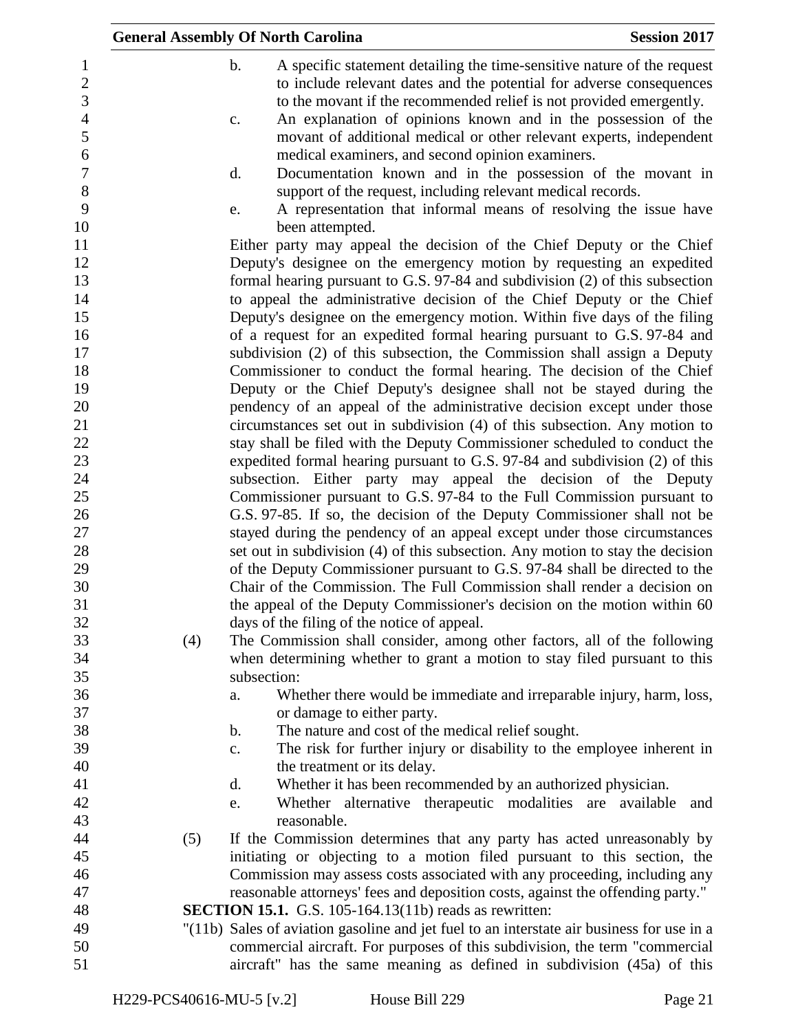b. A specific statement detailing the time-sensitive nature of the request to include relevant dates and the potential for adverse consequences to the movant if the recommended relief is not provided emergently.

c. An explanation of opinions known and in the possession of the movant of additional medical or other relevant experts, independent medical examiners, and second opinion examiners.

d. Documentation known and in the possession of the movant in support of the request, including relevant medical records.

e. A representation that informal means of resolving the issue have been attempted.

Either party may appeal the decision of the Chief Deputy or the Chief Deputy's designee on the emergency motion by requesting an expedited formal hearing pursuant to G.S. 97-84 and subdivision (2) of this subsection to appeal the administrative decision of the Chief Deputy or the Chief Deputy's designee on the emergency motion. Within five days of the filing of a request for an expedited formal hearing pursuant to G.S. 97-84 and subdivision (2) of this subsection, the Commission shall assign a Deputy Commissioner to conduct the formal hearing. The decision of the Chief Deputy or the Chief Deputy's designee shall not be stayed during the pendency of an appeal of the administrative decision except under those circumstances set out in subdivision (4) of this subsection. Any motion to stay shall be filed with the Deputy Commissioner scheduled to conduct the expedited formal hearing pursuant to G.S. 97-84 and subdivision (2) of this subsection. Either party may appeal the decision of the Deputy Commissioner pursuant to G.S. 97-84 to the Full Commission pursuant to G.S. 97-85. If so, the decision of the Deputy Commissioner shall not be stayed during the pendency of an appeal except under those circumstances set out in subdivision (4) of this subsection. Any motion to stay the decision of the Deputy Commissioner pursuant to G.S. 97-84 shall be directed to the Chair of the Commission. The Full Commission shall render a decision on the appeal of the Deputy Commissioner's decision on the motion within 60 days of the filing of the notice of appeal.

(4) The Commission shall consider, among other factors, all of the following when determining whether to grant a motion to stay filed pursuant to this subsection:

a. Whether there would be immediate and irreparable injury, harm, loss, or damage to either party.

b. The nature and cost of the medical relief sought.

c. The risk for further injury or disability to the employee inherent in the treatment or its delay.

d. Whether it has been recommended by an authorized physician.

e. Whether alternative therapeutic modalities are available and reasonable.

(5) If the Commission determines that any party has acted unreasonably by initiating or objecting to a motion filed pursuant to this section, the Commission may assess costs associated with any proceeding, including any reasonable attorneys' fees and deposition costs, against the offending party."

**SECTION 15.1.** G.S. 105-164.13(11b) reads as rewritten:

"(11b) Sales of aviation gasoline and jet fuel to an interstate air business for use in a commercial aircraft. For purposes of this subdivision, the term "commercial aircraft" has the same meaning as defined in subdivision (45a) of this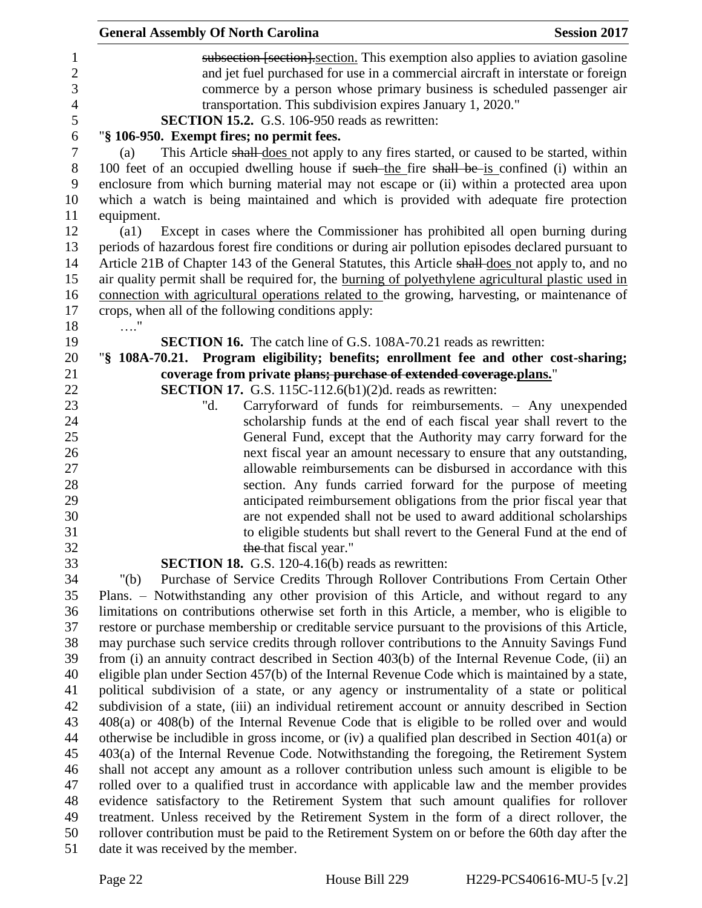~~subsection [section].~~section. This exemption also applies to aviation gasoline and jet fuel purchased for use in a commercial aircraft in interstate or foreign commerce by a person whose primary business is scheduled passenger air transportation. This subdivision expires January 1, 2020."

**SECTION 15.2.** G.S. 106-950 reads as rewritten:

"**§ 106-950. Exempt fires; no permit fees.**

(a) This Article ~~shall~~ does not apply to any fires started, or caused to be started, within 100 feet of an occupied dwelling house if ~~such~~ the fire ~~shall be~~ is confined (i) within an enclosure from which burning material may not escape or (ii) within a protected area upon which a watch is being maintained and which is provided with adequate fire protection equipment.

(a1) Except in cases where the Commissioner has prohibited all open burning during periods of hazardous forest fire conditions or during air pollution episodes declared pursuant to Article 21B of Chapter 143 of the General Statutes, this Article ~~shall~~ does not apply to, and no air quality permit shall be required for, the burning of polyethylene agricultural plastic used in connection with agricultural operations related to the growing, harvesting, or maintenance of crops, when all of the following conditions apply:

…."

**SECTION 16.** The catch line of G.S. 108A-70.21 reads as rewritten:

"**§ 108A-70.21. Program eligibility; benefits; enrollment fee and other cost-sharing; coverage from private ~~plans; purchase of extended coverage.~~plans.**"

**SECTION 17.** G.S. 115C-112.6(b1)(2)d. reads as rewritten:

"d. Carryforward of funds for reimbursements. – Any unexpended scholarship funds at the end of each fiscal year shall revert to the General Fund, except that the Authority may carry forward for the next fiscal year an amount necessary to ensure that any outstanding, allowable reimbursements can be disbursed in accordance with this section. Any funds carried forward for the purpose of meeting anticipated reimbursement obligations from the prior fiscal year that are not expended shall not be used to award additional scholarships to eligible students but shall revert to the General Fund at the end of ~~the~~ that fiscal year."

**SECTION 18.** G.S. 120-4.16(b) reads as rewritten:

"(b) Purchase of Service Credits Through Rollover Contributions From Certain Other Plans. – Notwithstanding any other provision of this Article, and without regard to any limitations on contributions otherwise set forth in this Article, a member, who is eligible to restore or purchase membership or creditable service pursuant to the provisions of this Article, may purchase such service credits through rollover contributions to the Annuity Savings Fund from (i) an annuity contract described in Section 403(b) of the Internal Revenue Code, (ii) an eligible plan under Section 457(b) of the Internal Revenue Code which is maintained by a state, political subdivision of a state, or any agency or instrumentality of a state or political subdivision of a state, (iii) an individual retirement account or annuity described in Section 408(a) or 408(b) of the Internal Revenue Code that is eligible to be rolled over and would otherwise be includible in gross income, or (iv) a qualified plan described in Section 401(a) or 403(a) of the Internal Revenue Code. Notwithstanding the foregoing, the Retirement System shall not accept any amount as a rollover contribution unless such amount is eligible to be rolled over to a qualified trust in accordance with applicable law and the member provides evidence satisfactory to the Retirement System that such amount qualifies for rollover treatment. Unless received by the Retirement System in the form of a direct rollover, the rollover contribution must be paid to the Retirement System on or before the 60th day after the date it was received by the member.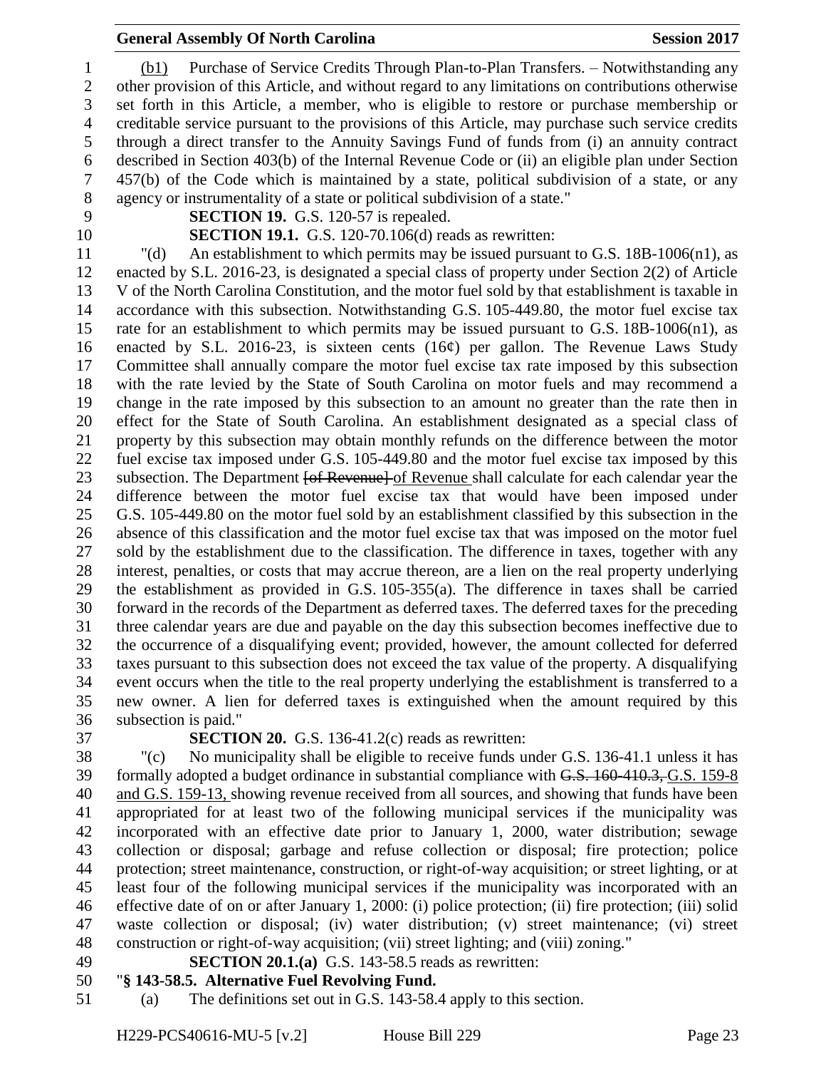(b1) Purchase of Service Credits Through Plan-to-Plan Transfers. – Notwithstanding any other provision of this Article, and without regard to any limitations on contributions otherwise set forth in this Article, a member, who is eligible to restore or purchase membership or creditable service pursuant to the provisions of this Article, may purchase such service credits through a direct transfer to the Annuity Savings Fund of funds from (i) an annuity contract described in Section 403(b) of the Internal Revenue Code or (ii) an eligible plan under Section 457(b) of the Code which is maintained by a state, political subdivision of a state, or any agency or instrumentality of a state or political subdivision of a state."

**SECTION 19.** G.S. 120-57 is repealed.

**SECTION 19.1.** G.S. 120-70.106(d) reads as rewritten:

"(d) An establishment to which permits may be issued pursuant to G.S. 18B-1006(n1), as enacted by S.L. 2016-23, is designated a special class of property under Section 2(2) of Article V of the North Carolina Constitution, and the motor fuel sold by that establishment is taxable in accordance with this subsection. Notwithstanding G.S. 105-449.80, the motor fuel excise tax rate for an establishment to which permits may be issued pursuant to G.S. 18B-1006(n1), as enacted by S.L. 2016-23, is sixteen cents (16¢) per gallon. The Revenue Laws Study Committee shall annually compare the motor fuel excise tax rate imposed by this subsection with the rate levied by the State of South Carolina on motor fuels and may recommend a change in the rate imposed by this subsection to an amount no greater than the rate then in effect for the State of South Carolina. An establishment designated as a special class of property by this subsection may obtain monthly refunds on the difference between the motor fuel excise tax imposed under G.S. 105-449.80 and the motor fuel excise tax imposed by this subsection. The Department ~~[of Revenue]~~ of Revenue shall calculate for each calendar year the difference between the motor fuel excise tax that would have been imposed under G.S. 105-449.80 on the motor fuel sold by an establishment classified by this subsection in the absence of this classification and the motor fuel excise tax that was imposed on the motor fuel sold by the establishment due to the classification. The difference in taxes, together with any interest, penalties, or costs that may accrue thereon, are a lien on the real property underlying the establishment as provided in G.S. 105-355(a). The difference in taxes shall be carried forward in the records of the Department as deferred taxes. The deferred taxes for the preceding three calendar years are due and payable on the day this subsection becomes ineffective due to the occurrence of a disqualifying event; provided, however, the amount collected for deferred taxes pursuant to this subsection does not exceed the tax value of the property. A disqualifying event occurs when the title to the real property underlying the establishment is transferred to a new owner. A lien for deferred taxes is extinguished when the amount required by this subsection is paid."

**SECTION 20.** G.S. 136-41.2(c) reads as rewritten:

"(c) No municipality shall be eligible to receive funds under G.S. 136-41.1 unless it has formally adopted a budget ordinance in substantial compliance with ~~G.S. 160-410.3,~~ G.S. 159-8 and G.S. 159-13, showing revenue received from all sources, and showing that funds have been appropriated for at least two of the following municipal services if the municipality was incorporated with an effective date prior to January 1, 2000, water distribution; sewage collection or disposal; garbage and refuse collection or disposal; fire protection; police protection; street maintenance, construction, or right-of-way acquisition; or street lighting, or at least four of the following municipal services if the municipality was incorporated with an effective date of on or after January 1, 2000: (i) police protection; (ii) fire protection; (iii) solid waste collection or disposal; (iv) water distribution; (v) street maintenance; (vi) street construction or right-of-way acquisition; (vii) street lighting; and (viii) zoning."

**SECTION 20.1.(a)** G.S. 143-58.5 reads as rewritten:

"**§ 143-58.5. Alternative Fuel Revolving Fund.**

(a) The definitions set out in G.S. 143-58.4 apply to this section.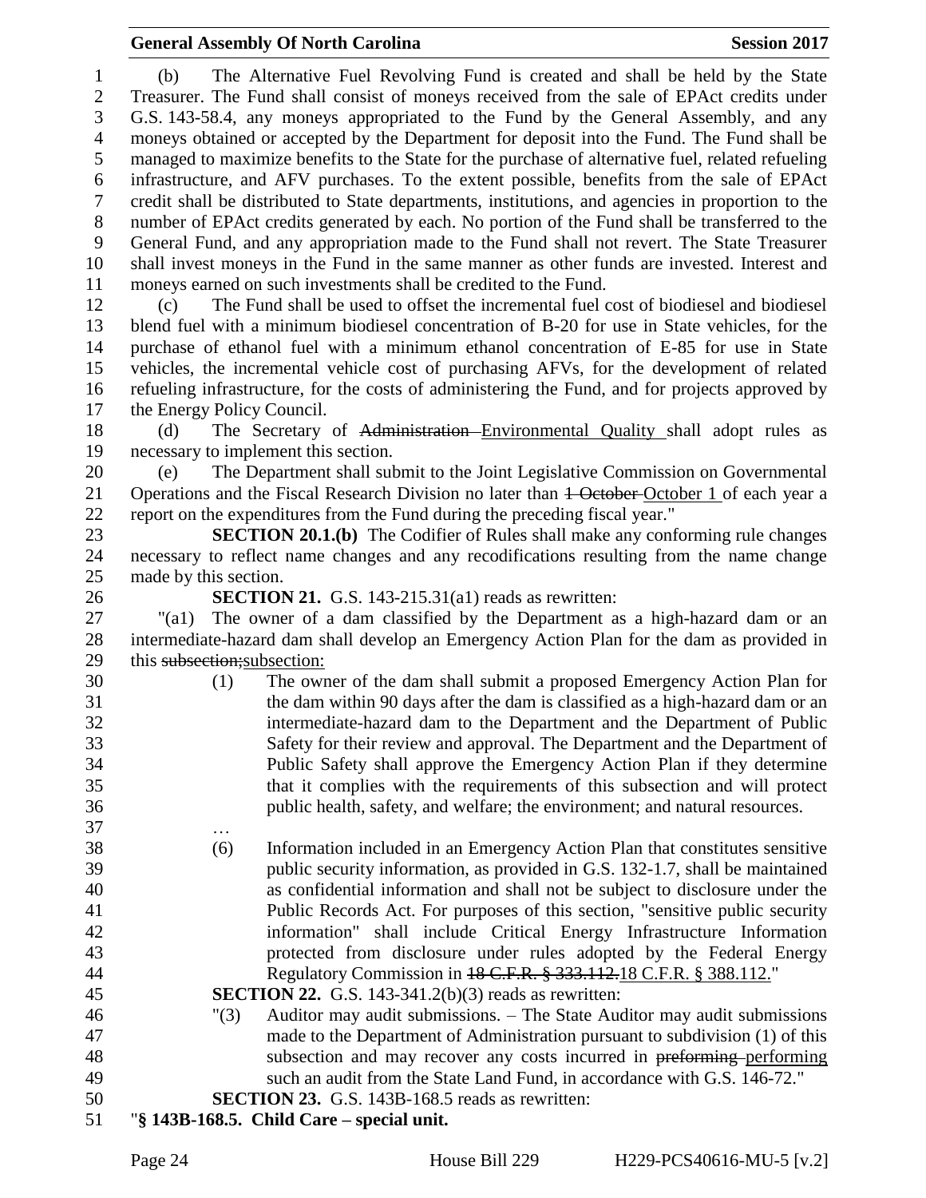(b) The Alternative Fuel Revolving Fund is created and shall be held by the State Treasurer. The Fund shall consist of moneys received from the sale of EPAct credits under G.S. 143-58.4, any moneys appropriated to the Fund by the General Assembly, and any moneys obtained or accepted by the Department for deposit into the Fund. The Fund shall be managed to maximize benefits to the State for the purchase of alternative fuel, related refueling infrastructure, and AFV purchases. To the extent possible, benefits from the sale of EPAct credit shall be distributed to State departments, institutions, and agencies in proportion to the number of EPAct credits generated by each. No portion of the Fund shall be transferred to the General Fund, and any appropriation made to the Fund shall not revert. The State Treasurer shall invest moneys in the Fund in the same manner as other funds are invested. Interest and moneys earned on such investments shall be credited to the Fund.

(c) The Fund shall be used to offset the incremental fuel cost of biodiesel and biodiesel blend fuel with a minimum biodiesel concentration of B-20 for use in State vehicles, for the purchase of ethanol fuel with a minimum ethanol concentration of E-85 for use in State vehicles, the incremental vehicle cost of purchasing AFVs, for the development of related refueling infrastructure, for the costs of administering the Fund, and for projects approved by the Energy Policy Council.

(d) The Secretary of ~~Administration~~ Environmental Quality shall adopt rules as necessary to implement this section.

(e) The Department shall submit to the Joint Legislative Commission on Governmental Operations and the Fiscal Research Division no later than ~~1 October~~ October 1 of each year a report on the expenditures from the Fund during the preceding fiscal year."

**SECTION 20.1.(b)** The Codifier of Rules shall make any conforming rule changes necessary to reflect name changes and any recodifications resulting from the name change made by this section.

**SECTION 21.** G.S. 143-215.31(a1) reads as rewritten:

"(a1) The owner of a dam classified by the Department as a high-hazard dam or an intermediate-hazard dam shall develop an Emergency Action Plan for the dam as provided in this ~~subsection;~~subsection:

(1) The owner of the dam shall submit a proposed Emergency Action Plan for the dam within 90 days after the dam is classified as a high-hazard dam or an intermediate-hazard dam to the Department and the Department of Public Safety for their review and approval. The Department and the Department of Public Safety shall approve the Emergency Action Plan if they determine that it complies with the requirements of this subsection and will protect public health, safety, and welfare; the environment; and natural resources.

…

(6) Information included in an Emergency Action Plan that constitutes sensitive public security information, as provided in G.S. 132-1.7, shall be maintained as confidential information and shall not be subject to disclosure under the Public Records Act. For purposes of this section, "sensitive public security information" shall include Critical Energy Infrastructure Information protected from disclosure under rules adopted by the Federal Energy Regulatory Commission in ~~18 C.F.R. § 333.112.~~18 C.F.R. § 388.112."

**SECTION 22.** G.S. 143-341.2(b)(3) reads as rewritten:

"(3) Auditor may audit submissions. – The State Auditor may audit submissions made to the Department of Administration pursuant to subdivision (1) of this subsection and may recover any costs incurred in ~~preforming~~ performing such an audit from the State Land Fund, in accordance with G.S. 146-72."

**SECTION 23.** G.S. 143B-168.5 reads as rewritten:

"**§ 143B-168.5. Child Care – special unit.**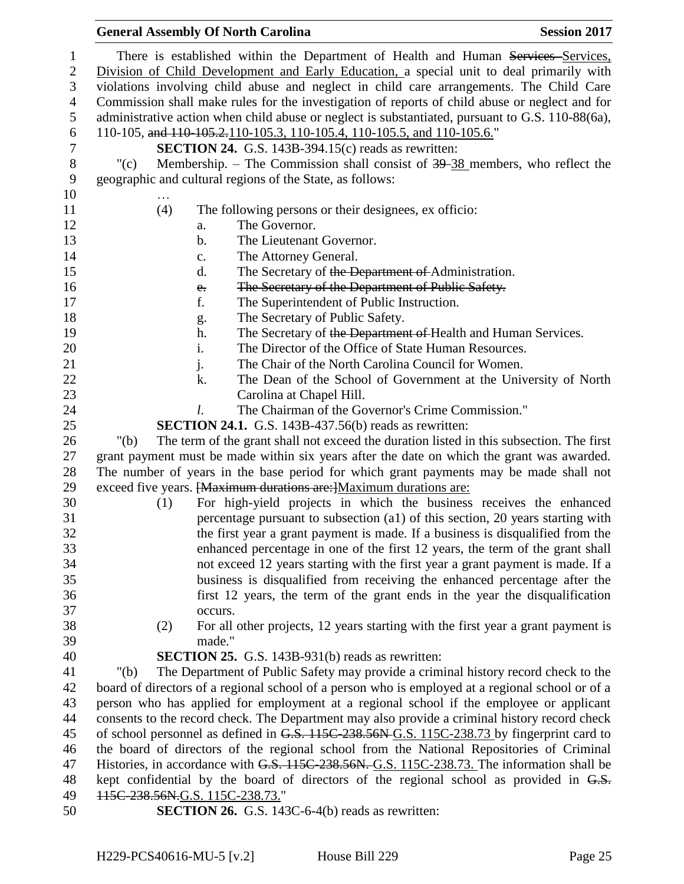There is established within the Department of Health and Human ~~Services~~ Services, Division of Child Development and Early Education, a special unit to deal primarily with violations involving child abuse and neglect in child care arrangements. The Child Care Commission shall make rules for the investigation of reports of child abuse or neglect and for administrative action when child abuse or neglect is substantiated, pursuant to G.S. 110-88(6a), 110-105, ~~and 110-105.2.~~110-105.3, 110-105.4, 110-105.5, and 110-105.6."

**SECTION 24.** G.S. 143B-394.15(c) reads as rewritten:

"(c) Membership. – The Commission shall consist of ~~39~~ 38 members, who reflect the geographic and cultural regions of the State, as follows:

…

(4) The following persons or their designees, ex officio:

a. The Governor.
b. The Lieutenant Governor.
c. The Attorney General.
d. The Secretary of ~~the Department of~~ Administration.
~~e. The Secretary of the Department of Public Safety.~~
f. The Superintendent of Public Instruction.
g. The Secretary of Public Safety.
h. The Secretary of ~~the Department of~~ Health and Human Services.
i. The Director of the Office of State Human Resources.
j. The Chair of the North Carolina Council for Women.
k. The Dean of the School of Government at the University of North Carolina at Chapel Hill.
*l*. The Chairman of the Governor's Crime Commission."

**SECTION 24.1.** G.S. 143B-437.56(b) reads as rewritten:

"(b) The term of the grant shall not exceed the duration listed in this subsection. The first grant payment must be made within six years after the date on which the grant was awarded. The number of years in the base period for which grant payments may be made shall not exceed five years. ~~[Maximum durations are:]~~Maximum durations are:

(1) For high-yield projects in which the business receives the enhanced percentage pursuant to subsection (a1) of this section, 20 years starting with the first year a grant payment is made. If a business is disqualified from the enhanced percentage in one of the first 12 years, the term of the grant shall not exceed 12 years starting with the first year a grant payment is made. If a business is disqualified from receiving the enhanced percentage after the first 12 years, the term of the grant ends in the year the disqualification occurs.

(2) For all other projects, 12 years starting with the first year a grant payment is made."

**SECTION 25.** G.S. 143B-931(b) reads as rewritten:

"(b) The Department of Public Safety may provide a criminal history record check to the board of directors of a regional school of a person who is employed at a regional school or of a person who has applied for employment at a regional school if the employee or applicant consents to the record check. The Department may also provide a criminal history record check of school personnel as defined in ~~G.S. 115C-238.56N~~ G.S. 115C-238.73 by fingerprint card to the board of directors of the regional school from the National Repositories of Criminal Histories, in accordance with ~~G.S. 115C-238.56N.~~ G.S. 115C-238.73. The information shall be kept confidential by the board of directors of the regional school as provided in ~~G.S. 115C-238.56N.~~G.S. 115C-238.73."

**SECTION 26.** G.S. 143C-6-4(b) reads as rewritten: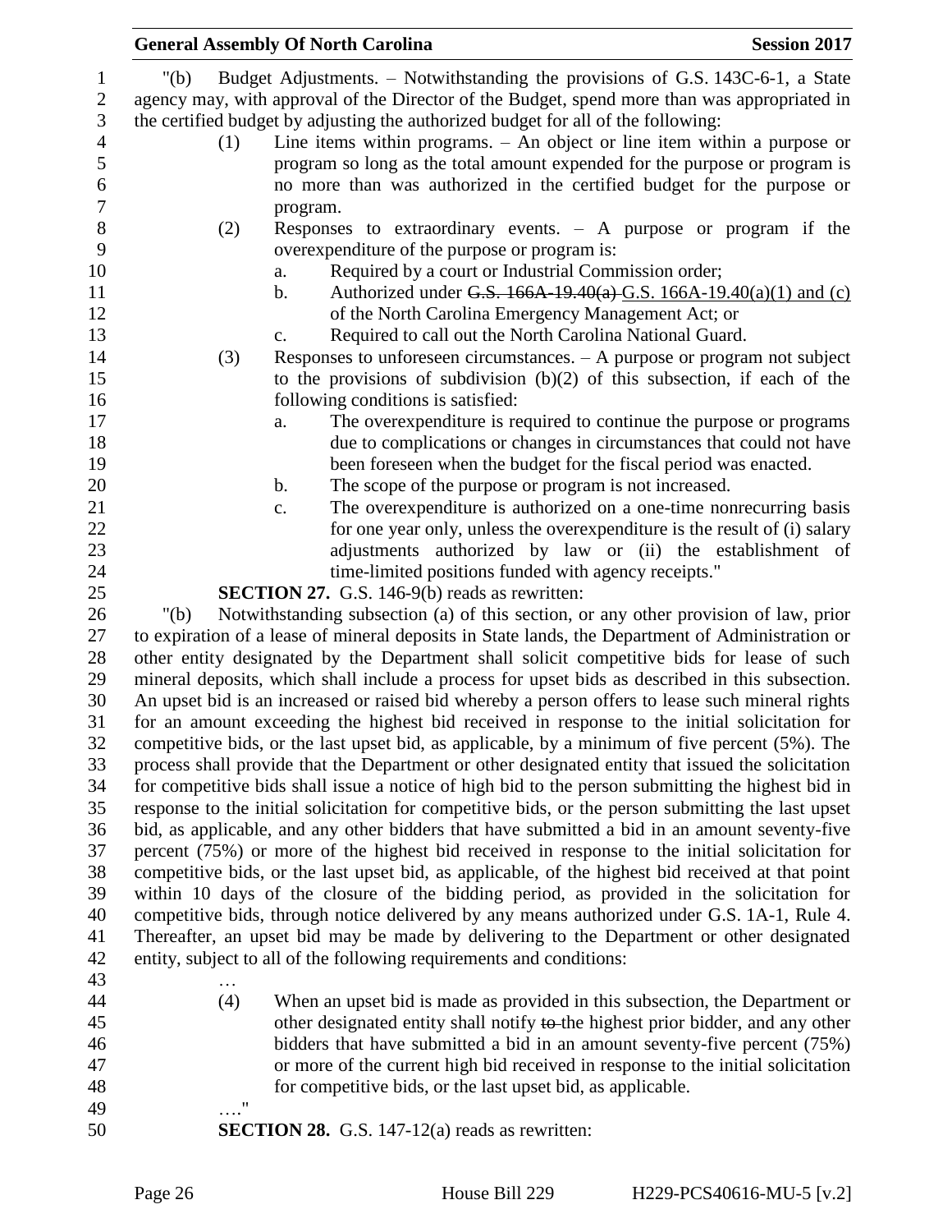"(b) Budget Adjustments. – Notwithstanding the provisions of G.S. 143C-6-1, a State agency may, with approval of the Director of the Budget, spend more than was appropriated in the certified budget by adjusting the authorized budget for all of the following:

(1) Line items within programs. – An object or line item within a purpose or program so long as the total amount expended for the purpose or program is no more than was authorized in the certified budget for the purpose or program.

(2) Responses to extraordinary events. – A purpose or program if the overexpenditure of the purpose or program is:

a. Required by a court or Industrial Commission order;

b. Authorized under ~~G.S. 166A-19.40(a)~~ G.S. 166A-19.40(a)(1) and (c) of the North Carolina Emergency Management Act; or

c. Required to call out the North Carolina National Guard.

(3) Responses to unforeseen circumstances. – A purpose or program not subject to the provisions of subdivision (b)(2) of this subsection, if each of the following conditions is satisfied:

a. The overexpenditure is required to continue the purpose or programs due to complications or changes in circumstances that could not have been foreseen when the budget for the fiscal period was enacted.

b. The scope of the purpose or program is not increased.

c. The overexpenditure is authorized on a one-time nonrecurring basis for one year only, unless the overexpenditure is the result of (i) salary adjustments authorized by law or (ii) the establishment of time-limited positions funded with agency receipts."

**SECTION 27.** G.S. 146-9(b) reads as rewritten:

"(b) Notwithstanding subsection (a) of this section, or any other provision of law, prior to expiration of a lease of mineral deposits in State lands, the Department of Administration or other entity designated by the Department shall solicit competitive bids for lease of such mineral deposits, which shall include a process for upset bids as described in this subsection. An upset bid is an increased or raised bid whereby a person offers to lease such mineral rights for an amount exceeding the highest bid received in response to the initial solicitation for competitive bids, or the last upset bid, as applicable, by a minimum of five percent (5%). The process shall provide that the Department or other designated entity that issued the solicitation for competitive bids shall issue a notice of high bid to the person submitting the highest bid in response to the initial solicitation for competitive bids, or the person submitting the last upset bid, as applicable, and any other bidders that have submitted a bid in an amount seventy-five percent (75%) or more of the highest bid received in response to the initial solicitation for competitive bids, or the last upset bid, as applicable, of the highest bid received at that point within 10 days of the closure of the bidding period, as provided in the solicitation for competitive bids, through notice delivered by any means authorized under G.S. 1A-1, Rule 4. Thereafter, an upset bid may be made by delivering to the Department or other designated entity, subject to all of the following requirements and conditions:

…

(4) When an upset bid is made as provided in this subsection, the Department or other designated entity shall notify ~~to~~ the highest prior bidder, and any other bidders that have submitted a bid in an amount seventy-five percent (75%) or more of the current high bid received in response to the initial solicitation for competitive bids, or the last upset bid, as applicable.

…."

**SECTION 28.** G.S. 147-12(a) reads as rewritten: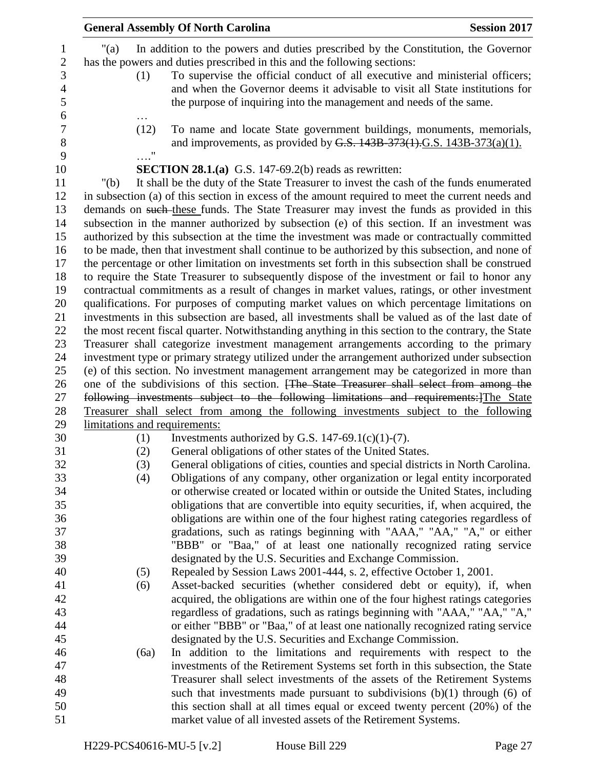"(a) In addition to the powers and duties prescribed by the Constitution, the Governor has the powers and duties prescribed in this and the following sections:

(1) To supervise the official conduct of all executive and ministerial officers; and when the Governor deems it advisable to visit all State institutions for the purpose of inquiring into the management and needs of the same.

…

(12) To name and locate State government buildings, monuments, memorials, and improvements, as provided by ~~G.S. 143B-373(1).~~G.S. 143B-373(a)(1).

…."

**SECTION 28.1.(a)** G.S. 147-69.2(b) reads as rewritten:

"(b) It shall be the duty of the State Treasurer to invest the cash of the funds enumerated in subsection (a) of this section in excess of the amount required to meet the current needs and demands on ~~such~~ these funds. The State Treasurer may invest the funds as provided in this subsection in the manner authorized by subsection (e) of this section. If an investment was authorized by this subsection at the time the investment was made or contractually committed to be made, then that investment shall continue to be authorized by this subsection, and none of the percentage or other limitation on investments set forth in this subsection shall be construed to require the State Treasurer to subsequently dispose of the investment or fail to honor any contractual commitments as a result of changes in market values, ratings, or other investment qualifications. For purposes of computing market values on which percentage limitations on investments in this subsection are based, all investments shall be valued as of the last date of the most recent fiscal quarter. Notwithstanding anything in this section to the contrary, the State Treasurer shall categorize investment management arrangements according to the primary investment type or primary strategy utilized under the arrangement authorized under subsection (e) of this section. No investment management arrangement may be categorized in more than one of the subdivisions of this section. ~~[The State Treasurer shall select from among the following investments subject to the following limitations and requirements:]~~The State Treasurer shall select from among the following investments subject to the following limitations and requirements:

(1) Investments authorized by G.S. 147-69.1(c)(1)-(7).

(2) General obligations of other states of the United States.

(3) General obligations of cities, counties and special districts in North Carolina.

(4) Obligations of any company, other organization or legal entity incorporated or otherwise created or located within or outside the United States, including obligations that are convertible into equity securities, if, when acquired, the obligations are within one of the four highest rating categories regardless of gradations, such as ratings beginning with "AAA," "AA," "A," or either "BBB" or "Baa," of at least one nationally recognized rating service designated by the U.S. Securities and Exchange Commission.

(5) Repealed by Session Laws 2001-444, s. 2, effective October 1, 2001.

(6) Asset-backed securities (whether considered debt or equity), if, when acquired, the obligations are within one of the four highest ratings categories regardless of gradations, such as ratings beginning with "AAA," "AA," "A," or either "BBB" or "Baa," of at least one nationally recognized rating service designated by the U.S. Securities and Exchange Commission.

(6a) In addition to the limitations and requirements with respect to the investments of the Retirement Systems set forth in this subsection, the State Treasurer shall select investments of the assets of the Retirement Systems such that investments made pursuant to subdivisions (b)(1) through (6) of this section shall at all times equal or exceed twenty percent (20%) of the market value of all invested assets of the Retirement Systems.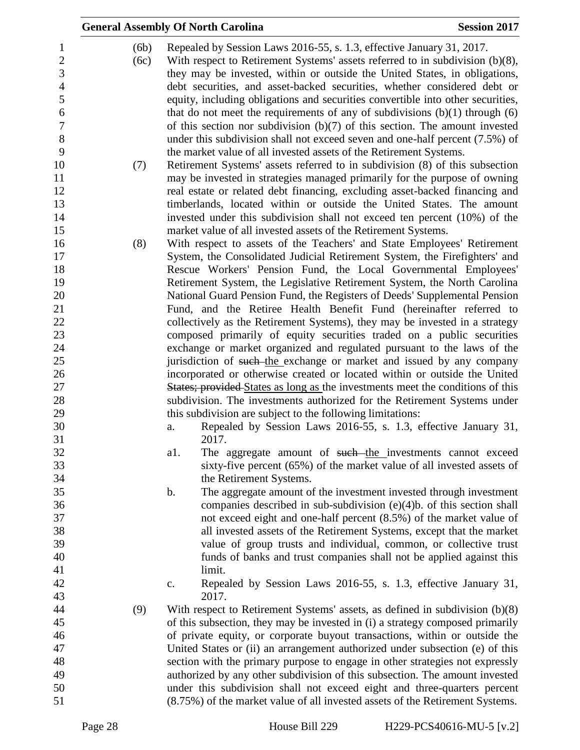(6b) Repealed by Session Laws 2016-55, s. 1.3, effective January 31, 2017.

(6c) With respect to Retirement Systems' assets referred to in subdivision (b)(8), they may be invested, within or outside the United States, in obligations, debt securities, and asset-backed securities, whether considered debt or equity, including obligations and securities convertible into other securities, that do not meet the requirements of any of subdivisions (b)(1) through (6) of this section nor subdivision (b)(7) of this section. The amount invested under this subdivision shall not exceed seven and one-half percent (7.5%) of the market value of all invested assets of the Retirement Systems.

(7) Retirement Systems' assets referred to in subdivision (8) of this subsection may be invested in strategies managed primarily for the purpose of owning real estate or related debt financing, excluding asset-backed financing and timberlands, located within or outside the United States. The amount invested under this subdivision shall not exceed ten percent (10%) of the market value of all invested assets of the Retirement Systems.

(8) With respect to assets of the Teachers' and State Employees' Retirement System, the Consolidated Judicial Retirement System, the Firefighters' and Rescue Workers' Pension Fund, the Local Governmental Employees' Retirement System, the Legislative Retirement System, the North Carolina National Guard Pension Fund, the Registers of Deeds' Supplemental Pension Fund, and the Retiree Health Benefit Fund (hereinafter referred to collectively as the Retirement Systems), they may be invested in a strategy composed primarily of equity securities traded on a public securities exchange or market organized and regulated pursuant to the laws of the jurisdiction of ~~such~~ the exchange or market and issued by any company incorporated or otherwise created or located within or outside the United ~~States; provided~~ States as long as the investments meet the conditions of this subdivision. The investments authorized for the Retirement Systems under this subdivision are subject to the following limitations:

a. Repealed by Session Laws 2016-55, s. 1.3, effective January 31, 2017.

a1. The aggregate amount of ~~such~~ the investments cannot exceed sixty-five percent (65%) of the market value of all invested assets of the Retirement Systems.

b. The aggregate amount of the investment invested through investment companies described in sub-subdivision (e)(4)b. of this section shall not exceed eight and one-half percent (8.5%) of the market value of all invested assets of the Retirement Systems, except that the market value of group trusts and individual, common, or collective trust funds of banks and trust companies shall not be applied against this limit.

c. Repealed by Session Laws 2016-55, s. 1.3, effective January 31, 2017.

(9) With respect to Retirement Systems' assets, as defined in subdivision (b)(8) of this subsection, they may be invested in (i) a strategy composed primarily of private equity, or corporate buyout transactions, within or outside the United States or (ii) an arrangement authorized under subsection (e) of this section with the primary purpose to engage in other strategies not expressly authorized by any other subdivision of this subsection. The amount invested under this subdivision shall not exceed eight and three-quarters percent (8.75%) of the market value of all invested assets of the Retirement Systems.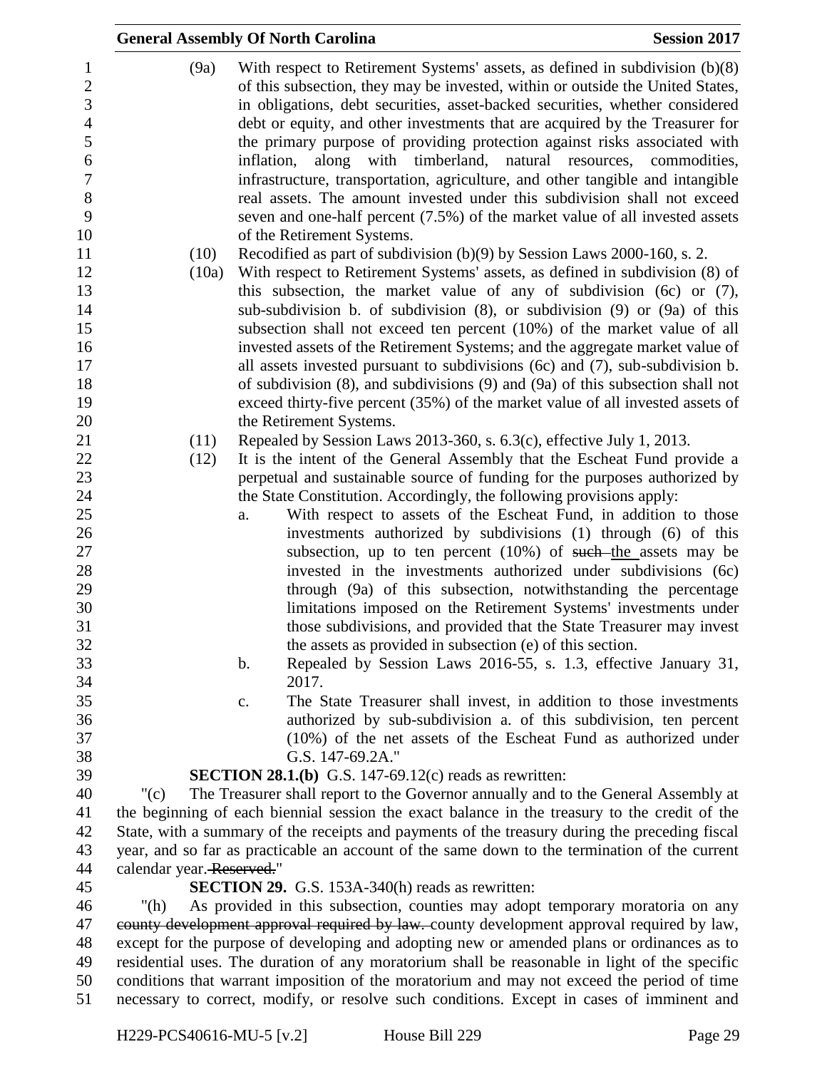(9a) With respect to Retirement Systems' assets, as defined in subdivision (b)(8) of this subsection, they may be invested, within or outside the United States, in obligations, debt securities, asset-backed securities, whether considered debt or equity, and other investments that are acquired by the Treasurer for the primary purpose of providing protection against risks associated with inflation, along with timberland, natural resources, commodities, infrastructure, transportation, agriculture, and other tangible and intangible real assets. The amount invested under this subdivision shall not exceed seven and one-half percent (7.5%) of the market value of all invested assets of the Retirement Systems.

(10) Recodified as part of subdivision (b)(9) by Session Laws 2000-160, s. 2.

(10a) With respect to Retirement Systems' assets, as defined in subdivision (8) of this subsection, the market value of any of subdivision (6c) or (7), sub-subdivision b. of subdivision (8), or subdivision (9) or (9a) of this subsection shall not exceed ten percent (10%) of the market value of all invested assets of the Retirement Systems; and the aggregate market value of all assets invested pursuant to subdivisions (6c) and (7), sub-subdivision b. of subdivision (8), and subdivisions (9) and (9a) of this subsection shall not exceed thirty-five percent (35%) of the market value of all invested assets of the Retirement Systems.

(11) Repealed by Session Laws 2013-360, s. 6.3(c), effective July 1, 2013.

(12) It is the intent of the General Assembly that the Escheat Fund provide a perpetual and sustainable source of funding for the purposes authorized by the State Constitution. Accordingly, the following provisions apply:

a. With respect to assets of the Escheat Fund, in addition to those investments authorized by subdivisions (1) through (6) of this subsection, up to ten percent (10%) of ~~such~~ the assets may be invested in the investments authorized under subdivisions (6c) through (9a) of this subsection, notwithstanding the percentage limitations imposed on the Retirement Systems' investments under those subdivisions, and provided that the State Treasurer may invest the assets as provided in subsection (e) of this section.

b. Repealed by Session Laws 2016-55, s. 1.3, effective January 31, 2017.

c. The State Treasurer shall invest, in addition to those investments authorized by sub-subdivision a. of this subdivision, ten percent (10%) of the net assets of the Escheat Fund as authorized under G.S. 147-69.2A."

**SECTION 28.1.(b)** G.S. 147-69.12(c) reads as rewritten:

"(c) The Treasurer shall report to the Governor annually and to the General Assembly at the beginning of each biennial session the exact balance in the treasury to the credit of the State, with a summary of the receipts and payments of the treasury during the preceding fiscal year, and so far as practicable an account of the same down to the termination of the current calendar year. ~~Reserved.~~"

**SECTION 29.** G.S. 153A-340(h) reads as rewritten:

"(h) As provided in this subsection, counties may adopt temporary moratoria on any ~~county development approval required by law.~~ county development approval required by law, except for the purpose of developing and adopting new or amended plans or ordinances as to residential uses. The duration of any moratorium shall be reasonable in light of the specific conditions that warrant imposition of the moratorium and may not exceed the period of time necessary to correct, modify, or resolve such conditions. Except in cases of imminent and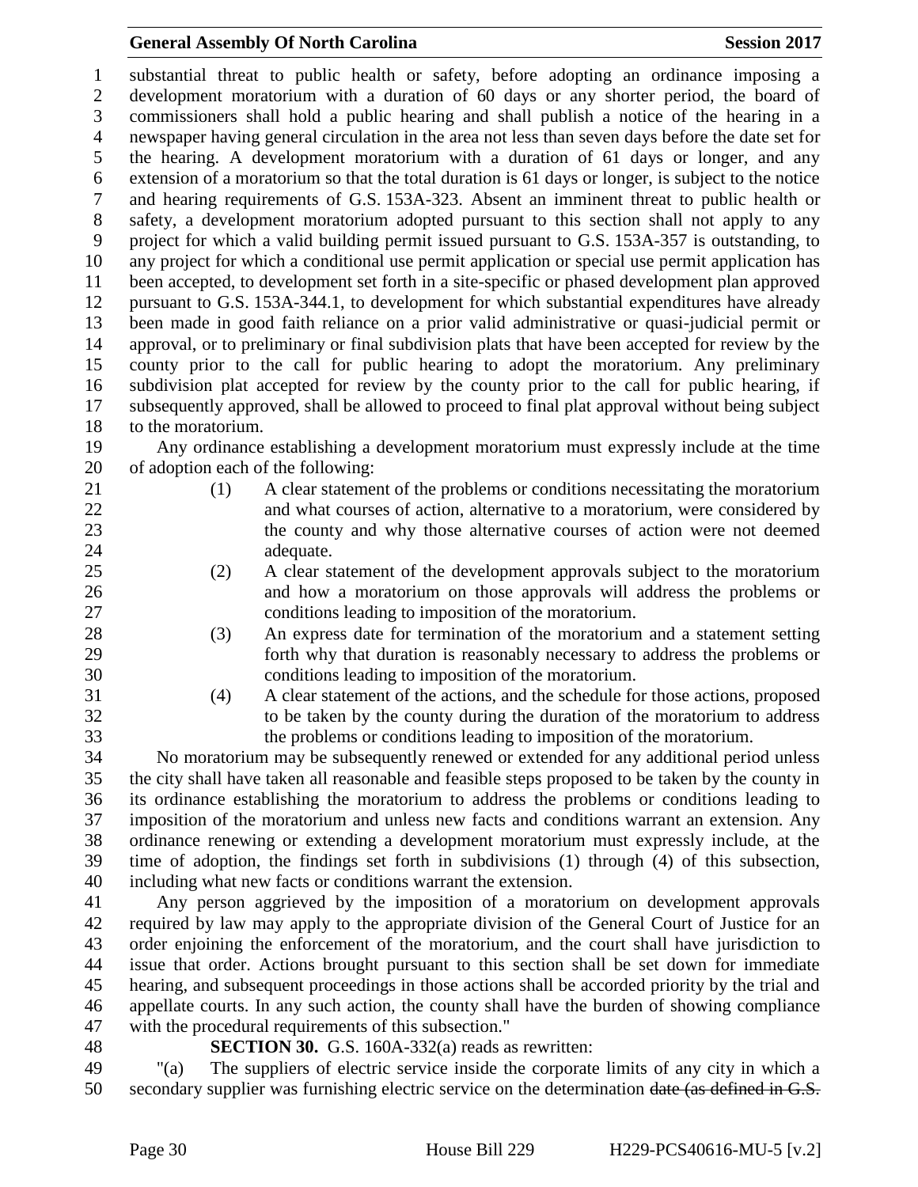substantial threat to public health or safety, before adopting an ordinance imposing a development moratorium with a duration of 60 days or any shorter period, the board of commissioners shall hold a public hearing and shall publish a notice of the hearing in a newspaper having general circulation in the area not less than seven days before the date set for the hearing. A development moratorium with a duration of 61 days or longer, and any extension of a moratorium so that the total duration is 61 days or longer, is subject to the notice and hearing requirements of G.S. 153A-323. Absent an imminent threat to public health or safety, a development moratorium adopted pursuant to this section shall not apply to any project for which a valid building permit issued pursuant to G.S. 153A-357 is outstanding, to any project for which a conditional use permit application or special use permit application has been accepted, to development set forth in a site-specific or phased development plan approved pursuant to G.S. 153A-344.1, to development for which substantial expenditures have already been made in good faith reliance on a prior valid administrative or quasi-judicial permit or approval, or to preliminary or final subdivision plats that have been accepted for review by the county prior to the call for public hearing to adopt the moratorium. Any preliminary subdivision plat accepted for review by the county prior to the call for public hearing, if subsequently approved, shall be allowed to proceed to final plat approval without being subject to the moratorium.

Any ordinance establishing a development moratorium must expressly include at the time of adoption each of the following:

(1) A clear statement of the problems or conditions necessitating the moratorium and what courses of action, alternative to a moratorium, were considered by the county and why those alternative courses of action were not deemed adequate.

(2) A clear statement of the development approvals subject to the moratorium and how a moratorium on those approvals will address the problems or conditions leading to imposition of the moratorium.

(3) An express date for termination of the moratorium and a statement setting forth why that duration is reasonably necessary to address the problems or conditions leading to imposition of the moratorium.

(4) A clear statement of the actions, and the schedule for those actions, proposed to be taken by the county during the duration of the moratorium to address the problems or conditions leading to imposition of the moratorium.

No moratorium may be subsequently renewed or extended for any additional period unless the city shall have taken all reasonable and feasible steps proposed to be taken by the county in its ordinance establishing the moratorium to address the problems or conditions leading to imposition of the moratorium and unless new facts and conditions warrant an extension. Any ordinance renewing or extending a development moratorium must expressly include, at the time of adoption, the findings set forth in subdivisions (1) through (4) of this subsection, including what new facts or conditions warrant the extension.

Any person aggrieved by the imposition of a moratorium on development approvals required by law may apply to the appropriate division of the General Court of Justice for an order enjoining the enforcement of the moratorium, and the court shall have jurisdiction to issue that order. Actions brought pursuant to this section shall be set down for immediate hearing, and subsequent proceedings in those actions shall be accorded priority by the trial and appellate courts. In any such action, the county shall have the burden of showing compliance with the procedural requirements of this subsection."

**SECTION 30.** G.S. 160A-332(a) reads as rewritten:

"(a) The suppliers of electric service inside the corporate limits of any city in which a secondary supplier was furnishing electric service on the determination ~~date (as defined in G.S.~~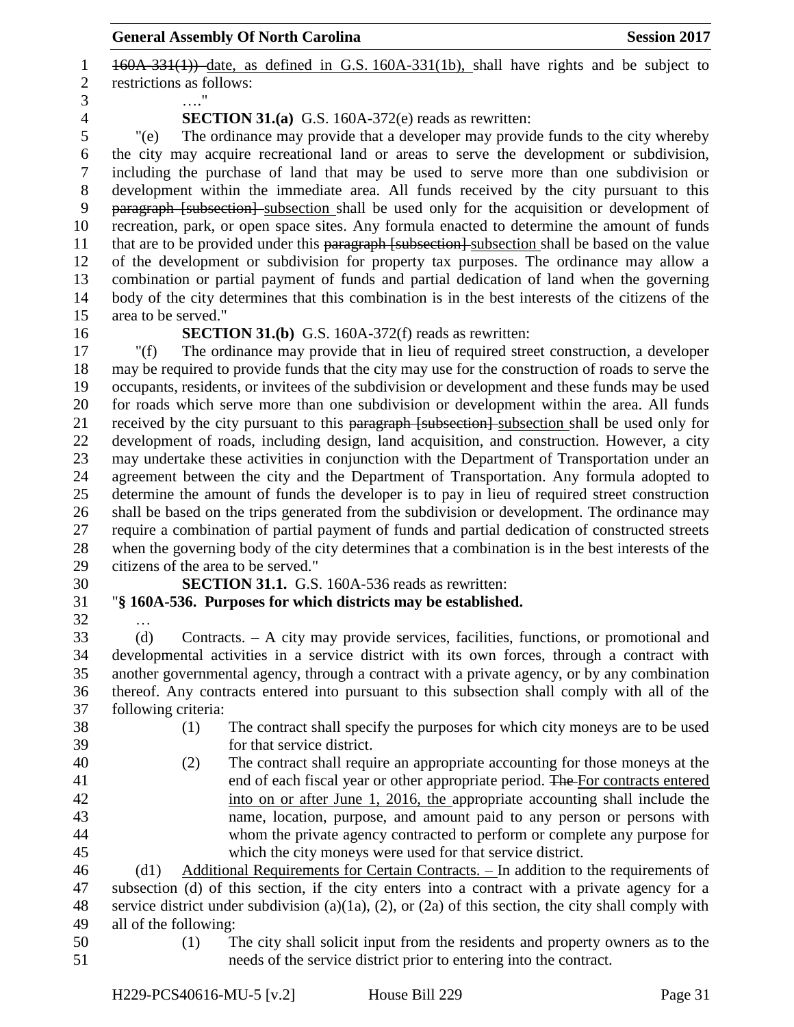~~160A-331(1))~~ date, as defined in G.S. 160A-331(1b), shall have rights and be subject to restrictions as follows:

…."

**SECTION 31.(a)** G.S. 160A-372(e) reads as rewritten:

"(e) The ordinance may provide that a developer may provide funds to the city whereby the city may acquire recreational land or areas to serve the development or subdivision, including the purchase of land that may be used to serve more than one subdivision or development within the immediate area. All funds received by the city pursuant to this ~~paragraph [subsection]~~ subsection shall be used only for the acquisition or development of recreation, park, or open space sites. Any formula enacted to determine the amount of funds that are to be provided under this ~~paragraph [subsection]~~ subsection shall be based on the value of the development or subdivision for property tax purposes. The ordinance may allow a combination or partial payment of funds and partial dedication of land when the governing body of the city determines that this combination is in the best interests of the citizens of the area to be served."

**SECTION 31.(b)** G.S. 160A-372(f) reads as rewritten:

"(f) The ordinance may provide that in lieu of required street construction, a developer may be required to provide funds that the city may use for the construction of roads to serve the occupants, residents, or invitees of the subdivision or development and these funds may be used for roads which serve more than one subdivision or development within the area. All funds received by the city pursuant to this ~~paragraph [subsection]~~ subsection shall be used only for development of roads, including design, land acquisition, and construction. However, a city may undertake these activities in conjunction with the Department of Transportation under an agreement between the city and the Department of Transportation. Any formula adopted to determine the amount of funds the developer is to pay in lieu of required street construction shall be based on the trips generated from the subdivision or development. The ordinance may require a combination of partial payment of funds and partial dedication of constructed streets when the governing body of the city determines that a combination is in the best interests of the citizens of the area to be served."

**SECTION 31.1.** G.S. 160A-536 reads as rewritten:

"**§ 160A-536. Purposes for which districts may be established.**

…

(d) Contracts. – A city may provide services, facilities, functions, or promotional and developmental activities in a service district with its own forces, through a contract with another governmental agency, through a contract with a private agency, or by any combination thereof. Any contracts entered into pursuant to this subsection shall comply with all of the following criteria:

(1) The contract shall specify the purposes for which city moneys are to be used for that service district.

(2) The contract shall require an appropriate accounting for those moneys at the end of each fiscal year or other appropriate period. ~~The~~ For contracts entered into on or after June 1, 2016, the appropriate accounting shall include the name, location, purpose, and amount paid to any person or persons with whom the private agency contracted to perform or complete any purpose for which the city moneys were used for that service district.

(d1) Additional Requirements for Certain Contracts. – In addition to the requirements of subsection (d) of this section, if the city enters into a contract with a private agency for a service district under subdivision (a)(1a), (2), or (2a) of this section, the city shall comply with all of the following:

(1) The city shall solicit input from the residents and property owners as to the needs of the service district prior to entering into the contract.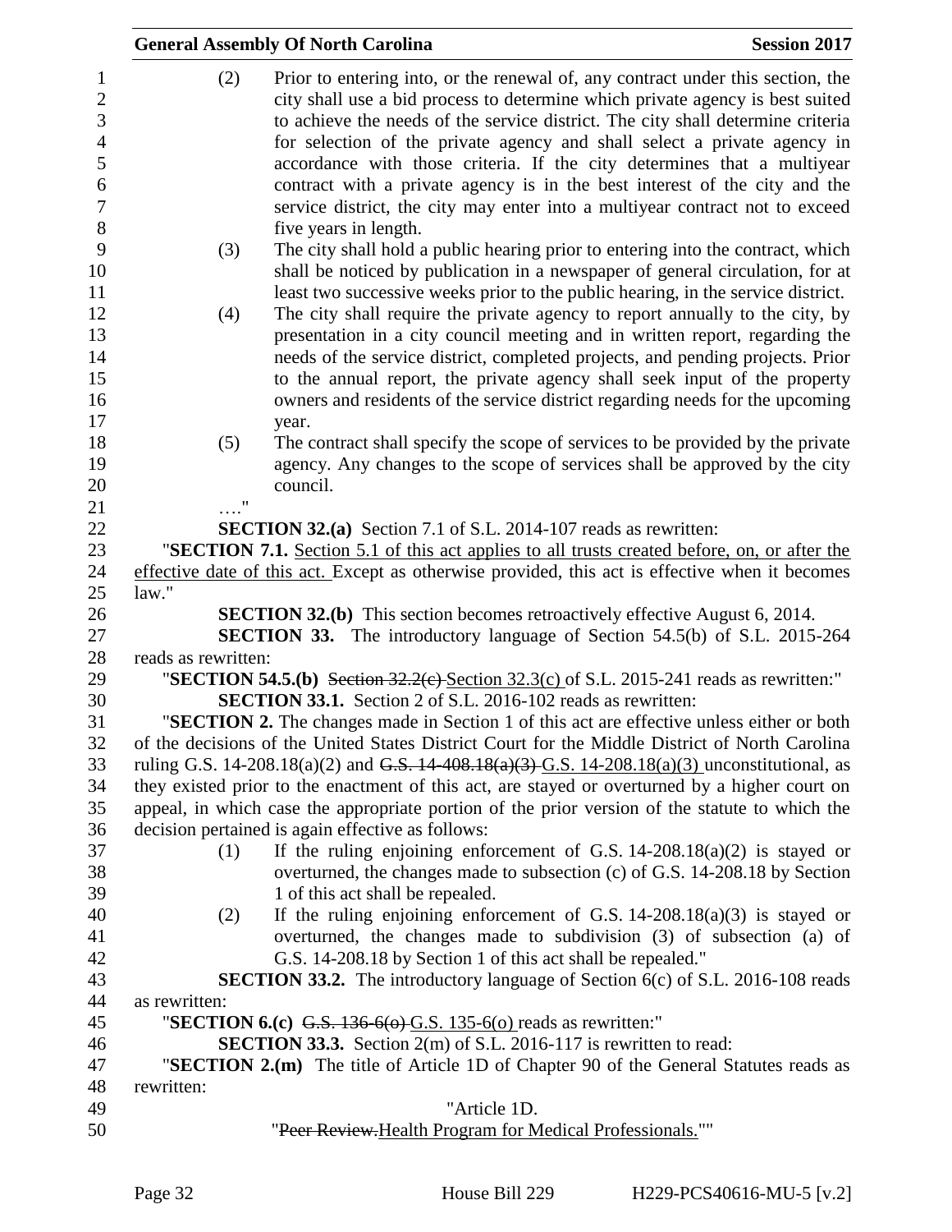(2) Prior to entering into, or the renewal of, any contract under this section, the city shall use a bid process to determine which private agency is best suited to achieve the needs of the service district. The city shall determine criteria for selection of the private agency and shall select a private agency in accordance with those criteria. If the city determines that a multiyear contract with a private agency is in the best interest of the city and the service district, the city may enter into a multiyear contract not to exceed five years in length.

(3) The city shall hold a public hearing prior to entering into the contract, which shall be noticed by publication in a newspaper of general circulation, for at least two successive weeks prior to the public hearing, in the service district.

(4) The city shall require the private agency to report annually to the city, by presentation in a city council meeting and in written report, regarding the needs of the service district, completed projects, and pending projects. Prior to the annual report, the private agency shall seek input of the property owners and residents of the service district regarding needs for the upcoming year.

(5) The contract shall specify the scope of services to be provided by the private agency. Any changes to the scope of services shall be approved by the city council.

…."

**SECTION 32.(a)** Section 7.1 of S.L. 2014-107 reads as rewritten:

"**SECTION 7.1.** Section 5.1 of this act applies to all trusts created before, on, or after the effective date of this act. Except as otherwise provided, this act is effective when it becomes law."

**SECTION 32.(b)** This section becomes retroactively effective August 6, 2014.

**SECTION 33.** The introductory language of Section 54.5(b) of S.L. 2015-264 reads as rewritten:

"**SECTION 54.5.(b)** ~~Section 32.2(c)~~ Section 32.3(c) of S.L. 2015-241 reads as rewritten:"

**SECTION 33.1.** Section 2 of S.L. 2016-102 reads as rewritten:

"**SECTION 2.** The changes made in Section 1 of this act are effective unless either or both of the decisions of the United States District Court for the Middle District of North Carolina ruling G.S. 14-208.18(a)(2) and ~~G.S. 14-408.18(a)(3)~~ G.S. 14-208.18(a)(3) unconstitutional, as they existed prior to the enactment of this act, are stayed or overturned by a higher court on appeal, in which case the appropriate portion of the prior version of the statute to which the decision pertained is again effective as follows:

(1) If the ruling enjoining enforcement of G.S. 14-208.18(a)(2) is stayed or overturned, the changes made to subsection (c) of G.S. 14-208.18 by Section 1 of this act shall be repealed.

(2) If the ruling enjoining enforcement of G.S. 14-208.18(a)(3) is stayed or overturned, the changes made to subdivision (3) of subsection (a) of G.S. 14-208.18 by Section 1 of this act shall be repealed."

**SECTION 33.2.** The introductory language of Section 6(c) of S.L. 2016-108 reads as rewritten:

"**SECTION 6.(c)** ~~G.S. 136-6(o)~~ G.S. 135-6(o) reads as rewritten:"

**SECTION 33.3.** Section 2(m) of S.L. 2016-117 is rewritten to read:

"**SECTION 2.(m)** The title of Article 1D of Chapter 90 of the General Statutes reads as rewritten:

"Article 1D.

"~~Peer Review.~~Health Program for Medical Professionals.""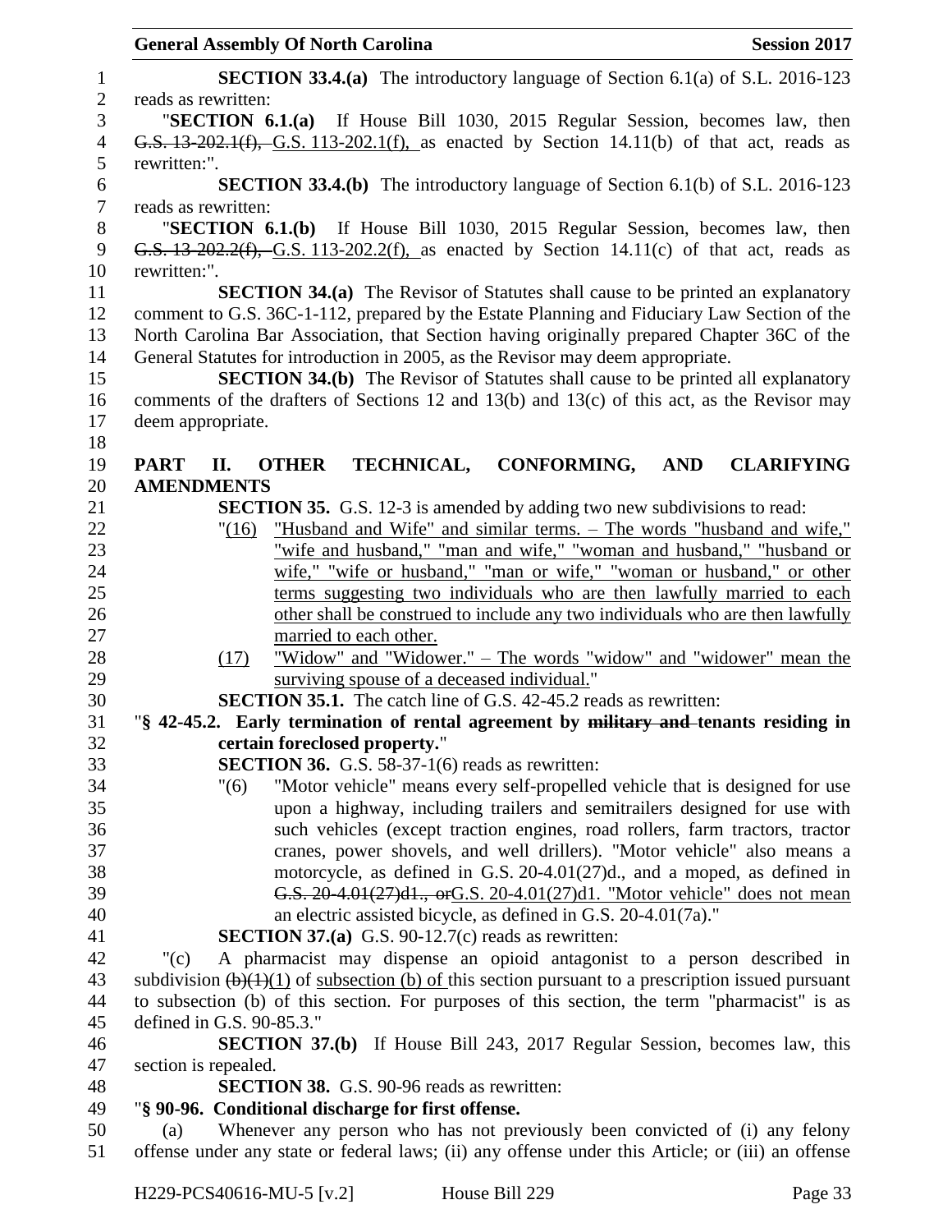**SECTION 33.4.(a)** The introductory language of Section 6.1(a) of S.L. 2016-123 reads as rewritten:

"**SECTION 6.1.(a)** If House Bill 1030, 2015 Regular Session, becomes law, then ~~G.S. 13-202.1(f),~~ G.S. 113-202.1(f), as enacted by Section 14.11(b) of that act, reads as rewritten:".

**SECTION 33.4.(b)** The introductory language of Section 6.1(b) of S.L. 2016-123 reads as rewritten:

"**SECTION 6.1.(b)** If House Bill 1030, 2015 Regular Session, becomes law, then ~~G.S. 13-202.2(f),~~ G.S. 113-202.2(f), as enacted by Section 14.11(c) of that act, reads as rewritten:".

**SECTION 34.(a)** The Revisor of Statutes shall cause to be printed an explanatory comment to G.S. 36C-1-112, prepared by the Estate Planning and Fiduciary Law Section of the North Carolina Bar Association, that Section having originally prepared Chapter 36C of the General Statutes for introduction in 2005, as the Revisor may deem appropriate.

**SECTION 34.(b)** The Revisor of Statutes shall cause to be printed all explanatory comments of the drafters of Sections 12 and 13(b) and 13(c) of this act, as the Revisor may deem appropriate.

**PART II. OTHER TECHNICAL, CONFORMING, AND CLARIFYING AMENDMENTS**

**SECTION 35.** G.S. 12-3 is amended by adding two new subdivisions to read:

"<u>(16)</u> <u>"Husband and Wife" and similar terms. – The words "husband and wife," "wife and husband," "man and wife," "woman and husband," "husband or wife," "wife or husband," "man or wife," "woman or husband," or other terms suggesting two individuals who are then lawfully married to each other shall be construed to include any two individuals who are then lawfully married to each other.</u>

<u>(17)</u> <u>"Widow" and "Widower." – The words "widow" and "widower" mean the surviving spouse of a deceased individual.</u>"

**SECTION 35.1.** The catch line of G.S. 42-45.2 reads as rewritten:

"**§ 42-45.2. Early termination of rental agreement by ~~military and~~ tenants residing in certain foreclosed property.**"

**SECTION 36.** G.S. 58-37-1(6) reads as rewritten:

"(6) "Motor vehicle" means every self-propelled vehicle that is designed for use upon a highway, including trailers and semitrailers designed for use with such vehicles (except traction engines, road rollers, farm tractors, tractor cranes, power shovels, and well drillers). "Motor vehicle" also means a motorcycle, as defined in G.S. 20-4.01(27)d., and a moped, as defined in ~~G.S. 20-4.01(27)d1., or~~<u>G.S. 20-4.01(27)d1. "Motor vehicle" does not mean</u> an electric assisted bicycle, as defined in G.S. 20-4.01(7a)."

**SECTION 37.(a)** G.S. 90-12.7(c) reads as rewritten:

"(c) A pharmacist may dispense an opioid antagonist to a person described in subdivision ~~(b)(1)~~<u>(1)</u> of <u>subsection (b) of</u> this section pursuant to a prescription issued pursuant to subsection (b) of this section. For purposes of this section, the term "pharmacist" is as defined in G.S. 90-85.3."

**SECTION 37.(b)** If House Bill 243, 2017 Regular Session, becomes law, this section is repealed.

**SECTION 38.** G.S. 90-96 reads as rewritten:

"**§ 90-96. Conditional discharge for first offense.**

(a) Whenever any person who has not previously been convicted of (i) any felony offense under any state or federal laws; (ii) any offense under this Article; or (iii) an offense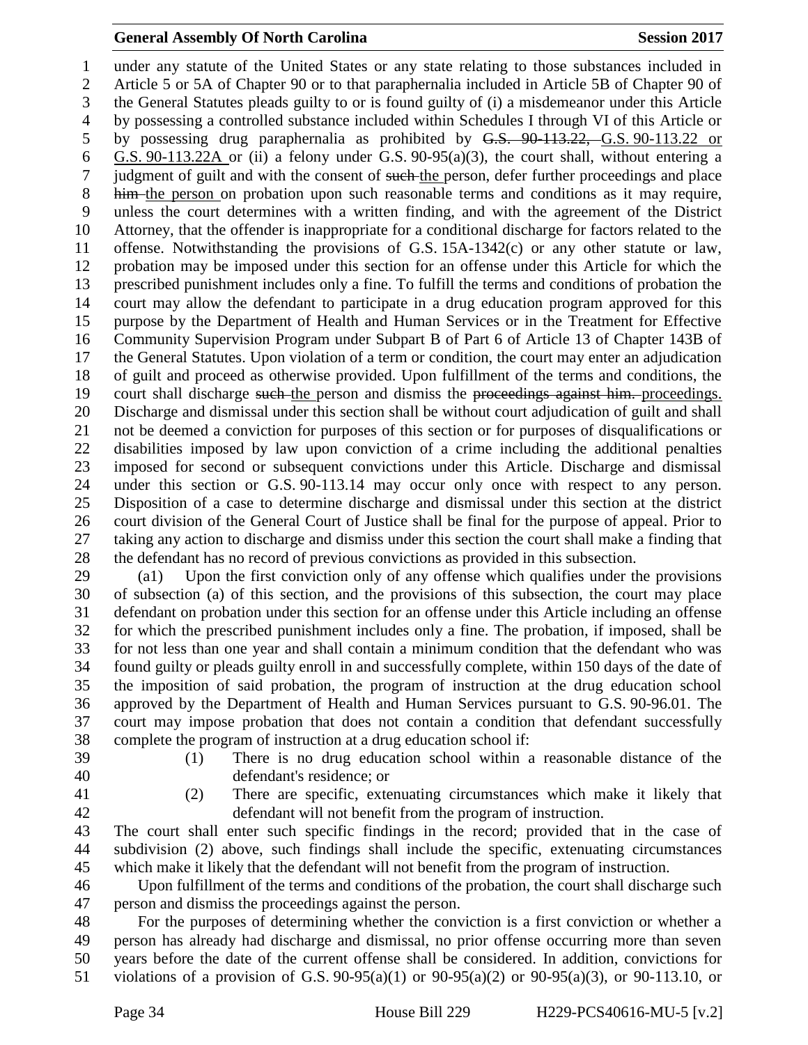under any statute of the United States or any state relating to those substances included in Article 5 or 5A of Chapter 90 or to that paraphernalia included in Article 5B of Chapter 90 of the General Statutes pleads guilty to or is found guilty of (i) a misdemeanor under this Article by possessing a controlled substance included within Schedules I through VI of this Article or by possessing drug paraphernalia as prohibited by ~~G.S. 90-113.22,~~ G.S. 90-113.22 or G.S. 90-113.22A or (ii) a felony under G.S. 90-95(a)(3), the court shall, without entering a judgment of guilt and with the consent of ~~such~~ the person, defer further proceedings and place ~~him~~ the person on probation upon such reasonable terms and conditions as it may require, unless the court determines with a written finding, and with the agreement of the District Attorney, that the offender is inappropriate for a conditional discharge for factors related to the offense. Notwithstanding the provisions of G.S. 15A-1342(c) or any other statute or law, probation may be imposed under this section for an offense under this Article for which the prescribed punishment includes only a fine. To fulfill the terms and conditions of probation the court may allow the defendant to participate in a drug education program approved for this purpose by the Department of Health and Human Services or in the Treatment for Effective Community Supervision Program under Subpart B of Part 6 of Article 13 of Chapter 143B of the General Statutes. Upon violation of a term or condition, the court may enter an adjudication of guilt and proceed as otherwise provided. Upon fulfillment of the terms and conditions, the court shall discharge ~~such~~ the person and dismiss the ~~proceedings against him.~~ proceedings. Discharge and dismissal under this section shall be without court adjudication of guilt and shall not be deemed a conviction for purposes of this section or for purposes of disqualifications or disabilities imposed by law upon conviction of a crime including the additional penalties imposed for second or subsequent convictions under this Article. Discharge and dismissal under this section or G.S. 90-113.14 may occur only once with respect to any person. Disposition of a case to determine discharge and dismissal under this section at the district court division of the General Court of Justice shall be final for the purpose of appeal. Prior to taking any action to discharge and dismiss under this section the court shall make a finding that the defendant has no record of previous convictions as provided in this subsection.

(a1) Upon the first conviction only of any offense which qualifies under the provisions of subsection (a) of this section, and the provisions of this subsection, the court may place defendant on probation under this section for an offense under this Article including an offense for which the prescribed punishment includes only a fine. The probation, if imposed, shall be for not less than one year and shall contain a minimum condition that the defendant who was found guilty or pleads guilty enroll in and successfully complete, within 150 days of the date of the imposition of said probation, the program of instruction at the drug education school approved by the Department of Health and Human Services pursuant to G.S. 90-96.01. The court may impose probation that does not contain a condition that defendant successfully complete the program of instruction at a drug education school if:

(1) There is no drug education school within a reasonable distance of the defendant's residence; or

(2) There are specific, extenuating circumstances which make it likely that defendant will not benefit from the program of instruction.

The court shall enter such specific findings in the record; provided that in the case of subdivision (2) above, such findings shall include the specific, extenuating circumstances which make it likely that the defendant will not benefit from the program of instruction.

Upon fulfillment of the terms and conditions of the probation, the court shall discharge such person and dismiss the proceedings against the person.

For the purposes of determining whether the conviction is a first conviction or whether a person has already had discharge and dismissal, no prior offense occurring more than seven years before the date of the current offense shall be considered. In addition, convictions for violations of a provision of G.S. 90-95(a)(1) or 90-95(a)(2) or 90-95(a)(3), or 90-113.10, or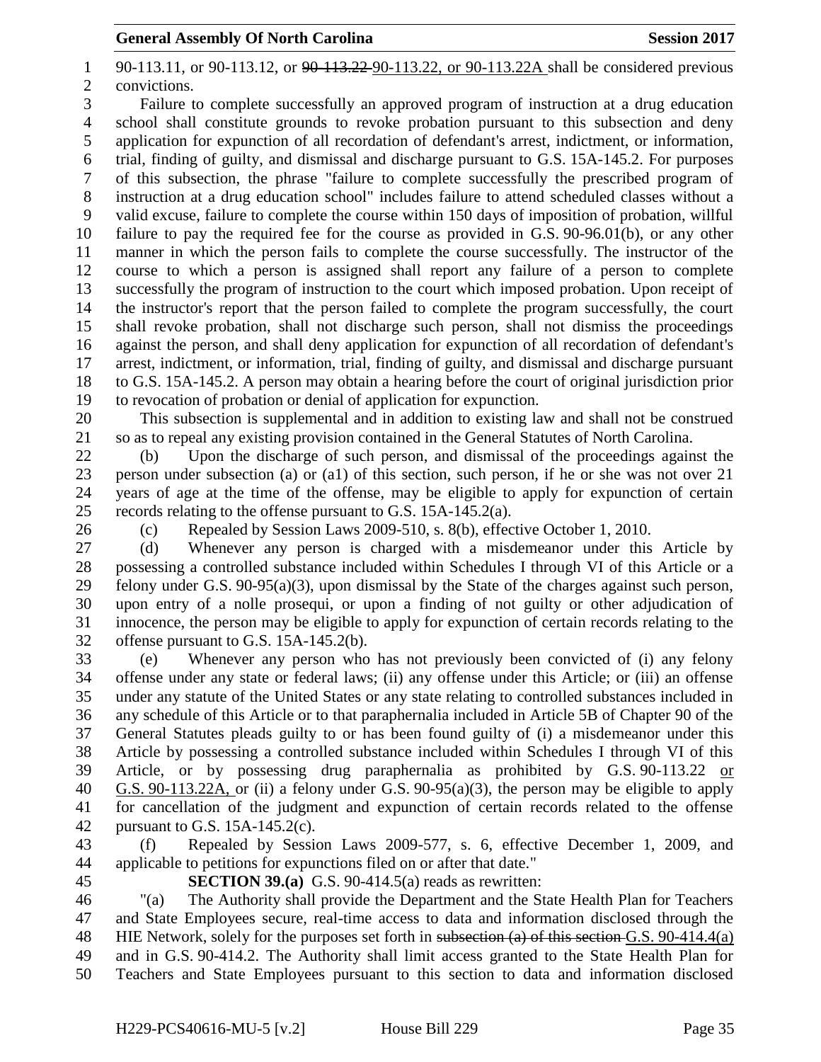90-113.11, or 90-113.12, or ~~90-113.22~~ 90-113.22, or 90-113.22A shall be considered previous convictions.

Failure to complete successfully an approved program of instruction at a drug education school shall constitute grounds to revoke probation pursuant to this subsection and deny application for expunction of all recordation of defendant's arrest, indictment, or information, trial, finding of guilty, and dismissal and discharge pursuant to G.S. 15A-145.2. For purposes of this subsection, the phrase "failure to complete successfully the prescribed program of instruction at a drug education school" includes failure to attend scheduled classes without a valid excuse, failure to complete the course within 150 days of imposition of probation, willful failure to pay the required fee for the course as provided in G.S. 90-96.01(b), or any other manner in which the person fails to complete the course successfully. The instructor of the course to which a person is assigned shall report any failure of a person to complete successfully the program of instruction to the court which imposed probation. Upon receipt of the instructor's report that the person failed to complete the program successfully, the court shall revoke probation, shall not discharge such person, shall not dismiss the proceedings against the person, and shall deny application for expunction of all recordation of defendant's arrest, indictment, or information, trial, finding of guilty, and dismissal and discharge pursuant to G.S. 15A-145.2. A person may obtain a hearing before the court of original jurisdiction prior to revocation of probation or denial of application for expunction.

This subsection is supplemental and in addition to existing law and shall not be construed so as to repeal any existing provision contained in the General Statutes of North Carolina.

(b) Upon the discharge of such person, and dismissal of the proceedings against the person under subsection (a) or (a1) of this section, such person, if he or she was not over 21 years of age at the time of the offense, may be eligible to apply for expunction of certain records relating to the offense pursuant to G.S. 15A-145.2(a).

(c) Repealed by Session Laws 2009-510, s. 8(b), effective October 1, 2010.

(d) Whenever any person is charged with a misdemeanor under this Article by possessing a controlled substance included within Schedules I through VI of this Article or a felony under G.S. 90-95(a)(3), upon dismissal by the State of the charges against such person, upon entry of a nolle prosequi, or upon a finding of not guilty or other adjudication of innocence, the person may be eligible to apply for expunction of certain records relating to the offense pursuant to G.S. 15A-145.2(b).

(e) Whenever any person who has not previously been convicted of (i) any felony offense under any state or federal laws; (ii) any offense under this Article; or (iii) an offense under any statute of the United States or any state relating to controlled substances included in any schedule of this Article or to that paraphernalia included in Article 5B of Chapter 90 of the General Statutes pleads guilty to or has been found guilty of (i) a misdemeanor under this Article by possessing a controlled substance included within Schedules I through VI of this Article, or by possessing drug paraphernalia as prohibited by G.S. 90-113.22 <u>or G.S. 90-113.22A,</u> or (ii) a felony under G.S. 90-95(a)(3), the person may be eligible to apply for cancellation of the judgment and expunction of certain records related to the offense pursuant to G.S. 15A-145.2(c).

(f) Repealed by Session Laws 2009-577, s. 6, effective December 1, 2009, and applicable to petitions for expunctions filed on or after that date."

**SECTION 39.(a)** G.S. 90-414.5(a) reads as rewritten:

"(a) The Authority shall provide the Department and the State Health Plan for Teachers and State Employees secure, real-time access to data and information disclosed through the HIE Network, solely for the purposes set forth in ~~subsection (a) of this section~~ <u>G.S. 90-414.4(a)</u> and in G.S. 90-414.2. The Authority shall limit access granted to the State Health Plan for Teachers and State Employees pursuant to this section to data and information disclosed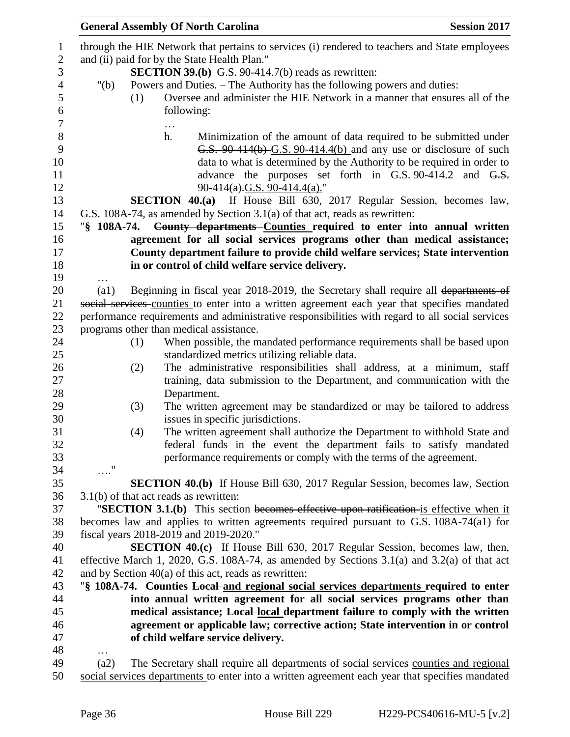through the HIE Network that pertains to services (i) rendered to teachers and State employees and (ii) paid for by the State Health Plan."

**SECTION 39.(b)** G.S. 90-414.7(b) reads as rewritten:

"(b) Powers and Duties. – The Authority has the following powers and duties:

(1) Oversee and administer the HIE Network in a manner that ensures all of the following:

…

h. Minimization of the amount of data required to be submitted under ~~G.S. 90-414(b)~~ G.S. 90-414.4(b) and any use or disclosure of such data to what is determined by the Authority to be required in order to advance the purposes set forth in G.S. 90-414.2 and ~~G.S. 90-414(a).~~G.S. 90-414.4(a)."

**SECTION 40.(a)** If House Bill 630, 2017 Regular Session, becomes law, G.S. 108A-74, as amended by Section 3.1(a) of that act, reads as rewritten:

"**§ 108A-74. ~~County departments~~ Counties required to enter into annual written agreement for all social services programs other than medical assistance; County department failure to provide child welfare services; State intervention in or control of child welfare service delivery.**

…

(a1) Beginning in fiscal year 2018-2019, the Secretary shall require all ~~departments of social services~~ counties to enter into a written agreement each year that specifies mandated performance requirements and administrative responsibilities with regard to all social services programs other than medical assistance.

(1) When possible, the mandated performance requirements shall be based upon standardized metrics utilizing reliable data.

(2) The administrative responsibilities shall address, at a minimum, staff training, data submission to the Department, and communication with the Department.

(3) The written agreement may be standardized or may be tailored to address issues in specific jurisdictions.

(4) The written agreement shall authorize the Department to withhold State and federal funds in the event the department fails to satisfy mandated performance requirements or comply with the terms of the agreement.

…."

**SECTION 40.(b)** If House Bill 630, 2017 Regular Session, becomes law, Section 3.1(b) of that act reads as rewritten:

"**SECTION 3.1.(b)** This section ~~becomes effective upon ratification~~ is effective when it becomes law and applies to written agreements required pursuant to G.S. 108A-74(a1) for fiscal years 2018-2019 and 2019-2020."

**SECTION 40.(c)** If House Bill 630, 2017 Regular Session, becomes law, then, effective March 1, 2020, G.S. 108A-74, as amended by Sections 3.1(a) and 3.2(a) of that act and by Section 40(a) of this act, reads as rewritten:

"**§ 108A-74. Counties ~~Local~~ and regional social services departments required to enter into annual written agreement for all social services programs other than medical assistance; ~~Local~~ local department failure to comply with the written agreement or applicable law; corrective action; State intervention in or control of child welfare service delivery.**

…

(a2) The Secretary shall require all ~~departments of social services~~ counties and regional social services departments to enter into a written agreement each year that specifies mandated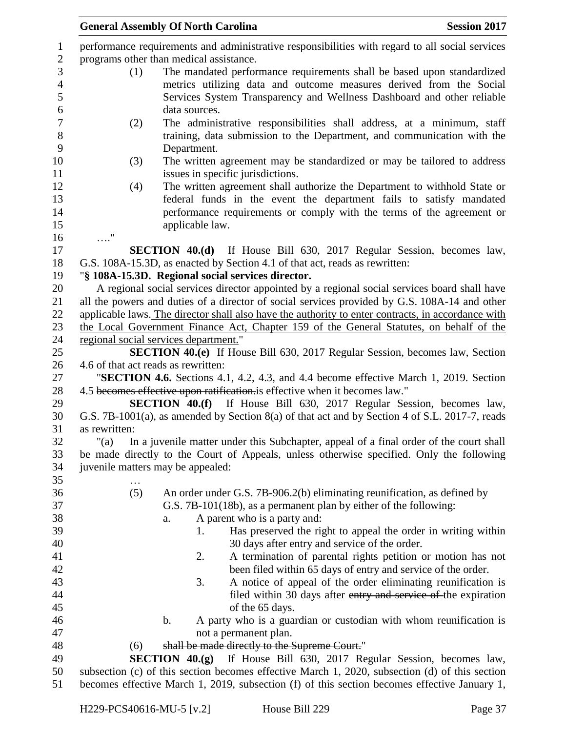performance requirements and administrative responsibilities with regard to all social services programs other than medical assistance.

(1) The mandated performance requirements shall be based upon standardized metrics utilizing data and outcome measures derived from the Social Services System Transparency and Wellness Dashboard and other reliable data sources.

(2) The administrative responsibilities shall address, at a minimum, staff training, data submission to the Department, and communication with the Department.

(3) The written agreement may be standardized or may be tailored to address issues in specific jurisdictions.

(4) The written agreement shall authorize the Department to withhold State or federal funds in the event the department fails to satisfy mandated performance requirements or comply with the terms of the agreement or applicable law.

…."

**SECTION 40.(d)** If House Bill 630, 2017 Regular Session, becomes law, G.S. 108A-15.3D, as enacted by Section 4.1 of that act, reads as rewritten:

"**§ 108A-15.3D. Regional social services director.**

A regional social services director appointed by a regional social services board shall have all the powers and duties of a director of social services provided by G.S. 108A-14 and other applicable laws. <u>The director shall also have the authority to enter contracts, in accordance with the Local Government Finance Act, Chapter 159 of the General Statutes, on behalf of the regional social services department.</u>"

**SECTION 40.(e)** If House Bill 630, 2017 Regular Session, becomes law, Section 4.6 of that act reads as rewritten:

"**SECTION 4.6.** Sections 4.1, 4.2, 4.3, and 4.4 become effective March 1, 2019. Section 4.5 ~~becomes effective upon ratification.~~<u>is effective when it becomes law.</u>"

**SECTION 40.(f)** If House Bill 630, 2017 Regular Session, becomes law, G.S. 7B-1001(a), as amended by Section 8(a) of that act and by Section 4 of S.L. 2017-7, reads as rewritten:

"(a) In a juvenile matter under this Subchapter, appeal of a final order of the court shall be made directly to the Court of Appeals, unless otherwise specified. Only the following juvenile matters may be appealed:

…

(5) An order under G.S. 7B-906.2(b) eliminating reunification, as defined by G.S. 7B-101(18b), as a permanent plan by either of the following:

a. A parent who is a party and:

1. Has preserved the right to appeal the order in writing within 30 days after entry and service of the order.

2. A termination of parental rights petition or motion has not been filed within 65 days of entry and service of the order.

3. A notice of appeal of the order eliminating reunification is filed within 30 days after ~~entry and service of~~ the expiration of the 65 days.

b. A party who is a guardian or custodian with whom reunification is not a permanent plan.

(6) ~~shall be made directly to the Supreme Court.~~"

**SECTION 40.(g)** If House Bill 630, 2017 Regular Session, becomes law, subsection (c) of this section becomes effective March 1, 2020, subsection (d) of this section becomes effective March 1, 2019, subsection (f) of this section becomes effective January 1,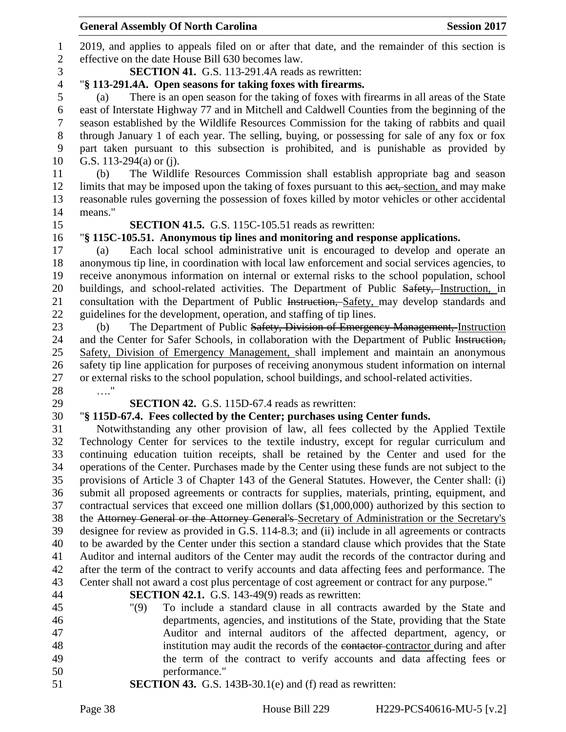2019, and applies to appeals filed on or after that date, and the remainder of this section is effective on the date House Bill 630 becomes law.

**SECTION 41.** G.S. 113-291.4A reads as rewritten:

"**§ 113-291.4A. Open seasons for taking foxes with firearms.**

(a) There is an open season for the taking of foxes with firearms in all areas of the State east of Interstate Highway 77 and in Mitchell and Caldwell Counties from the beginning of the season established by the Wildlife Resources Commission for the taking of rabbits and quail through January 1 of each year. The selling, buying, or possessing for sale of any fox or fox part taken pursuant to this subsection is prohibited, and is punishable as provided by G.S. 113-294(a) or (j).

(b) The Wildlife Resources Commission shall establish appropriate bag and season limits that may be imposed upon the taking of foxes pursuant to this ~~act,~~ section, and may make reasonable rules governing the possession of foxes killed by motor vehicles or other accidental means."

**SECTION 41.5.** G.S. 115C-105.51 reads as rewritten:

"**§ 115C-105.51. Anonymous tip lines and monitoring and response applications.**

(a) Each local school administrative unit is encouraged to develop and operate an anonymous tip line, in coordination with local law enforcement and social services agencies, to receive anonymous information on internal or external risks to the school population, school buildings, and school-related activities. The Department of Public ~~Safety,~~ Instruction, in consultation with the Department of Public ~~Instruction,~~ Safety, may develop standards and guidelines for the development, operation, and staffing of tip lines.

(b) The Department of Public ~~Safety, Division of Emergency Management,~~ Instruction and the Center for Safer Schools, in collaboration with the Department of Public ~~Instruction,~~ Safety, Division of Emergency Management, shall implement and maintain an anonymous safety tip line application for purposes of receiving anonymous student information on internal or external risks to the school population, school buildings, and school-related activities.

…."

**SECTION 42.** G.S. 115D-67.4 reads as rewritten:

"**§ 115D-67.4. Fees collected by the Center; purchases using Center funds.**

Notwithstanding any other provision of law, all fees collected by the Applied Textile Technology Center for services to the textile industry, except for regular curriculum and continuing education tuition receipts, shall be retained by the Center and used for the operations of the Center. Purchases made by the Center using these funds are not subject to the provisions of Article 3 of Chapter 143 of the General Statutes. However, the Center shall: (i) submit all proposed agreements or contracts for supplies, materials, printing, equipment, and contractual services that exceed one million dollars ($1,000,000) authorized by this section to the ~~Attorney General or the Attorney General's~~ Secretary of Administration or the Secretary's designee for review as provided in G.S. 114-8.3; and (ii) include in all agreements or contracts to be awarded by the Center under this section a standard clause which provides that the State Auditor and internal auditors of the Center may audit the records of the contractor during and after the term of the contract to verify accounts and data affecting fees and performance. The Center shall not award a cost plus percentage of cost agreement or contract for any purpose."

**SECTION 42.1.** G.S. 143-49(9) reads as rewritten:

"(9) To include a standard clause in all contracts awarded by the State and departments, agencies, and institutions of the State, providing that the State Auditor and internal auditors of the affected department, agency, or institution may audit the records of the ~~contactor~~ contractor during and after the term of the contract to verify accounts and data affecting fees or performance."

**SECTION 43.** G.S. 143B-30.1(e) and (f) read as rewritten: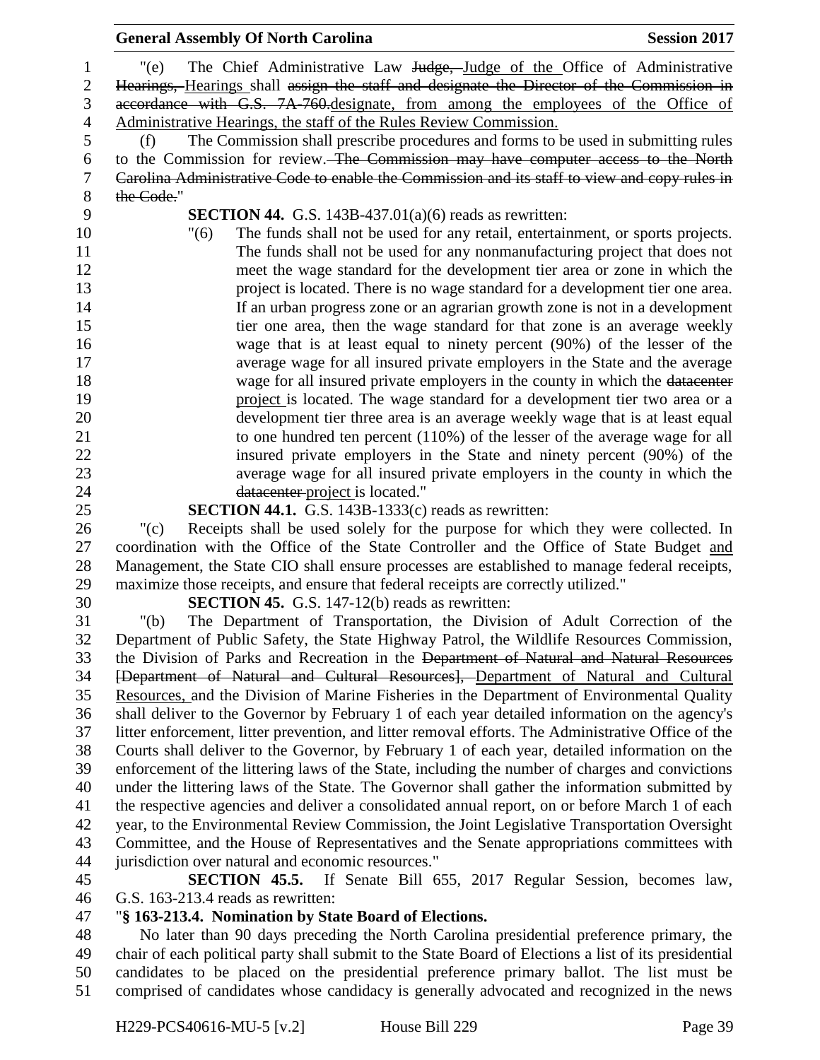"(e) The Chief Administrative Law ~~Judge,~~ Judge of the Office of Administrative ~~Hearings,~~ Hearings shall ~~assign the staff and designate the Director of the Commission in accordance with G.S. 7A-760.~~designate, from among the employees of the Office of Administrative Hearings, the staff of the Rules Review Commission.

(f) The Commission shall prescribe procedures and forms to be used in submitting rules to the Commission for review. ~~The Commission may have computer access to the North Carolina Administrative Code to enable the Commission and its staff to view and copy rules in the Code.~~"

**SECTION 44.** G.S. 143B-437.01(a)(6) reads as rewritten:

"(6) The funds shall not be used for any retail, entertainment, or sports projects. The funds shall not be used for any nonmanufacturing project that does not meet the wage standard for the development tier area or zone in which the project is located. There is no wage standard for a development tier one area. If an urban progress zone or an agrarian growth zone is not in a development tier one area, then the wage standard for that zone is an average weekly wage that is at least equal to ninety percent (90%) of the lesser of the average wage for all insured private employers in the State and the average wage for all insured private employers in the county in which the ~~datacenter~~ project is located. The wage standard for a development tier two area or a development tier three area is an average weekly wage that is at least equal to one hundred ten percent (110%) of the lesser of the average wage for all insured private employers in the State and ninety percent (90%) of the average wage for all insured private employers in the county in which the ~~datacenter~~ project is located."

**SECTION 44.1.** G.S. 143B-1333(c) reads as rewritten:

"(c) Receipts shall be used solely for the purpose for which they were collected. In coordination with the Office of the State Controller and the Office of State Budget and Management, the State CIO shall ensure processes are established to manage federal receipts, maximize those receipts, and ensure that federal receipts are correctly utilized."

**SECTION 45.** G.S. 147-12(b) reads as rewritten:

"(b) The Department of Transportation, the Division of Adult Correction of the Department of Public Safety, the State Highway Patrol, the Wildlife Resources Commission, the Division of Parks and Recreation in the ~~Department of Natural and Natural Resources [Department of Natural and Cultural Resources],~~ Department of Natural and Cultural Resources, and the Division of Marine Fisheries in the Department of Environmental Quality shall deliver to the Governor by February 1 of each year detailed information on the agency's litter enforcement, litter prevention, and litter removal efforts. The Administrative Office of the Courts shall deliver to the Governor, by February 1 of each year, detailed information on the enforcement of the littering laws of the State, including the number of charges and convictions under the littering laws of the State. The Governor shall gather the information submitted by the respective agencies and deliver a consolidated annual report, on or before March 1 of each year, to the Environmental Review Commission, the Joint Legislative Transportation Oversight Committee, and the House of Representatives and the Senate appropriations committees with jurisdiction over natural and economic resources."

**SECTION 45.5.** If Senate Bill 655, 2017 Regular Session, becomes law, G.S. 163-213.4 reads as rewritten:

"**§ 163-213.4. Nomination by State Board of Elections.**

No later than 90 days preceding the North Carolina presidential preference primary, the chair of each political party shall submit to the State Board of Elections a list of its presidential candidates to be placed on the presidential preference primary ballot. The list must be comprised of candidates whose candidacy is generally advocated and recognized in the news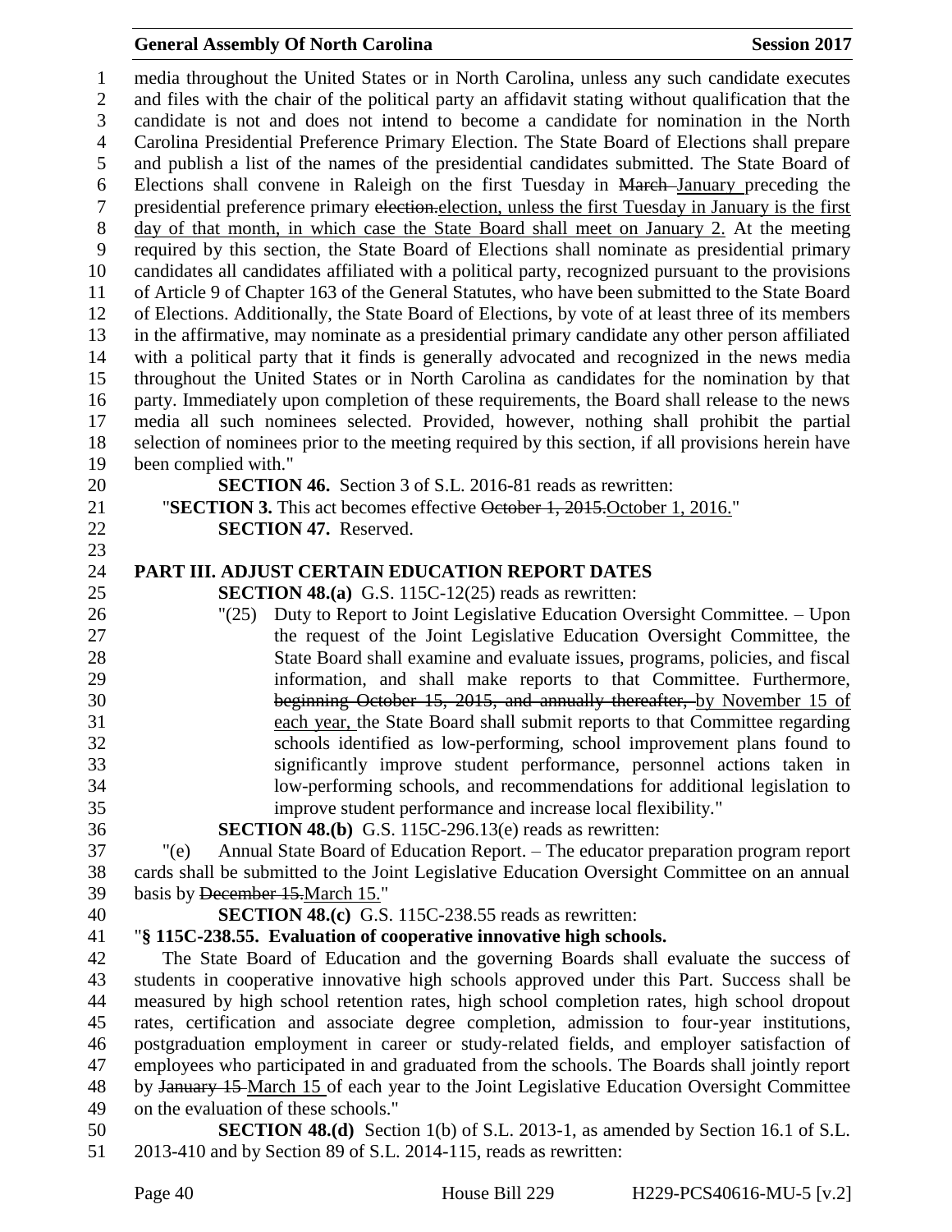media throughout the United States or in North Carolina, unless any such candidate executes and files with the chair of the political party an affidavit stating without qualification that the candidate is not and does not intend to become a candidate for nomination in the North Carolina Presidential Preference Primary Election. The State Board of Elections shall prepare and publish a list of the names of the presidential candidates submitted. The State Board of Elections shall convene in Raleigh on the first Tuesday in ~~March~~ January preceding the presidential preference primary ~~election.~~election, unless the first Tuesday in January is the first day of that month, in which case the State Board shall meet on January 2. At the meeting required by this section, the State Board of Elections shall nominate as presidential primary candidates all candidates affiliated with a political party, recognized pursuant to the provisions of Article 9 of Chapter 163 of the General Statutes, who have been submitted to the State Board of Elections. Additionally, the State Board of Elections, by vote of at least three of its members in the affirmative, may nominate as a presidential primary candidate any other person affiliated with a political party that it finds is generally advocated and recognized in the news media throughout the United States or in North Carolina as candidates for the nomination by that party. Immediately upon completion of these requirements, the Board shall release to the news media all such nominees selected. Provided, however, nothing shall prohibit the partial selection of nominees prior to the meeting required by this section, if all provisions herein have been complied with."

**SECTION 46.** Section 3 of S.L. 2016-81 reads as rewritten:

"**SECTION 3.** This act becomes effective ~~October 1, 2015.~~October 1, 2016."

**SECTION 47.** Reserved.

## PART III. ADJUST CERTAIN EDUCATION REPORT DATES

**SECTION 48.(a)** G.S. 115C-12(25) reads as rewritten:

"(25) Duty to Report to Joint Legislative Education Oversight Committee. – Upon the request of the Joint Legislative Education Oversight Committee, the State Board shall examine and evaluate issues, programs, policies, and fiscal information, and shall make reports to that Committee. Furthermore, ~~beginning October 15, 2015, and annually thereafter,~~ by November 15 of each year, the State Board shall submit reports to that Committee regarding schools identified as low-performing, school improvement plans found to significantly improve student performance, personnel actions taken in low-performing schools, and recommendations for additional legislation to improve student performance and increase local flexibility."

**SECTION 48.(b)** G.S. 115C-296.13(e) reads as rewritten:

"(e) Annual State Board of Education Report. – The educator preparation program report cards shall be submitted to the Joint Legislative Education Oversight Committee on an annual basis by ~~December 15.~~March 15."

**SECTION 48.(c)** G.S. 115C-238.55 reads as rewritten:

"**§ 115C-238.55. Evaluation of cooperative innovative high schools.**

The State Board of Education and the governing Boards shall evaluate the success of students in cooperative innovative high schools approved under this Part. Success shall be measured by high school retention rates, high school completion rates, high school dropout rates, certification and associate degree completion, admission to four-year institutions, postgraduation employment in career or study-related fields, and employer satisfaction of employees who participated in and graduated from the schools. The Boards shall jointly report by ~~January 15~~ March 15 of each year to the Joint Legislative Education Oversight Committee on the evaluation of these schools."

**SECTION 48.(d)** Section 1(b) of S.L. 2013-1, as amended by Section 16.1 of S.L. 2013-410 and by Section 89 of S.L. 2014-115, reads as rewritten: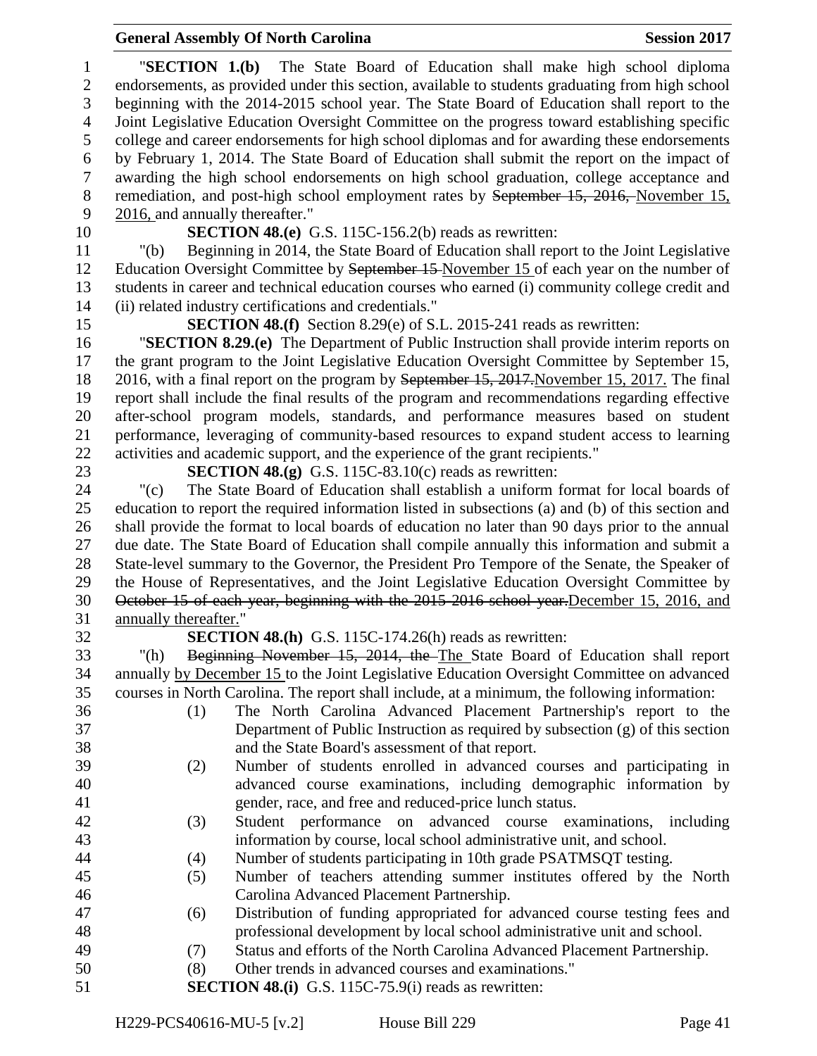"**SECTION 1.(b)** The State Board of Education shall make high school diploma endorsements, as provided under this section, available to students graduating from high school beginning with the 2014-2015 school year. The State Board of Education shall report to the Joint Legislative Education Oversight Committee on the progress toward establishing specific college and career endorsements for high school diplomas and for awarding these endorsements by February 1, 2014. The State Board of Education shall submit the report on the impact of awarding the high school endorsements on high school graduation, college acceptance and remediation, and post-high school employment rates by ~~September 15, 2016,~~ November 15, 2016, and annually thereafter."

**SECTION 48.(e)** G.S. 115C-156.2(b) reads as rewritten:

"(b) Beginning in 2014, the State Board of Education shall report to the Joint Legislative Education Oversight Committee by ~~September 15~~ November 15 of each year on the number of students in career and technical education courses who earned (i) community college credit and (ii) related industry certifications and credentials."

**SECTION 48.(f)** Section 8.29(e) of S.L. 2015-241 reads as rewritten:

"**SECTION 8.29.(e)** The Department of Public Instruction shall provide interim reports on the grant program to the Joint Legislative Education Oversight Committee by September 15, 2016, with a final report on the program by ~~September 15, 2017.~~November 15, 2017. The final report shall include the final results of the program and recommendations regarding effective after-school program models, standards, and performance measures based on student performance, leveraging of community-based resources to expand student access to learning activities and academic support, and the experience of the grant recipients."

**SECTION 48.(g)** G.S. 115C-83.10(c) reads as rewritten:

"(c) The State Board of Education shall establish a uniform format for local boards of education to report the required information listed in subsections (a) and (b) of this section and shall provide the format to local boards of education no later than 90 days prior to the annual due date. The State Board of Education shall compile annually this information and submit a State-level summary to the Governor, the President Pro Tempore of the Senate, the Speaker of the House of Representatives, and the Joint Legislative Education Oversight Committee by ~~October 15 of each year, beginning with the 2015-2016 school year.~~December 15, 2016, and annually thereafter."

**SECTION 48.(h)** G.S. 115C-174.26(h) reads as rewritten:

"(h) ~~Beginning November 15, 2014, the~~ The State Board of Education shall report annually by December 15 to the Joint Legislative Education Oversight Committee on advanced courses in North Carolina. The report shall include, at a minimum, the following information:

(1) The North Carolina Advanced Placement Partnership's report to the Department of Public Instruction as required by subsection (g) of this section and the State Board's assessment of that report.

(2) Number of students enrolled in advanced courses and participating in advanced course examinations, including demographic information by gender, race, and free and reduced-price lunch status.

(3) Student performance on advanced course examinations, including information by course, local school administrative unit, and school.

(4) Number of students participating in 10th grade PSATMSQT testing.

(5) Number of teachers attending summer institutes offered by the North Carolina Advanced Placement Partnership.

(6) Distribution of funding appropriated for advanced course testing fees and professional development by local school administrative unit and school.

(7) Status and efforts of the North Carolina Advanced Placement Partnership.

(8) Other trends in advanced courses and examinations."

**SECTION 48.(i)** G.S. 115C-75.9(i) reads as rewritten: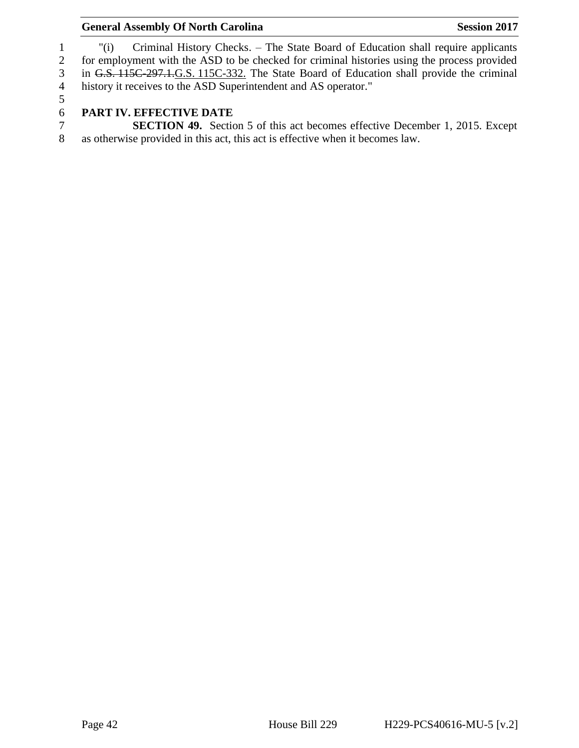"(i) Criminal History Checks. – The State Board of Education shall require applicants for employment with the ASD to be checked for criminal histories using the process provided in ~~G.S. 115C-297.1.~~G.S. 115C-332. The State Board of Education shall provide the criminal history it receives to the ASD Superintendent and AS operator."

## PART IV. EFFECTIVE DATE

**SECTION 49.** Section 5 of this act becomes effective December 1, 2015. Except as otherwise provided in this act, this act is effective when it becomes law.